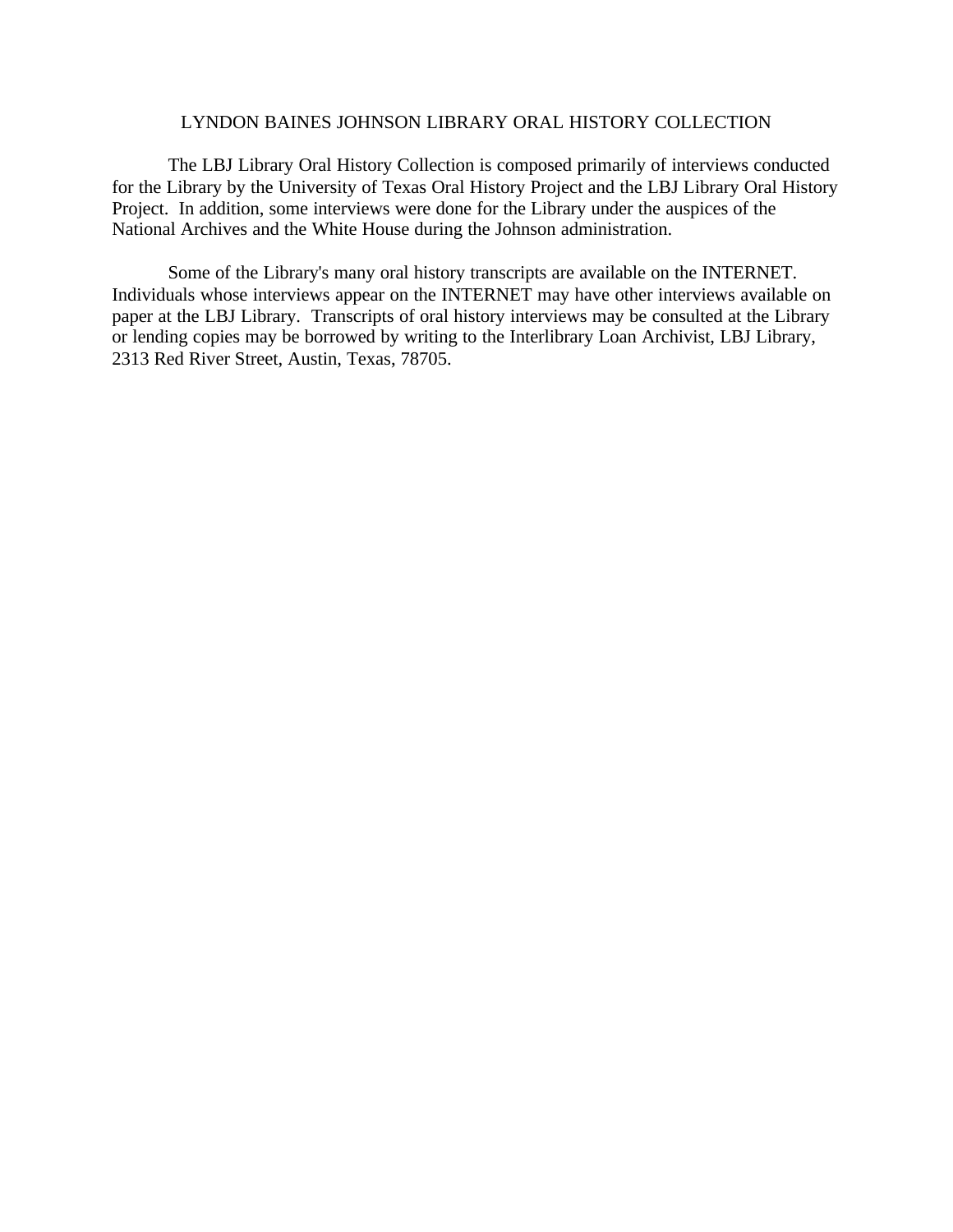# LYNDON BAINES JOHNSON LIBRARY ORAL HISTORY COLLECTION

The LBJ Library Oral History Collection is composed primarily of interviews conducted for the Library by the University of Texas Oral History Project and the LBJ Library Oral History Project. In addition, some interviews were done for the Library under the auspices of the National Archives and the White House during the Johnson administration.

Some of the Library's many oral history transcripts are available on the INTERNET. Individuals whose interviews appear on the INTERNET may have other interviews available on paper at the LBJ Library. Transcripts of oral history interviews may be consulted at the Library or lending copies may be borrowed by writing to the Interlibrary Loan Archivist, LBJ Library, 2313 Red River Street, Austin, Texas, 78705.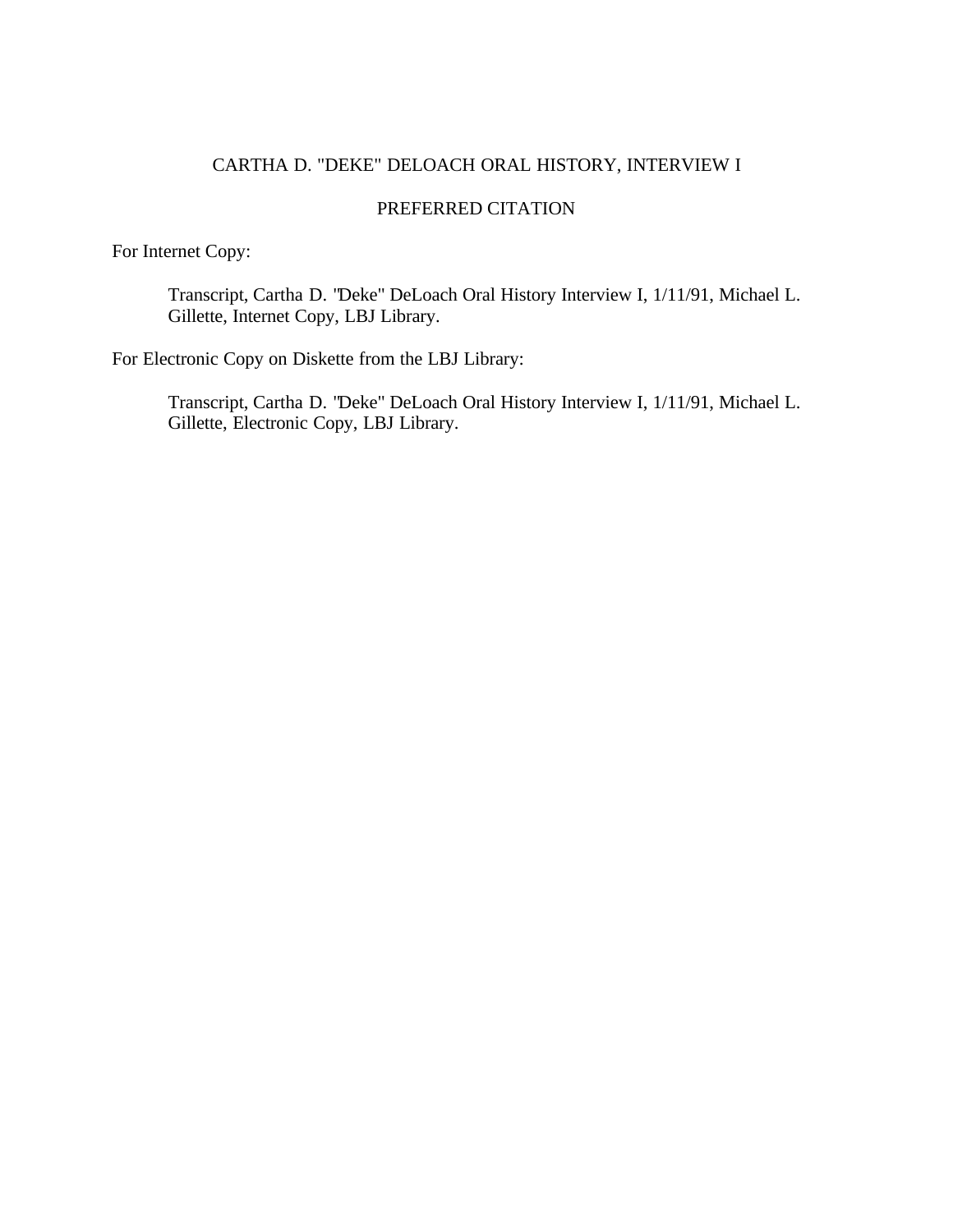CARTHA D. "DEKE" DELOACH ORAL HISTORY, INTERVIEW I

PREFERRED CITATION

For Internet Copy:

> Transcript, Cartha D. "Deke" DeLoach Oral History Interview I, 1/11/91, Michael L. Gillette, Internet Copy, LBJ Library.

For Electronic Copy on Diskette from the LBJ Library:

> Transcript, Cartha D. "Deke" DeLoach Oral History Interview I, 1/11/91, Michael L. Gillette, Electronic Copy, LBJ Library.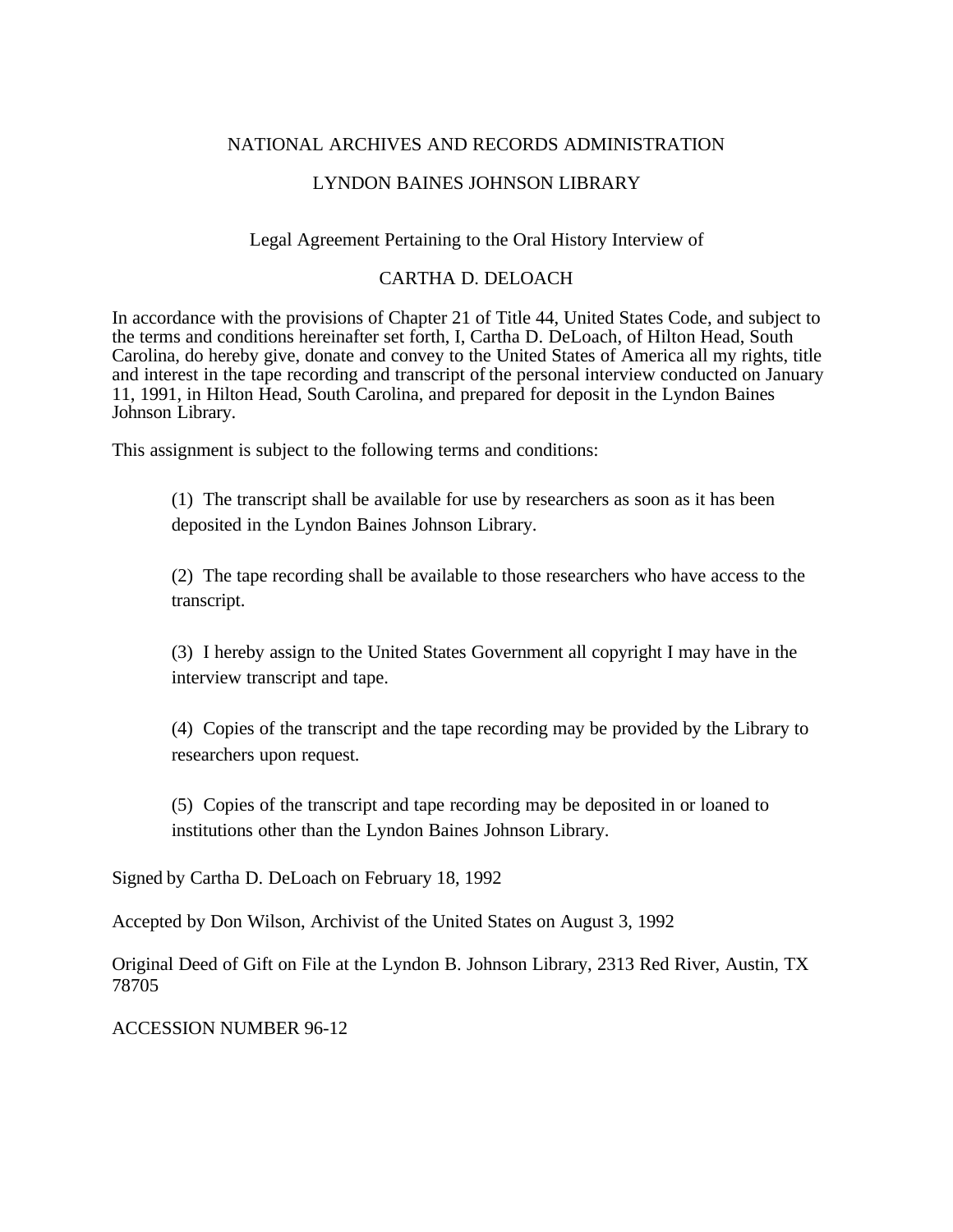# NATIONAL ARCHIVES AND RECORDS ADMINISTRATION

## LYNDON BAINES JOHNSON LIBRARY

Legal Agreement Pertaining to the Oral History Interview of

CARTHA D. DELOACH

In accordance with the provisions of Chapter 21 of Title 44, United States Code, and subject to the terms and conditions hereinafter set forth, I, Cartha D. DeLoach, of Hilton Head, South Carolina, do hereby give, donate and convey to the United States of America all my rights, title and interest in the tape recording and transcript of the personal interview conducted on January 11, 1991, in Hilton Head, South Carolina, and prepared for deposit in the Lyndon Baines Johnson Library.

This assignment is subject to the following terms and conditions:

(1) The transcript shall be available for use by researchers as soon as it has been deposited in the Lyndon Baines Johnson Library.

(2) The tape recording shall be available to those researchers who have access to the transcript.

(3) I hereby assign to the United States Government all copyright I may have in the interview transcript and tape.

(4) Copies of the transcript and the tape recording may be provided by the Library to researchers upon request.

(5) Copies of the transcript and tape recording may be deposited in or loaned to institutions other than the Lyndon Baines Johnson Library.

Signed by Cartha D. DeLoach on February 18, 1992

Accepted by Don Wilson, Archivist of the United States on August 3, 1992

Original Deed of Gift on File at the Lyndon B. Johnson Library, 2313 Red River, Austin, TX 78705

ACCESSION NUMBER 96-12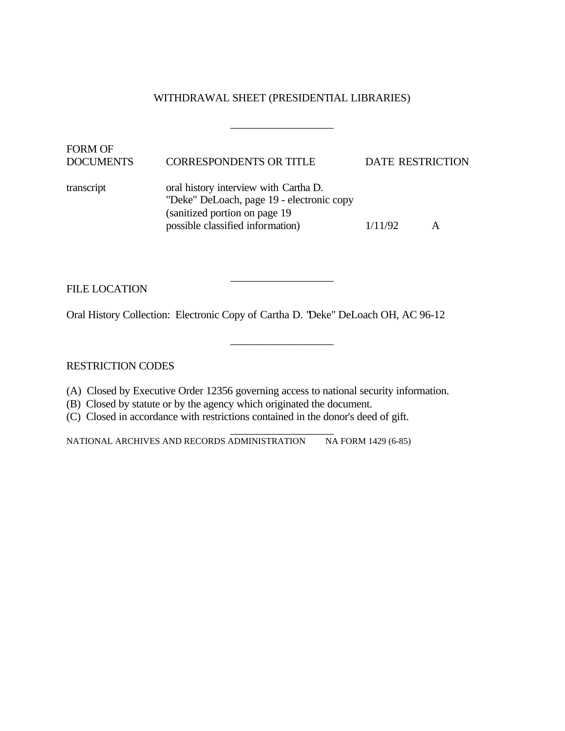# WITHDRAWAL SHEET (PRESIDENTIAL LIBRARIES)

| FORM OF DOCUMENTS | CORRESPONDENTS OR TITLE | DATE | RESTRICTION |
| --- | --- | --- | --- |
| transcript | oral history interview with Cartha D. "Deke" DeLoach, page 19 - electronic copy (sanitized portion on page 19 possible classified information) | 1/11/92 | A |

FILE LOCATION

Oral History Collection: Electronic Copy of Cartha D. "Deke" DeLoach OH, AC 96-12

RESTRICTION CODES

(A) Closed by Executive Order 12356 governing access to national security information.
(B) Closed by statute or by the agency which originated the document.
(C) Closed in accordance with restrictions contained in the donor's deed of gift.

NATIONAL ARCHIVES AND RECORDS ADMINISTRATION NA FORM 1429 (6-85)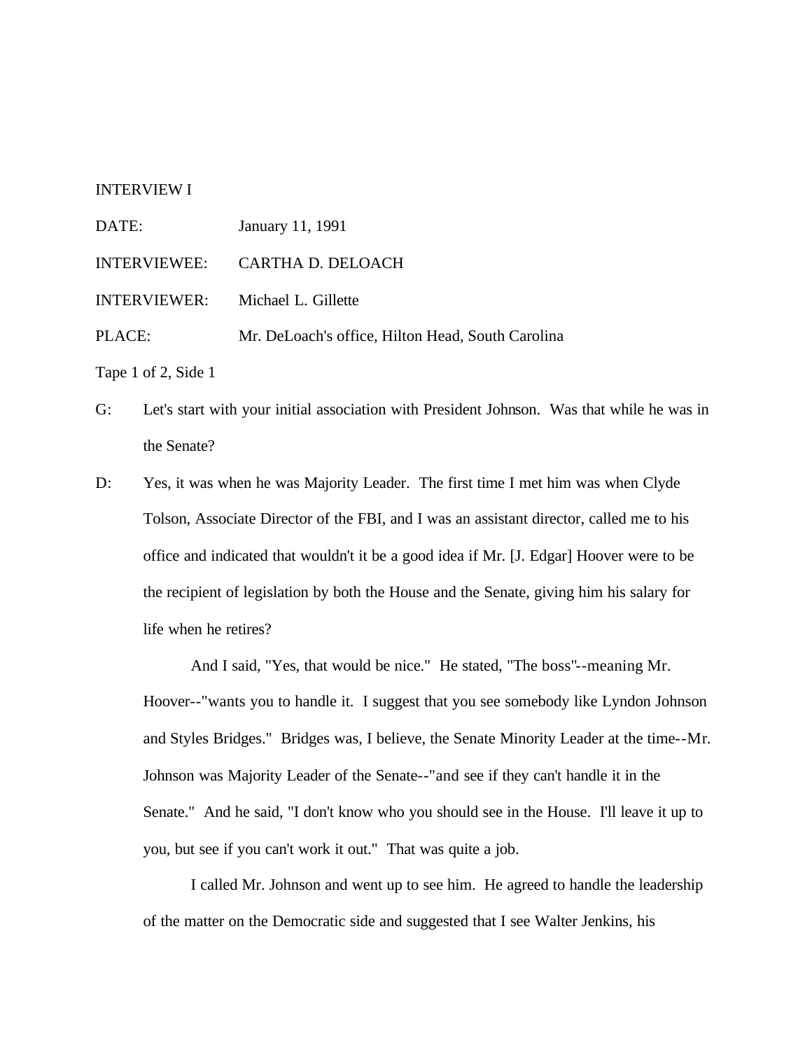INTERVIEW I

DATE: January 11, 1991

INTERVIEWEE: CARTHA D. DELOACH

INTERVIEWER: Michael L. Gillette

PLACE: Mr. DeLoach's office, Hilton Head, South Carolina

Tape 1 of 2, Side 1

G: Let's start with your initial association with President Johnson. Was that while he was in the Senate?

D: Yes, it was when he was Majority Leader. The first time I met him was when Clyde Tolson, Associate Director of the FBI, and I was an assistant director, called me to his office and indicated that wouldn't it be a good idea if Mr. [J. Edgar] Hoover were to be the recipient of legislation by both the House and the Senate, giving him his salary for life when he retires?

And I said, "Yes, that would be nice." He stated, "The boss"--meaning Mr. Hoover--"wants you to handle it. I suggest that you see somebody like Lyndon Johnson and Styles Bridges." Bridges was, I believe, the Senate Minority Leader at the time--Mr. Johnson was Majority Leader of the Senate--"and see if they can't handle it in the Senate." And he said, "I don't know who you should see in the House. I'll leave it up to you, but see if you can't work it out." That was quite a job.

I called Mr. Johnson and went up to see him. He agreed to handle the leadership of the matter on the Democratic side and suggested that I see Walter Jenkins, his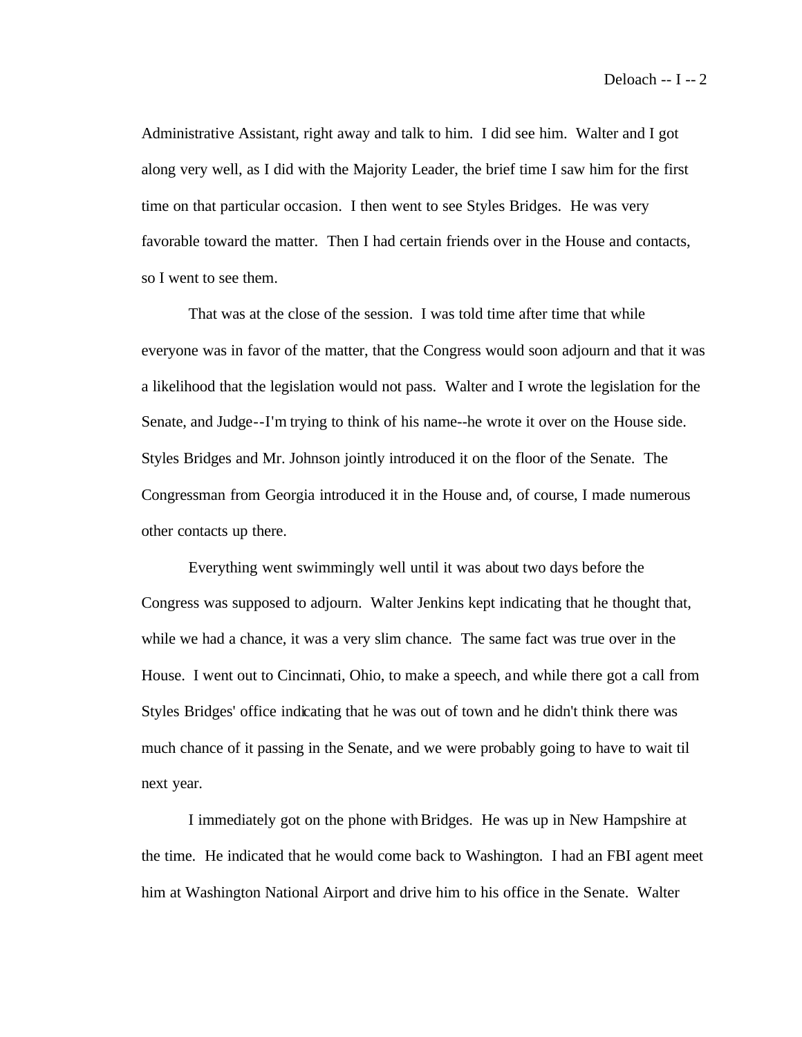Administrative Assistant, right away and talk to him. I did see him. Walter and I got along very well, as I did with the Majority Leader, the brief time I saw him for the first time on that particular occasion. I then went to see Styles Bridges. He was very favorable toward the matter. Then I had certain friends over in the House and contacts, so I went to see them.

That was at the close of the session. I was told time after time that while everyone was in favor of the matter, that the Congress would soon adjourn and that it was a likelihood that the legislation would not pass. Walter and I wrote the legislation for the Senate, and Judge--I'm trying to think of his name--he wrote it over on the House side. Styles Bridges and Mr. Johnson jointly introduced it on the floor of the Senate. The Congressman from Georgia introduced it in the House and, of course, I made numerous other contacts up there.

Everything went swimmingly well until it was about two days before the Congress was supposed to adjourn. Walter Jenkins kept indicating that he thought that, while we had a chance, it was a very slim chance. The same fact was true over in the House. I went out to Cincinnati, Ohio, to make a speech, and while there got a call from Styles Bridges' office indicating that he was out of town and he didn't think there was much chance of it passing in the Senate, and we were probably going to have to wait til next year.

I immediately got on the phone with Bridges. He was up in New Hampshire at the time. He indicated that he would come back to Washington. I had an FBI agent meet him at Washington National Airport and drive him to his office in the Senate. Walter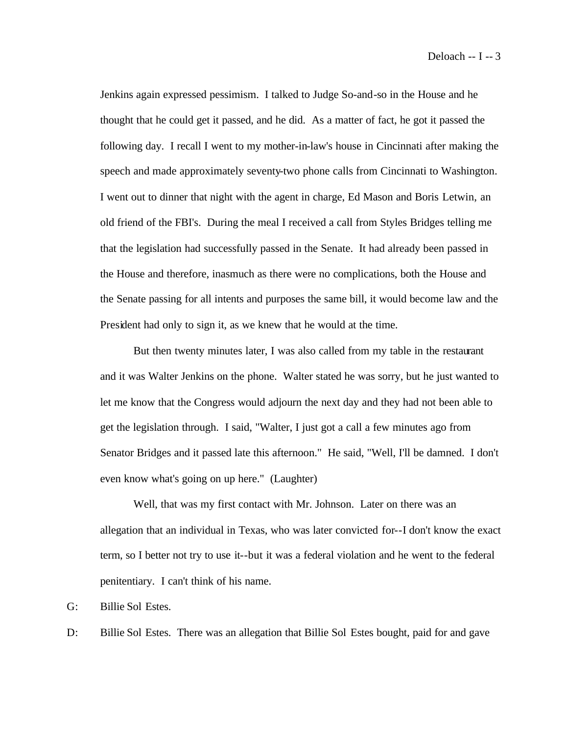Jenkins again expressed pessimism. I talked to Judge So-and-so in the House and he thought that he could get it passed, and he did. As a matter of fact, he got it passed the following day. I recall I went to my mother-in-law's house in Cincinnati after making the speech and made approximately seventy-two phone calls from Cincinnati to Washington. I went out to dinner that night with the agent in charge, Ed Mason and Boris Letwin, an old friend of the FBI's. During the meal I received a call from Styles Bridges telling me that the legislation had successfully passed in the Senate. It had already been passed in the House and therefore, inasmuch as there were no complications, both the House and the Senate passing for all intents and purposes the same bill, it would become law and the President had only to sign it, as we knew that he would at the time.

But then twenty minutes later, I was also called from my table in the restaurant and it was Walter Jenkins on the phone. Walter stated he was sorry, but he just wanted to let me know that the Congress would adjourn the next day and they had not been able to get the legislation through. I said, "Walter, I just got a call a few minutes ago from Senator Bridges and it passed late this afternoon." He said, "Well, I'll be damned. I don't even know what's going on up here." (Laughter)

Well, that was my first contact with Mr. Johnson. Later on there was an allegation that an individual in Texas, who was later convicted for--I don't know the exact term, so I better not try to use it--but it was a federal violation and he went to the federal penitentiary. I can't think of his name.

G: Billie Sol Estes.

D: Billie Sol Estes. There was an allegation that Billie Sol Estes bought, paid for and gave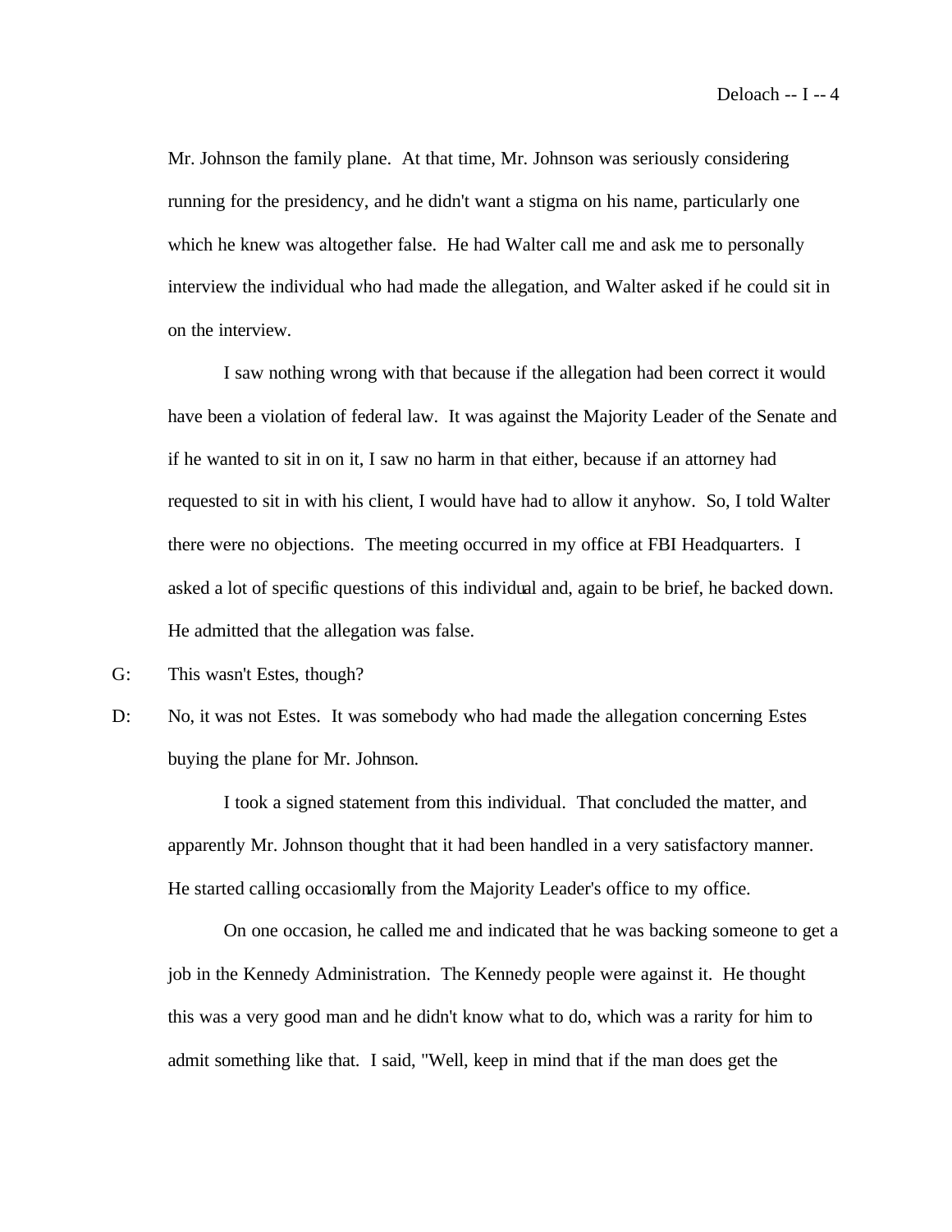Mr. Johnson the family plane. At that time, Mr. Johnson was seriously considering running for the presidency, and he didn't want a stigma on his name, particularly one which he knew was altogether false. He had Walter call me and ask me to personally interview the individual who had made the allegation, and Walter asked if he could sit in on the interview.

I saw nothing wrong with that because if the allegation had been correct it would have been a violation of federal law. It was against the Majority Leader of the Senate and if he wanted to sit in on it, I saw no harm in that either, because if an attorney had requested to sit in with his client, I would have had to allow it anyhow. So, I told Walter there were no objections. The meeting occurred in my office at FBI Headquarters. I asked a lot of specific questions of this individual and, again to be brief, he backed down. He admitted that the allegation was false.

G: This wasn't Estes, though?

D: No, it was not Estes. It was somebody who had made the allegation concerning Estes buying the plane for Mr. Johnson.

I took a signed statement from this individual. That concluded the matter, and apparently Mr. Johnson thought that it had been handled in a very satisfactory manner. He started calling occasionally from the Majority Leader's office to my office.

On one occasion, he called me and indicated that he was backing someone to get a job in the Kennedy Administration. The Kennedy people were against it. He thought this was a very good man and he didn't know what to do, which was a rarity for him to admit something like that. I said, "Well, keep in mind that if the man does get the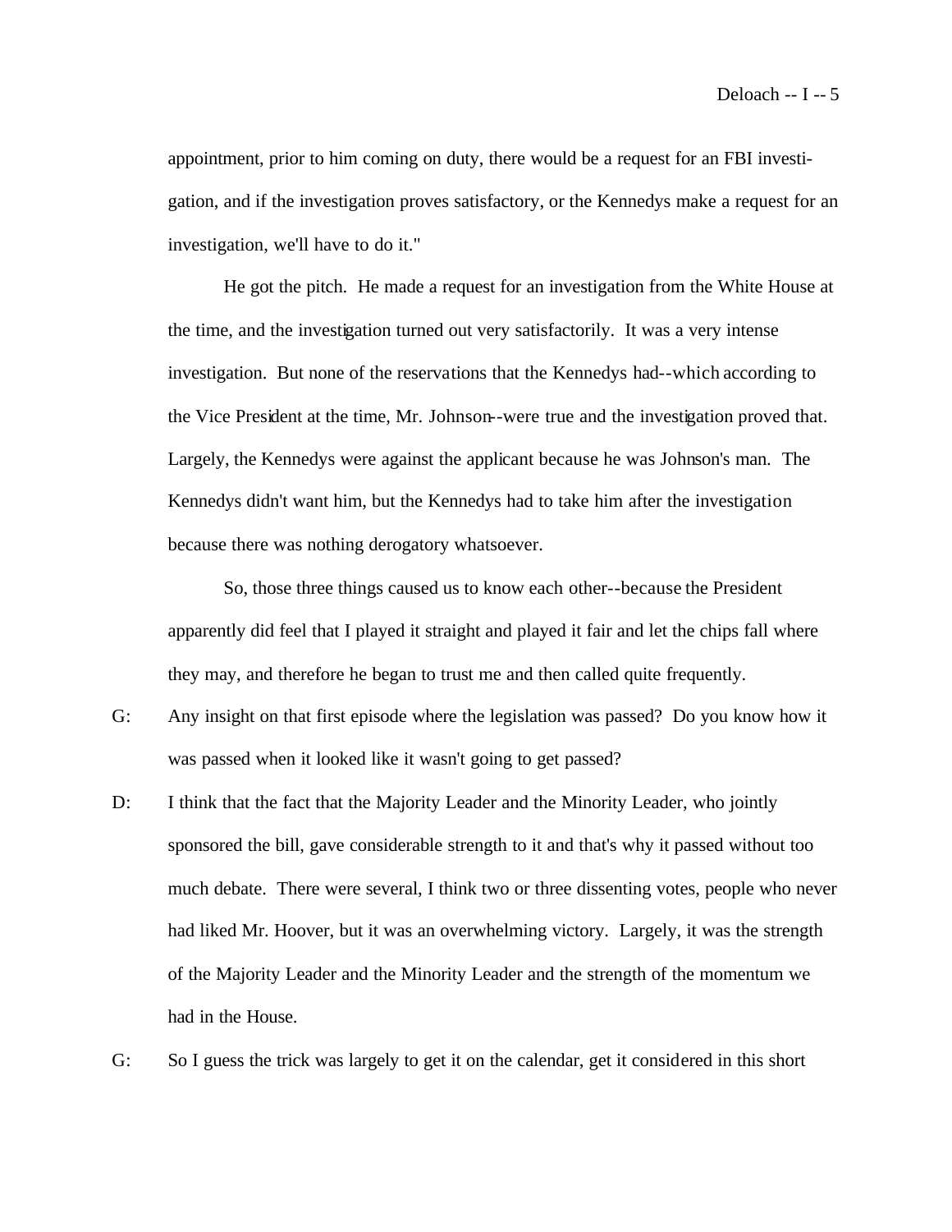appointment, prior to him coming on duty, there would be a request for an FBI investigation, and if the investigation proves satisfactory, or the Kennedys make a request for an investigation, we'll have to do it."

He got the pitch. He made a request for an investigation from the White House at the time, and the investigation turned out very satisfactorily. It was a very intense investigation. But none of the reservations that the Kennedys had--which according to the Vice President at the time, Mr. Johnson--were true and the investigation proved that. Largely, the Kennedys were against the applicant because he was Johnson's man. The Kennedys didn't want him, but the Kennedys had to take him after the investigation because there was nothing derogatory whatsoever.

So, those three things caused us to know each other--because the President apparently did feel that I played it straight and played it fair and let the chips fall where they may, and therefore he began to trust me and then called quite frequently.

G: Any insight on that first episode where the legislation was passed? Do you know how it was passed when it looked like it wasn't going to get passed?

D: I think that the fact that the Majority Leader and the Minority Leader, who jointly sponsored the bill, gave considerable strength to it and that's why it passed without too much debate. There were several, I think two or three dissenting votes, people who never had liked Mr. Hoover, but it was an overwhelming victory. Largely, it was the strength of the Majority Leader and the Minority Leader and the strength of the momentum we had in the House.

G: So I guess the trick was largely to get it on the calendar, get it considered in this short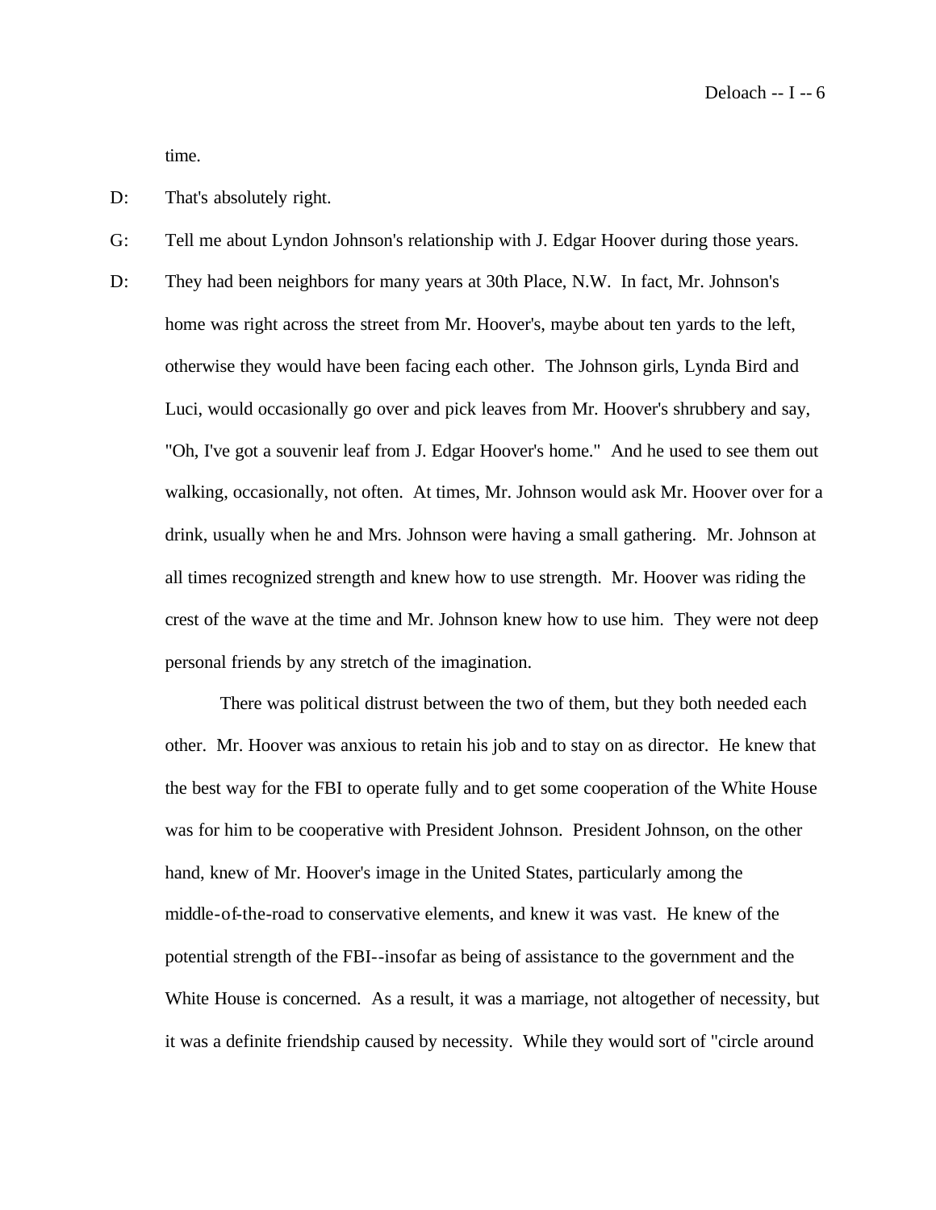time.

D: That's absolutely right.

G: Tell me about Lyndon Johnson's relationship with J. Edgar Hoover during those years.

D: They had been neighbors for many years at 30th Place, N.W. In fact, Mr. Johnson's home was right across the street from Mr. Hoover's, maybe about ten yards to the left, otherwise they would have been facing each other. The Johnson girls, Lynda Bird and Luci, would occasionally go over and pick leaves from Mr. Hoover's shrubbery and say, "Oh, I've got a souvenir leaf from J. Edgar Hoover's home." And he used to see them out walking, occasionally, not often. At times, Mr. Johnson would ask Mr. Hoover over for a drink, usually when he and Mrs. Johnson were having a small gathering. Mr. Johnson at all times recognized strength and knew how to use strength. Mr. Hoover was riding the crest of the wave at the time and Mr. Johnson knew how to use him. They were not deep personal friends by any stretch of the imagination.

There was political distrust between the two of them, but they both needed each other. Mr. Hoover was anxious to retain his job and to stay on as director. He knew that the best way for the FBI to operate fully and to get some cooperation of the White House was for him to be cooperative with President Johnson. President Johnson, on the other hand, knew of Mr. Hoover's image in the United States, particularly among the middle-of-the-road to conservative elements, and knew it was vast. He knew of the potential strength of the FBI--insofar as being of assistance to the government and the White House is concerned. As a result, it was a marriage, not altogether of necessity, but it was a definite friendship caused by necessity. While they would sort of "circle around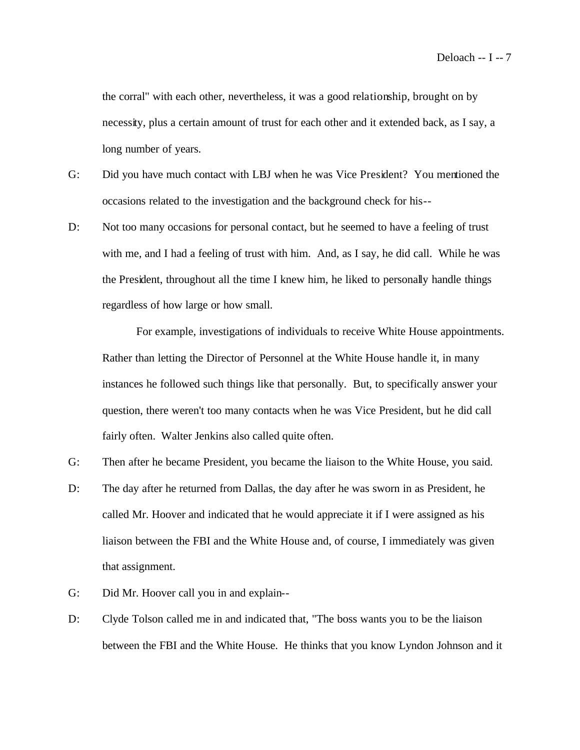the corral" with each other, nevertheless, it was a good relationship, brought on by necessity, plus a certain amount of trust for each other and it extended back, as I say, a long number of years.

G: Did you have much contact with LBJ when he was Vice President? You mentioned the occasions related to the investigation and the background check for his--

D: Not too many occasions for personal contact, but he seemed to have a feeling of trust with me, and I had a feeling of trust with him. And, as I say, he did call. While he was the President, throughout all the time I knew him, he liked to personally handle things regardless of how large or how small.

For example, investigations of individuals to receive White House appointments. Rather than letting the Director of Personnel at the White House handle it, in many instances he followed such things like that personally. But, to specifically answer your question, there weren't too many contacts when he was Vice President, but he did call fairly often. Walter Jenkins also called quite often.

G: Then after he became President, you became the liaison to the White House, you said.

D: The day after he returned from Dallas, the day after he was sworn in as President, he called Mr. Hoover and indicated that he would appreciate it if I were assigned as his liaison between the FBI and the White House and, of course, I immediately was given that assignment.

G: Did Mr. Hoover call you in and explain--

D: Clyde Tolson called me in and indicated that, "The boss wants you to be the liaison between the FBI and the White House. He thinks that you know Lyndon Johnson and it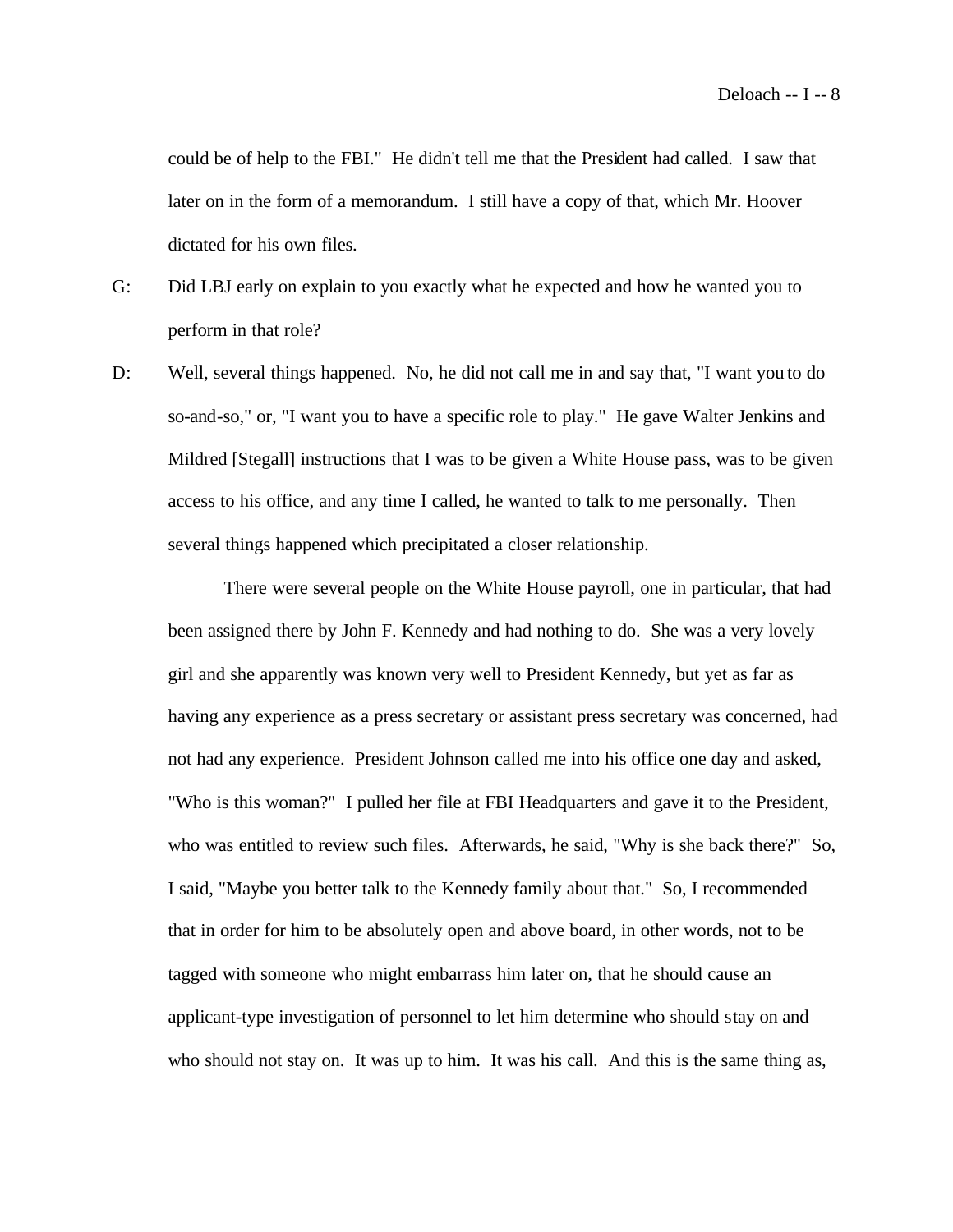could be of help to the FBI." He didn't tell me that the President had called. I saw that later on in the form of a memorandum. I still have a copy of that, which Mr. Hoover dictated for his own files.

G: Did LBJ early on explain to you exactly what he expected and how he wanted you to perform in that role?

D: Well, several things happened. No, he did not call me in and say that, "I want you to do so-and-so," or, "I want you to have a specific role to play." He gave Walter Jenkins and Mildred [Stegall] instructions that I was to be given a White House pass, was to be given access to his office, and any time I called, he wanted to talk to me personally. Then several things happened which precipitated a closer relationship.

There were several people on the White House payroll, one in particular, that had been assigned there by John F. Kennedy and had nothing to do. She was a very lovely girl and she apparently was known very well to President Kennedy, but yet as far as having any experience as a press secretary or assistant press secretary was concerned, had not had any experience. President Johnson called me into his office one day and asked, "Who is this woman?" I pulled her file at FBI Headquarters and gave it to the President, who was entitled to review such files. Afterwards, he said, "Why is she back there?" So, I said, "Maybe you better talk to the Kennedy family about that." So, I recommended that in order for him to be absolutely open and above board, in other words, not to be tagged with someone who might embarrass him later on, that he should cause an applicant-type investigation of personnel to let him determine who should stay on and who should not stay on. It was up to him. It was his call. And this is the same thing as,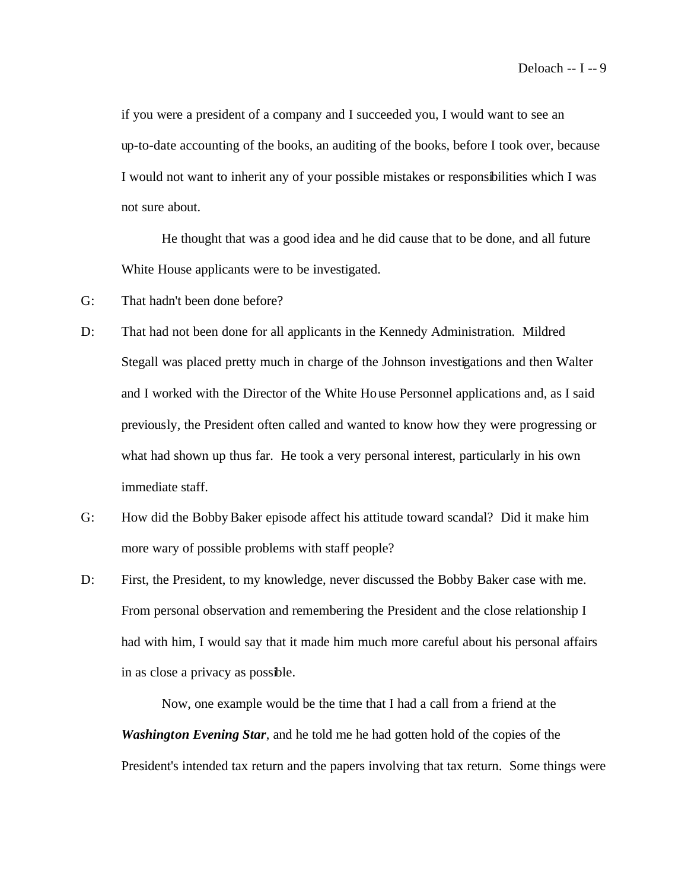if you were a president of a company and I succeeded you, I would want to see an up-to-date accounting of the books, an auditing of the books, before I took over, because I would not want to inherit any of your possible mistakes or responsibilities which I was not sure about.

He thought that was a good idea and he did cause that to be done, and all future White House applicants were to be investigated.

G: That hadn't been done before?

D: That had not been done for all applicants in the Kennedy Administration. Mildred Stegall was placed pretty much in charge of the Johnson investigations and then Walter and I worked with the Director of the White House Personnel applications and, as I said previously, the President often called and wanted to know how they were progressing or what had shown up thus far. He took a very personal interest, particularly in his own immediate staff.

G: How did the Bobby Baker episode affect his attitude toward scandal? Did it make him more wary of possible problems with staff people?

D: First, the President, to my knowledge, never discussed the Bobby Baker case with me. From personal observation and remembering the President and the close relationship I had with him, I would say that it made him much more careful about his personal affairs in as close a privacy as possible.

Now, one example would be the time that I had a call from a friend at the ***Washington Evening Star***, and he told me he had gotten hold of the copies of the President's intended tax return and the papers involving that tax return. Some things were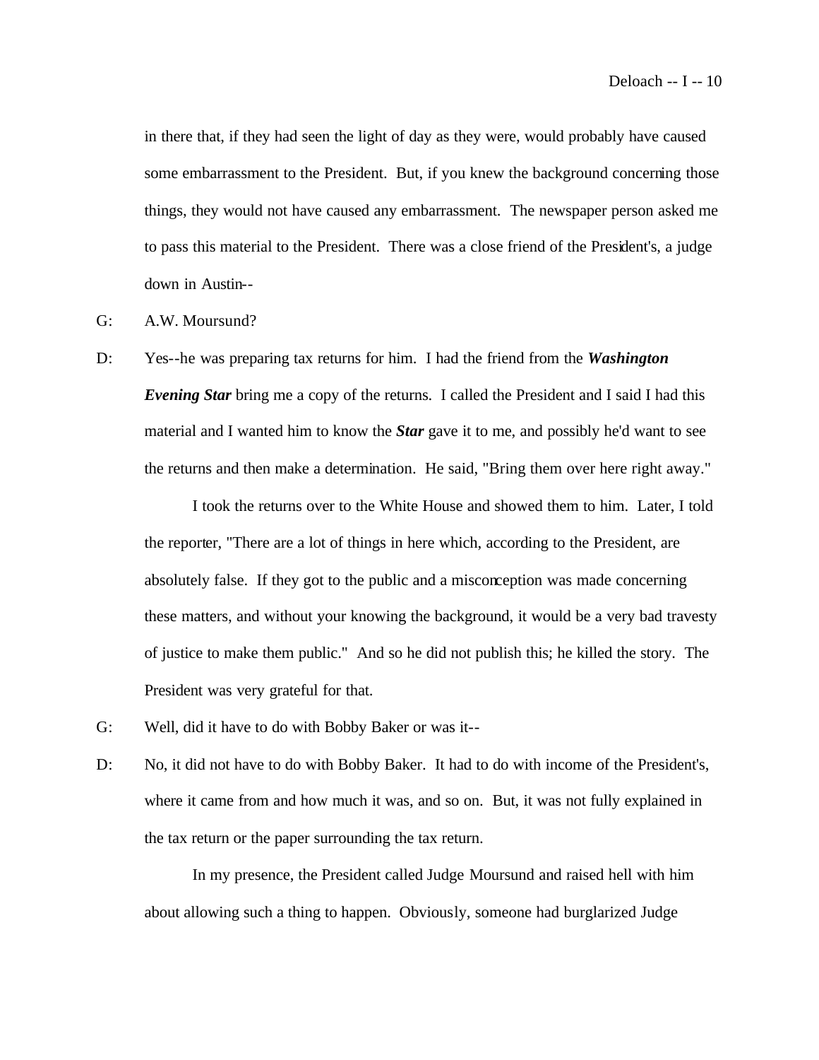in there that, if they had seen the light of day as they were, would probably have caused some embarrassment to the President. But, if you knew the background concerning those things, they would not have caused any embarrassment. The newspaper person asked me to pass this material to the President. There was a close friend of the President's, a judge down in Austin--

G: A.W. Moursund?

D: Yes--he was preparing tax returns for him. I had the friend from the ***Washington Evening Star*** bring me a copy of the returns. I called the President and I said I had this material and I wanted him to know the ***Star*** gave it to me, and possibly he'd want to see the returns and then make a determination. He said, "Bring them over here right away."

I took the returns over to the White House and showed them to him. Later, I told the reporter, "There are a lot of things in here which, according to the President, are absolutely false. If they got to the public and a misconception was made concerning these matters, and without your knowing the background, it would be a very bad travesty of justice to make them public." And so he did not publish this; he killed the story. The President was very grateful for that.

G: Well, did it have to do with Bobby Baker or was it--

D: No, it did not have to do with Bobby Baker. It had to do with income of the President's, where it came from and how much it was, and so on. But, it was not fully explained in the tax return or the paper surrounding the tax return.

In my presence, the President called Judge Moursund and raised hell with him about allowing such a thing to happen. Obviously, someone had burglarized Judge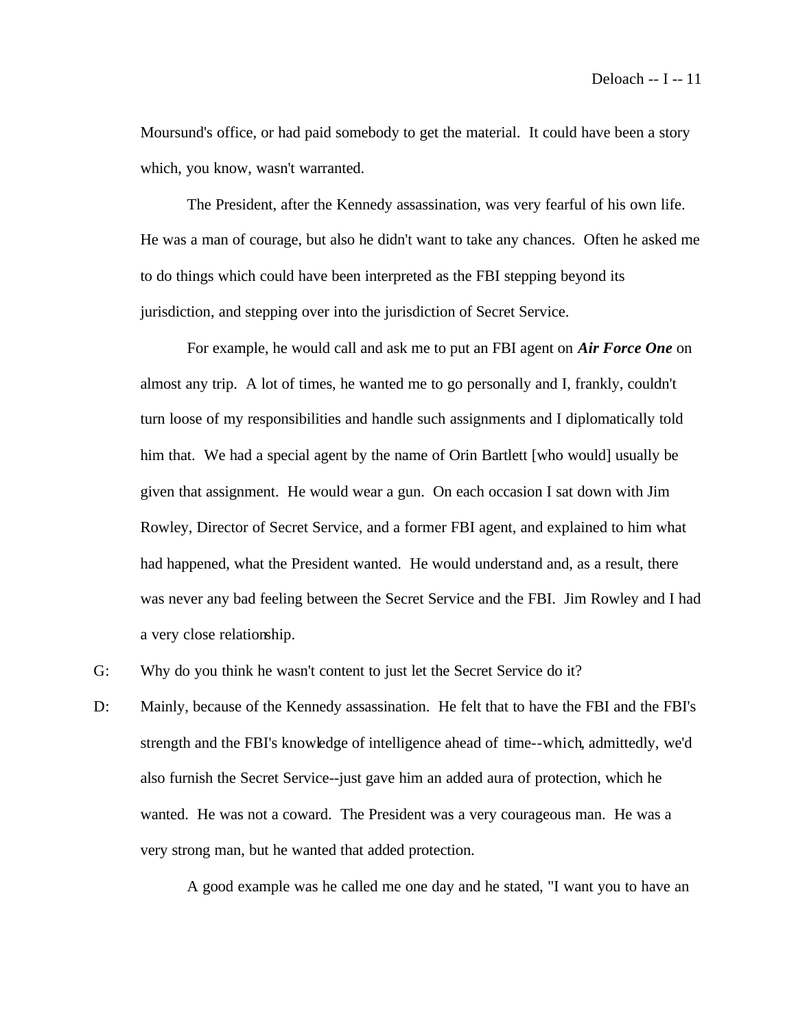Moursund's office, or had paid somebody to get the material. It could have been a story which, you know, wasn't warranted.

The President, after the Kennedy assassination, was very fearful of his own life. He was a man of courage, but also he didn't want to take any chances. Often he asked me to do things which could have been interpreted as the FBI stepping beyond its jurisdiction, and stepping over into the jurisdiction of Secret Service.

For example, he would call and ask me to put an FBI agent on ***Air Force One*** on almost any trip. A lot of times, he wanted me to go personally and I, frankly, couldn't turn loose of my responsibilities and handle such assignments and I diplomatically told him that. We had a special agent by the name of Orin Bartlett [who would] usually be given that assignment. He would wear a gun. On each occasion I sat down with Jim Rowley, Director of Secret Service, and a former FBI agent, and explained to him what had happened, what the President wanted. He would understand and, as a result, there was never any bad feeling between the Secret Service and the FBI. Jim Rowley and I had a very close relationship.

G: Why do you think he wasn't content to just let the Secret Service do it?

D: Mainly, because of the Kennedy assassination. He felt that to have the FBI and the FBI's strength and the FBI's knowledge of intelligence ahead of time--which, admittedly, we'd also furnish the Secret Service--just gave him an added aura of protection, which he wanted. He was not a coward. The President was a very courageous man. He was a very strong man, but he wanted that added protection.

A good example was he called me one day and he stated, "I want you to have an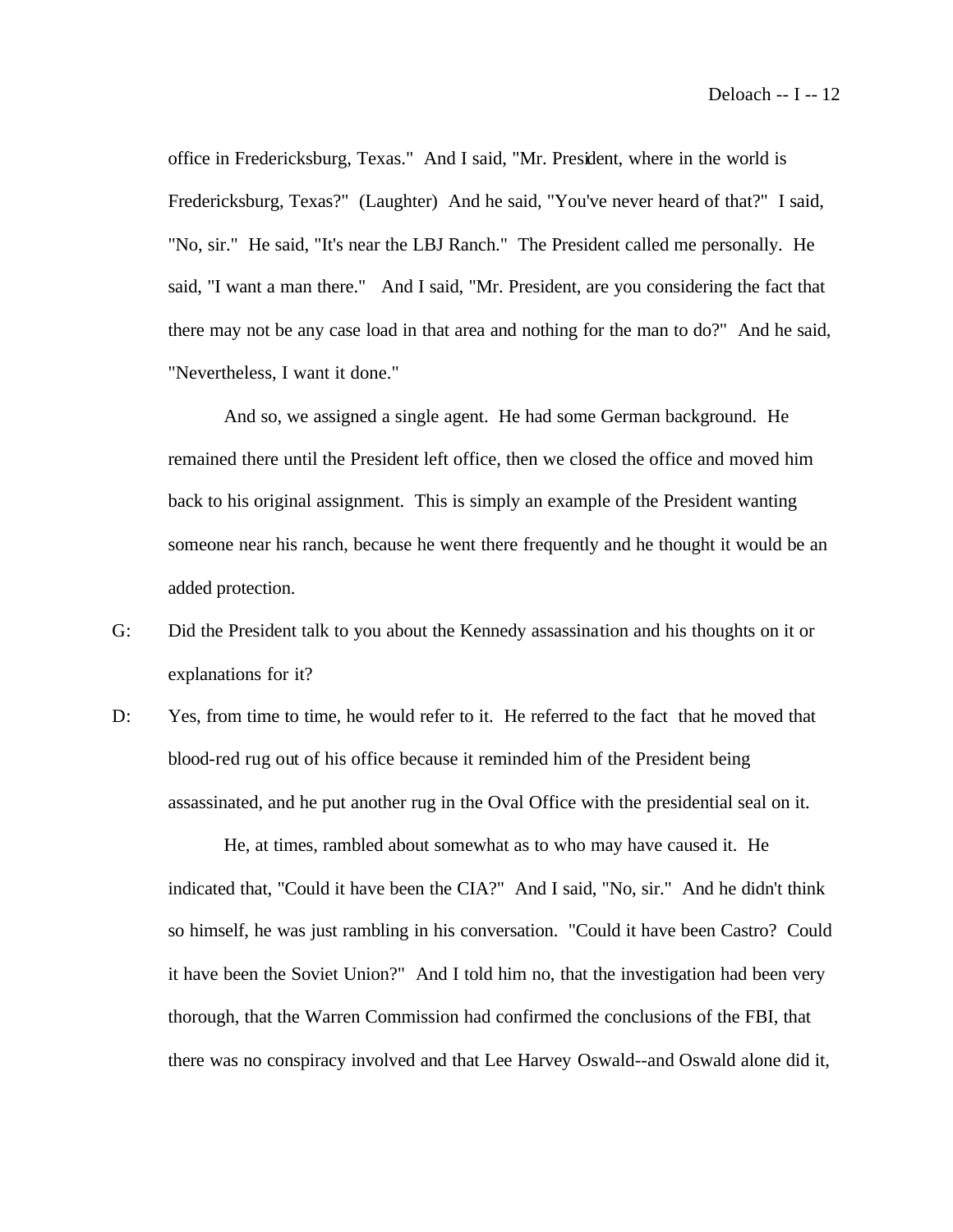office in Fredericksburg, Texas." And I said, "Mr. President, where in the world is Fredericksburg, Texas?" (Laughter) And he said, "You've never heard of that?" I said, "No, sir." He said, "It's near the LBJ Ranch." The President called me personally. He said, "I want a man there." And I said, "Mr. President, are you considering the fact that there may not be any case load in that area and nothing for the man to do?" And he said, "Nevertheless, I want it done."

And so, we assigned a single agent. He had some German background. He remained there until the President left office, then we closed the office and moved him back to his original assignment. This is simply an example of the President wanting someone near his ranch, because he went there frequently and he thought it would be an added protection.

G: Did the President talk to you about the Kennedy assassination and his thoughts on it or explanations for it?

D: Yes, from time to time, he would refer to it. He referred to the fact that he moved that blood-red rug out of his office because it reminded him of the President being assassinated, and he put another rug in the Oval Office with the presidential seal on it.

He, at times, rambled about somewhat as to who may have caused it. He indicated that, "Could it have been the CIA?" And I said, "No, sir." And he didn't think so himself, he was just rambling in his conversation. "Could it have been Castro? Could it have been the Soviet Union?" And I told him no, that the investigation had been very thorough, that the Warren Commission had confirmed the conclusions of the FBI, that there was no conspiracy involved and that Lee Harvey Oswald--and Oswald alone did it,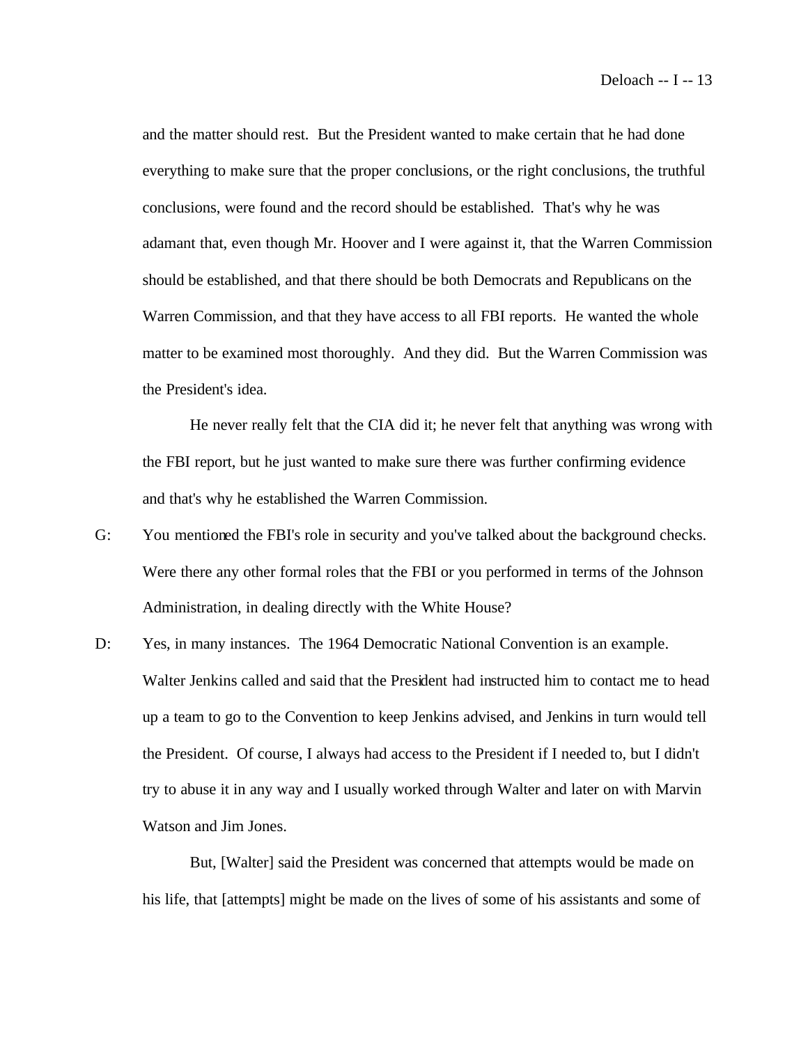and the matter should rest. But the President wanted to make certain that he had done everything to make sure that the proper conclusions, or the right conclusions, the truthful conclusions, were found and the record should be established. That's why he was adamant that, even though Mr. Hoover and I were against it, that the Warren Commission should be established, and that there should be both Democrats and Republicans on the Warren Commission, and that they have access to all FBI reports. He wanted the whole matter to be examined most thoroughly. And they did. But the Warren Commission was the President's idea.

He never really felt that the CIA did it; he never felt that anything was wrong with the FBI report, but he just wanted to make sure there was further confirming evidence and that's why he established the Warren Commission.

G: You mentioned the FBI's role in security and you've talked about the background checks. Were there any other formal roles that the FBI or you performed in terms of the Johnson Administration, in dealing directly with the White House?

D: Yes, in many instances. The 1964 Democratic National Convention is an example. Walter Jenkins called and said that the President had instructed him to contact me to head up a team to go to the Convention to keep Jenkins advised, and Jenkins in turn would tell the President. Of course, I always had access to the President if I needed to, but I didn't try to abuse it in any way and I usually worked through Walter and later on with Marvin Watson and Jim Jones.

But, [Walter] said the President was concerned that attempts would be made on his life, that [attempts] might be made on the lives of some of his assistants and some of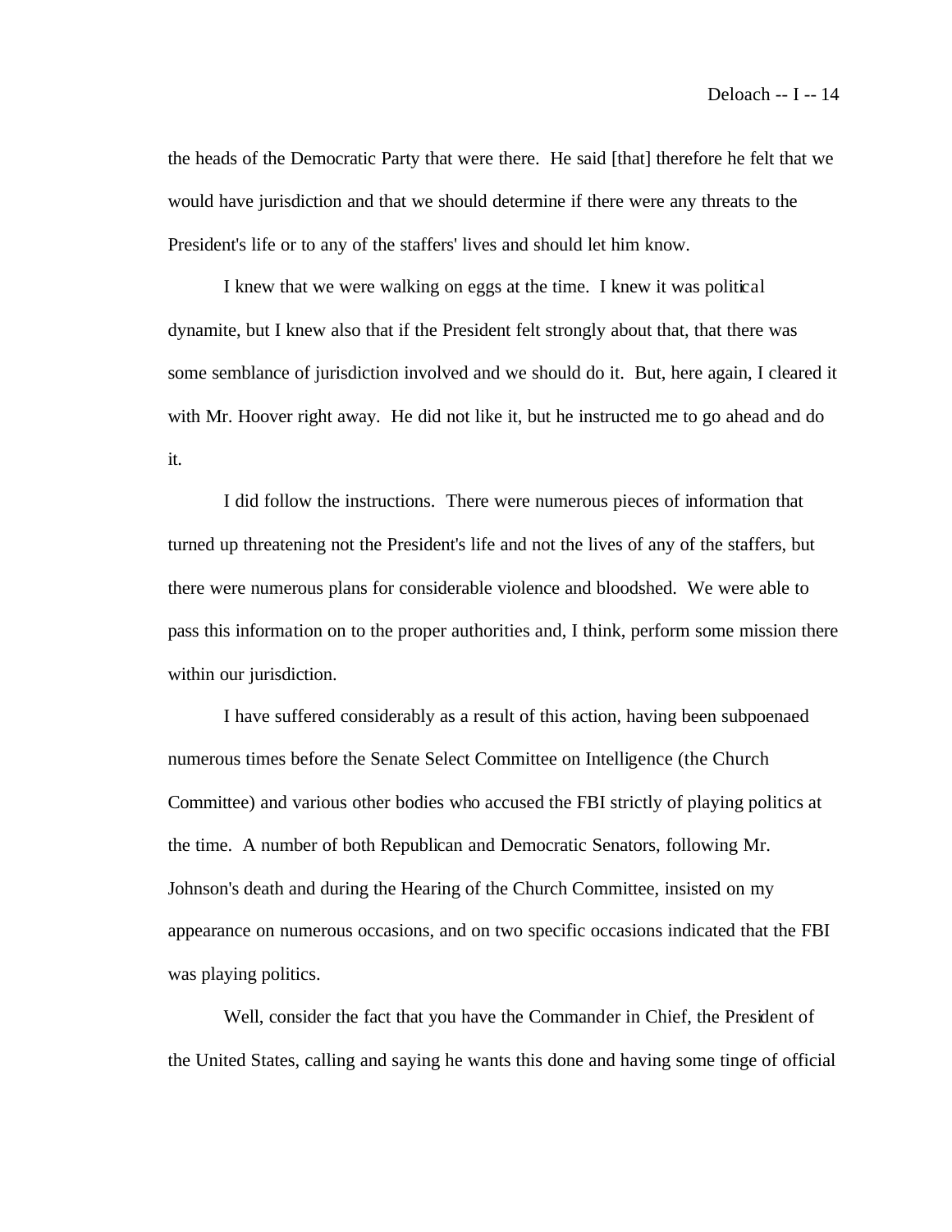the heads of the Democratic Party that were there. He said [that] therefore he felt that we would have jurisdiction and that we should determine if there were any threats to the President's life or to any of the staffers' lives and should let him know.

I knew that we were walking on eggs at the time. I knew it was political dynamite, but I knew also that if the President felt strongly about that, that there was some semblance of jurisdiction involved and we should do it. But, here again, I cleared it with Mr. Hoover right away. He did not like it, but he instructed me to go ahead and do it.

I did follow the instructions. There were numerous pieces of information that turned up threatening not the President's life and not the lives of any of the staffers, but there were numerous plans for considerable violence and bloodshed. We were able to pass this information on to the proper authorities and, I think, perform some mission there within our jurisdiction.

I have suffered considerably as a result of this action, having been subpoenaed numerous times before the Senate Select Committee on Intelligence (the Church Committee) and various other bodies who accused the FBI strictly of playing politics at the time. A number of both Republican and Democratic Senators, following Mr. Johnson's death and during the Hearing of the Church Committee, insisted on my appearance on numerous occasions, and on two specific occasions indicated that the FBI was playing politics.

Well, consider the fact that you have the Commander in Chief, the President of the United States, calling and saying he wants this done and having some tinge of official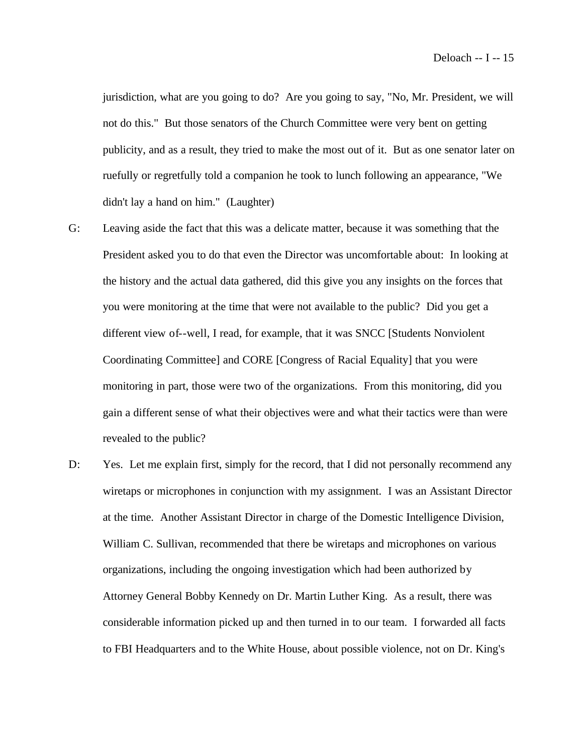jurisdiction, what are you going to do? Are you going to say, "No, Mr. President, we will not do this." But those senators of the Church Committee were very bent on getting publicity, and as a result, they tried to make the most out of it. But as one senator later on ruefully or regretfully told a companion he took to lunch following an appearance, "We didn't lay a hand on him." (Laughter)

G: Leaving aside the fact that this was a delicate matter, because it was something that the President asked you to do that even the Director was uncomfortable about: In looking at the history and the actual data gathered, did this give you any insights on the forces that you were monitoring at the time that were not available to the public? Did you get a different view of--well, I read, for example, that it was SNCC [Students Nonviolent Coordinating Committee] and CORE [Congress of Racial Equality] that you were monitoring in part, those were two of the organizations. From this monitoring, did you gain a different sense of what their objectives were and what their tactics were than were revealed to the public?

D: Yes. Let me explain first, simply for the record, that I did not personally recommend any wiretaps or microphones in conjunction with my assignment. I was an Assistant Director at the time. Another Assistant Director in charge of the Domestic Intelligence Division, William C. Sullivan, recommended that there be wiretaps and microphones on various organizations, including the ongoing investigation which had been authorized by Attorney General Bobby Kennedy on Dr. Martin Luther King. As a result, there was considerable information picked up and then turned in to our team. I forwarded all facts to FBI Headquarters and to the White House, about possible violence, not on Dr. King's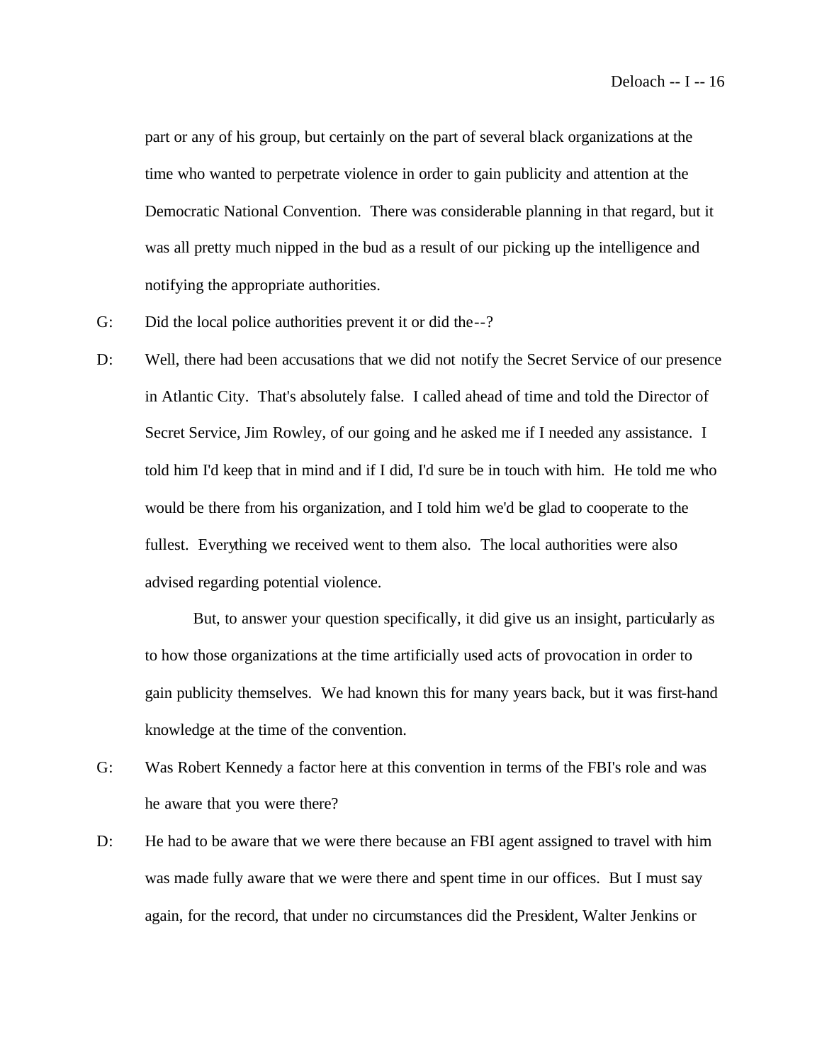part or any of his group, but certainly on the part of several black organizations at the time who wanted to perpetrate violence in order to gain publicity and attention at the Democratic National Convention. There was considerable planning in that regard, but it was all pretty much nipped in the bud as a result of our picking up the intelligence and notifying the appropriate authorities.

G: Did the local police authorities prevent it or did the--?

D: Well, there had been accusations that we did not notify the Secret Service of our presence in Atlantic City. That's absolutely false. I called ahead of time and told the Director of Secret Service, Jim Rowley, of our going and he asked me if I needed any assistance. I told him I'd keep that in mind and if I did, I'd sure be in touch with him. He told me who would be there from his organization, and I told him we'd be glad to cooperate to the fullest. Everything we received went to them also. The local authorities were also advised regarding potential violence.

But, to answer your question specifically, it did give us an insight, particularly as to how those organizations at the time artificially used acts of provocation in order to gain publicity themselves. We had known this for many years back, but it was first-hand knowledge at the time of the convention.

G: Was Robert Kennedy a factor here at this convention in terms of the FBI's role and was he aware that you were there?

D: He had to be aware that we were there because an FBI agent assigned to travel with him was made fully aware that we were there and spent time in our offices. But I must say again, for the record, that under no circumstances did the President, Walter Jenkins or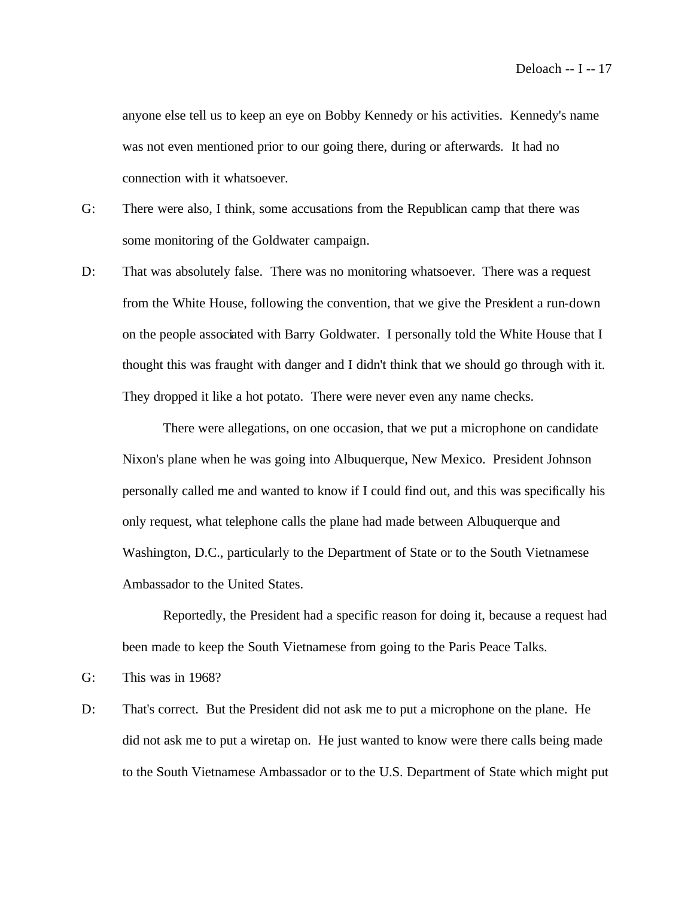anyone else tell us to keep an eye on Bobby Kennedy or his activities. Kennedy's name was not even mentioned prior to our going there, during or afterwards. It had no connection with it whatsoever.

G: There were also, I think, some accusations from the Republican camp that there was some monitoring of the Goldwater campaign.

D: That was absolutely false. There was no monitoring whatsoever. There was a request from the White House, following the convention, that we give the President a run-down on the people associated with Barry Goldwater. I personally told the White House that I thought this was fraught with danger and I didn't think that we should go through with it. They dropped it like a hot potato. There were never even any name checks.

There were allegations, on one occasion, that we put a microphone on candidate Nixon's plane when he was going into Albuquerque, New Mexico. President Johnson personally called me and wanted to know if I could find out, and this was specifically his only request, what telephone calls the plane had made between Albuquerque and Washington, D.C., particularly to the Department of State or to the South Vietnamese Ambassador to the United States.

Reportedly, the President had a specific reason for doing it, because a request had been made to keep the South Vietnamese from going to the Paris Peace Talks.

G: This was in 1968?

D: That's correct. But the President did not ask me to put a microphone on the plane. He did not ask me to put a wiretap on. He just wanted to know were there calls being made to the South Vietnamese Ambassador or to the U.S. Department of State which might put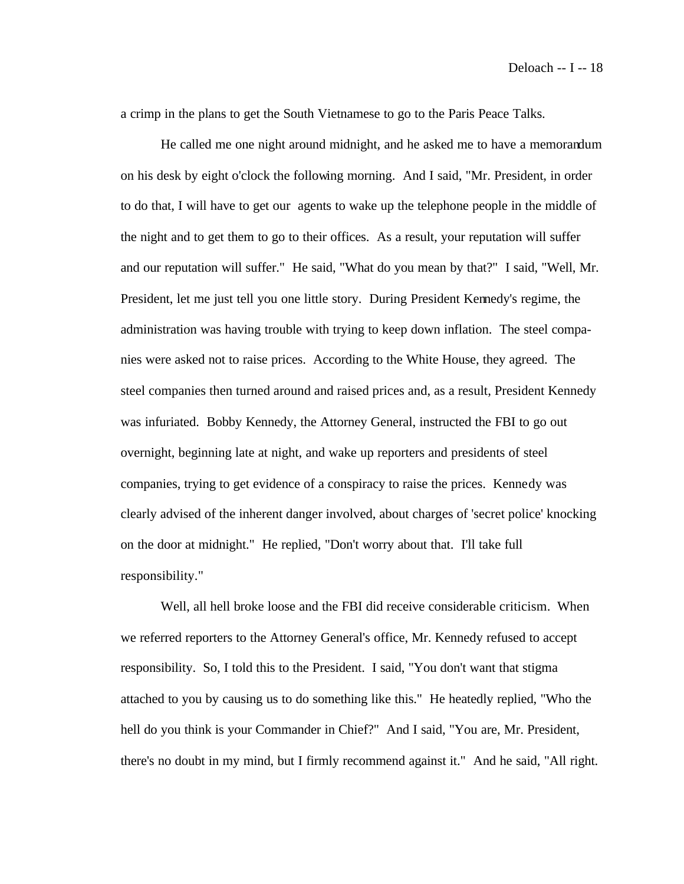a crimp in the plans to get the South Vietnamese to go to the Paris Peace Talks.

He called me one night around midnight, and he asked me to have a memorandum on his desk by eight o'clock the following morning. And I said, "Mr. President, in order to do that, I will have to get our agents to wake up the telephone people in the middle of the night and to get them to go to their offices. As a result, your reputation will suffer and our reputation will suffer." He said, "What do you mean by that?" I said, "Well, Mr. President, let me just tell you one little story. During President Kennedy's regime, the administration was having trouble with trying to keep down inflation. The steel companies were asked not to raise prices. According to the White House, they agreed. The steel companies then turned around and raised prices and, as a result, President Kennedy was infuriated. Bobby Kennedy, the Attorney General, instructed the FBI to go out overnight, beginning late at night, and wake up reporters and presidents of steel companies, trying to get evidence of a conspiracy to raise the prices. Kennedy was clearly advised of the inherent danger involved, about charges of 'secret police' knocking on the door at midnight." He replied, "Don't worry about that. I'll take full responsibility."

Well, all hell broke loose and the FBI did receive considerable criticism. When we referred reporters to the Attorney General's office, Mr. Kennedy refused to accept responsibility. So, I told this to the President. I said, "You don't want that stigma attached to you by causing us to do something like this." He heatedly replied, "Who the hell do you think is your Commander in Chief?" And I said, "You are, Mr. President, there's no doubt in my mind, but I firmly recommend against it." And he said, "All right.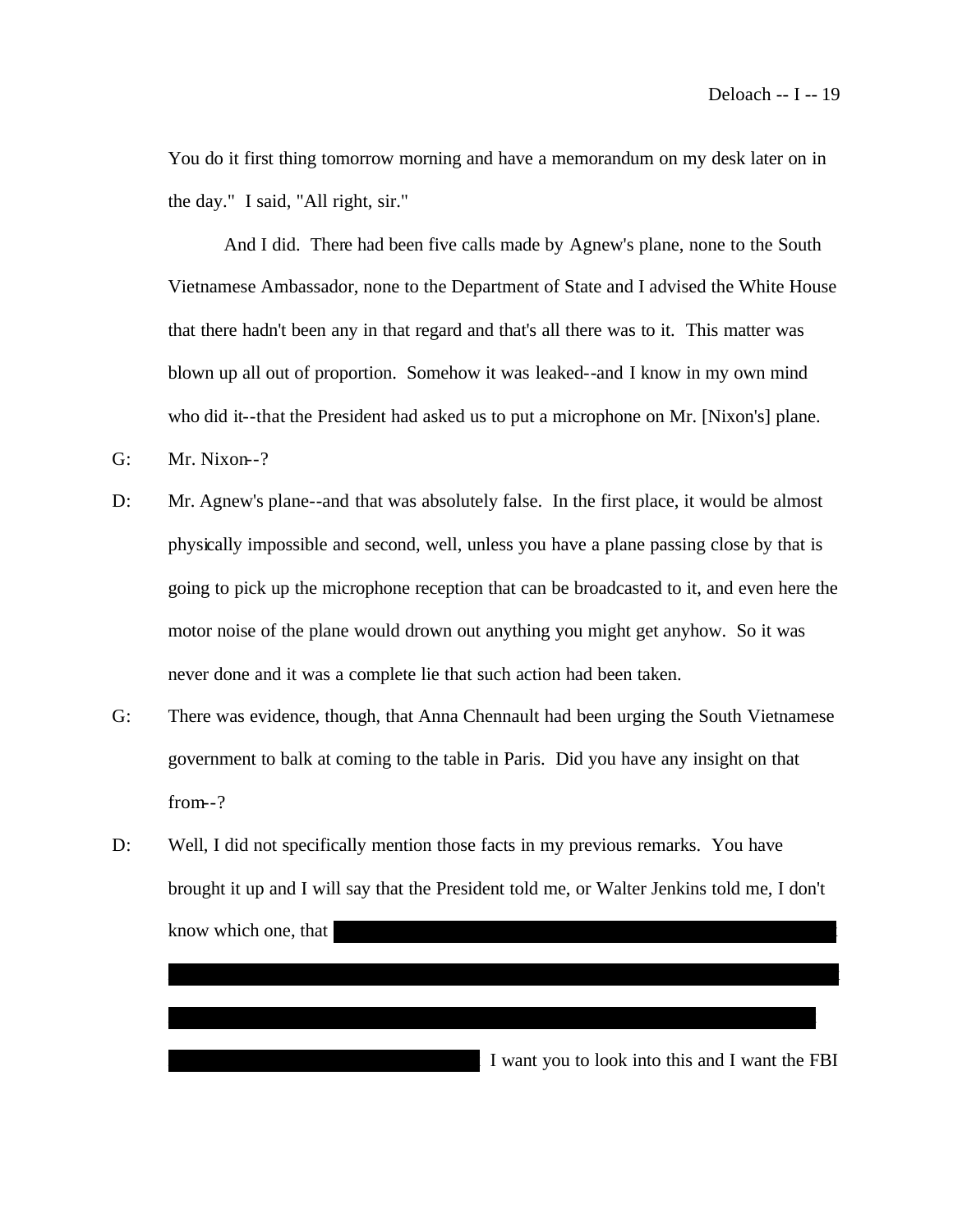You do it first thing tomorrow morning and have a memorandum on my desk later on in the day." I said, "All right, sir."

And I did. There had been five calls made by Agnew's plane, none to the South Vietnamese Ambassador, none to the Department of State and I advised the White House that there hadn't been any in that regard and that's all there was to it. This matter was blown up all out of proportion. Somehow it was leaked--and I know in my own mind who did it--that the President had asked us to put a microphone on Mr. [Nixon's] plane.

G: Mr. Nixon--?

D: Mr. Agnew's plane--and that was absolutely false. In the first place, it would be almost physically impossible and second, well, unless you have a plane passing close by that is going to pick up the microphone reception that can be broadcasted to it, and even here the motor noise of the plane would drown out anything you might get anyhow. So it was never done and it was a complete lie that such action had been taken.

G: There was evidence, though, that Anna Chennault had been urging the South Vietnamese government to balk at coming to the table in Paris. Did you have any insight on that from--?

D: Well, I did not specifically mention those facts in my previous remarks. You have brought it up and I will say that the President told me, or Walter Jenkins told me, I don't know which one, that [redacted] I want you to look into this and I want the FBI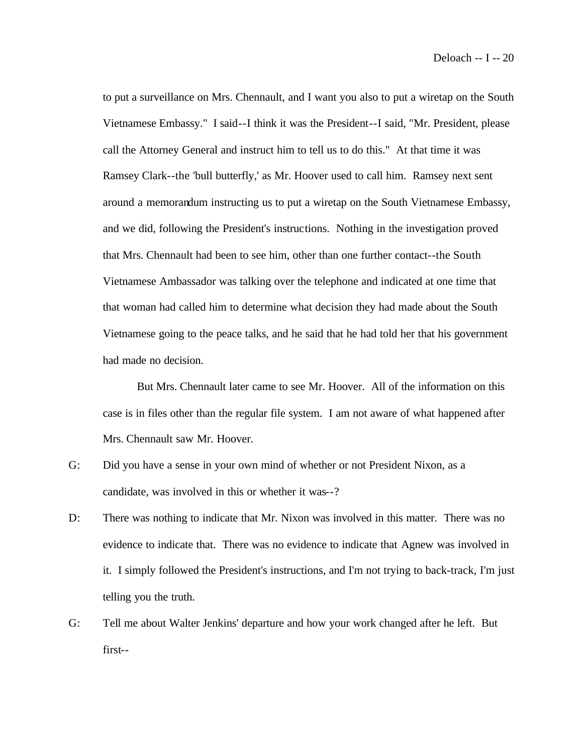to put a surveillance on Mrs. Chennault, and I want you also to put a wiretap on the South Vietnamese Embassy." I said--I think it was the President--I said, "Mr. President, please call the Attorney General and instruct him to tell us to do this." At that time it was Ramsey Clark--the 'bull butterfly,' as Mr. Hoover used to call him. Ramsey next sent around a memorandum instructing us to put a wiretap on the South Vietnamese Embassy, and we did, following the President's instructions. Nothing in the investigation proved that Mrs. Chennault had been to see him, other than one further contact--the South Vietnamese Ambassador was talking over the telephone and indicated at one time that that woman had called him to determine what decision they had made about the South Vietnamese going to the peace talks, and he said that he had told her that his government had made no decision.

But Mrs. Chennault later came to see Mr. Hoover. All of the information on this case is in files other than the regular file system. I am not aware of what happened after Mrs. Chennault saw Mr. Hoover.

G: Did you have a sense in your own mind of whether or not President Nixon, as a candidate, was involved in this or whether it was--?

D: There was nothing to indicate that Mr. Nixon was involved in this matter. There was no evidence to indicate that. There was no evidence to indicate that Agnew was involved in it. I simply followed the President's instructions, and I'm not trying to back-track, I'm just telling you the truth.

G: Tell me about Walter Jenkins' departure and how your work changed after he left. But first--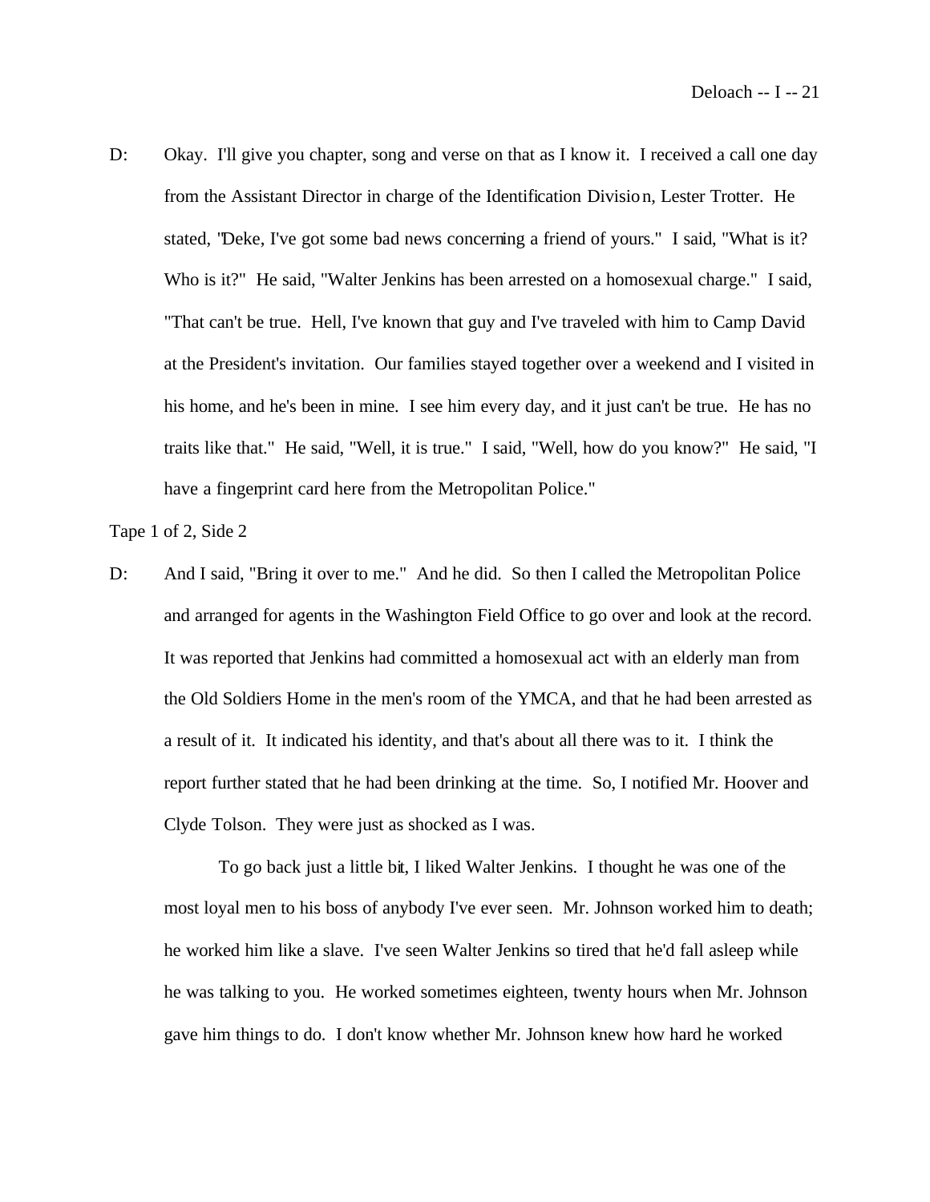D: Okay. I'll give you chapter, song and verse on that as I know it. I received a call one day from the Assistant Director in charge of the Identification Division, Lester Trotter. He stated, "Deke, I've got some bad news concerning a friend of yours." I said, "What is it? Who is it?" He said, "Walter Jenkins has been arrested on a homosexual charge." I said, "That can't be true. Hell, I've known that guy and I've traveled with him to Camp David at the President's invitation. Our families stayed together over a weekend and I visited in his home, and he's been in mine. I see him every day, and it just can't be true. He has no traits like that." He said, "Well, it is true." I said, "Well, how do you know?" He said, "I have a fingerprint card here from the Metropolitan Police."

Tape 1 of 2, Side 2

D: And I said, "Bring it over to me." And he did. So then I called the Metropolitan Police and arranged for agents in the Washington Field Office to go over and look at the record. It was reported that Jenkins had committed a homosexual act with an elderly man from the Old Soldiers Home in the men's room of the YMCA, and that he had been arrested as a result of it. It indicated his identity, and that's about all there was to it. I think the report further stated that he had been drinking at the time. So, I notified Mr. Hoover and Clyde Tolson. They were just as shocked as I was.

To go back just a little bit, I liked Walter Jenkins. I thought he was one of the most loyal men to his boss of anybody I've ever seen. Mr. Johnson worked him to death; he worked him like a slave. I've seen Walter Jenkins so tired that he'd fall asleep while he was talking to you. He worked sometimes eighteen, twenty hours when Mr. Johnson gave him things to do. I don't know whether Mr. Johnson knew how hard he worked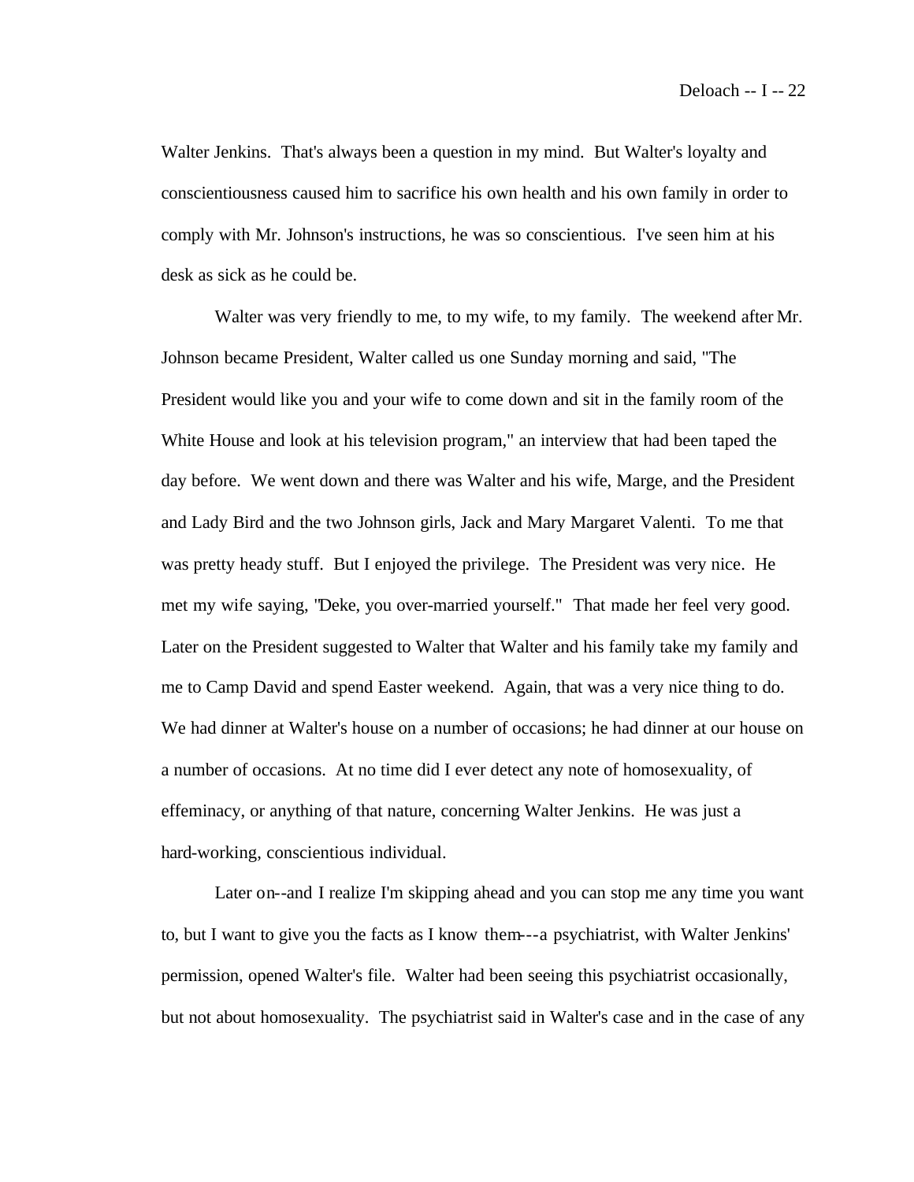Walter Jenkins. That's always been a question in my mind. But Walter's loyalty and conscientiousness caused him to sacrifice his own health and his own family in order to comply with Mr. Johnson's instructions, he was so conscientious. I've seen him at his desk as sick as he could be.

Walter was very friendly to me, to my wife, to my family. The weekend after Mr. Johnson became President, Walter called us one Sunday morning and said, "The President would like you and your wife to come down and sit in the family room of the White House and look at his television program," an interview that had been taped the day before. We went down and there was Walter and his wife, Marge, and the President and Lady Bird and the two Johnson girls, Jack and Mary Margaret Valenti. To me that was pretty heady stuff. But I enjoyed the privilege. The President was very nice. He met my wife saying, "Deke, you over-married yourself." That made her feel very good. Later on the President suggested to Walter that Walter and his family take my family and me to Camp David and spend Easter weekend. Again, that was a very nice thing to do. We had dinner at Walter's house on a number of occasions; he had dinner at our house on a number of occasions. At no time did I ever detect any note of homosexuality, of effeminacy, or anything of that nature, concerning Walter Jenkins. He was just a hard-working, conscientious individual.

Later on--and I realize I'm skipping ahead and you can stop me any time you want to, but I want to give you the facts as I know them---a psychiatrist, with Walter Jenkins' permission, opened Walter's file. Walter had been seeing this psychiatrist occasionally, but not about homosexuality. The psychiatrist said in Walter's case and in the case of any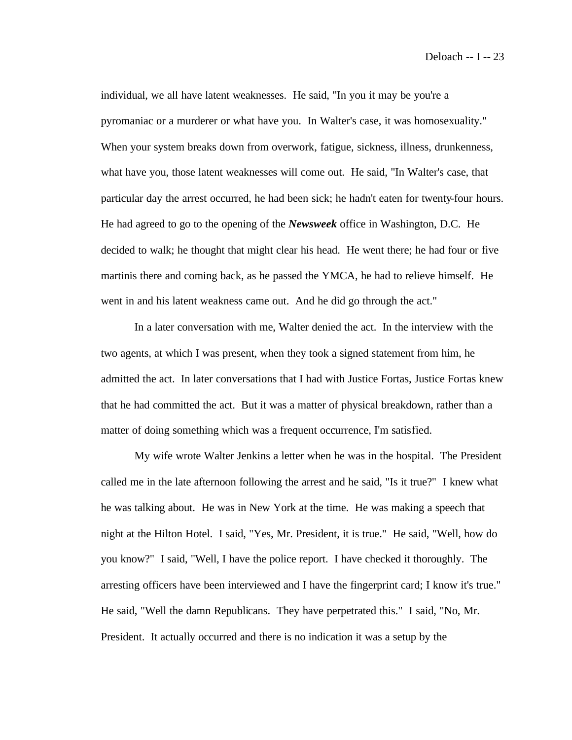individual, we all have latent weaknesses. He said, "In you it may be you're a pyromaniac or a murderer or what have you. In Walter's case, it was homosexuality." When your system breaks down from overwork, fatigue, sickness, illness, drunkenness, what have you, those latent weaknesses will come out. He said, "In Walter's case, that particular day the arrest occurred, he had been sick; he hadn't eaten for twenty-four hours. He had agreed to go to the opening of the ***Newsweek*** office in Washington, D.C. He decided to walk; he thought that might clear his head. He went there; he had four or five martinis there and coming back, as he passed the YMCA, he had to relieve himself. He went in and his latent weakness came out. And he did go through the act."

In a later conversation with me, Walter denied the act. In the interview with the two agents, at which I was present, when they took a signed statement from him, he admitted the act. In later conversations that I had with Justice Fortas, Justice Fortas knew that he had committed the act. But it was a matter of physical breakdown, rather than a matter of doing something which was a frequent occurrence, I'm satisfied.

My wife wrote Walter Jenkins a letter when he was in the hospital. The President called me in the late afternoon following the arrest and he said, "Is it true?" I knew what he was talking about. He was in New York at the time. He was making a speech that night at the Hilton Hotel. I said, "Yes, Mr. President, it is true." He said, "Well, how do you know?" I said, "Well, I have the police report. I have checked it thoroughly. The arresting officers have been interviewed and I have the fingerprint card; I know it's true." He said, "Well the damn Republicans. They have perpetrated this." I said, "No, Mr. President. It actually occurred and there is no indication it was a setup by the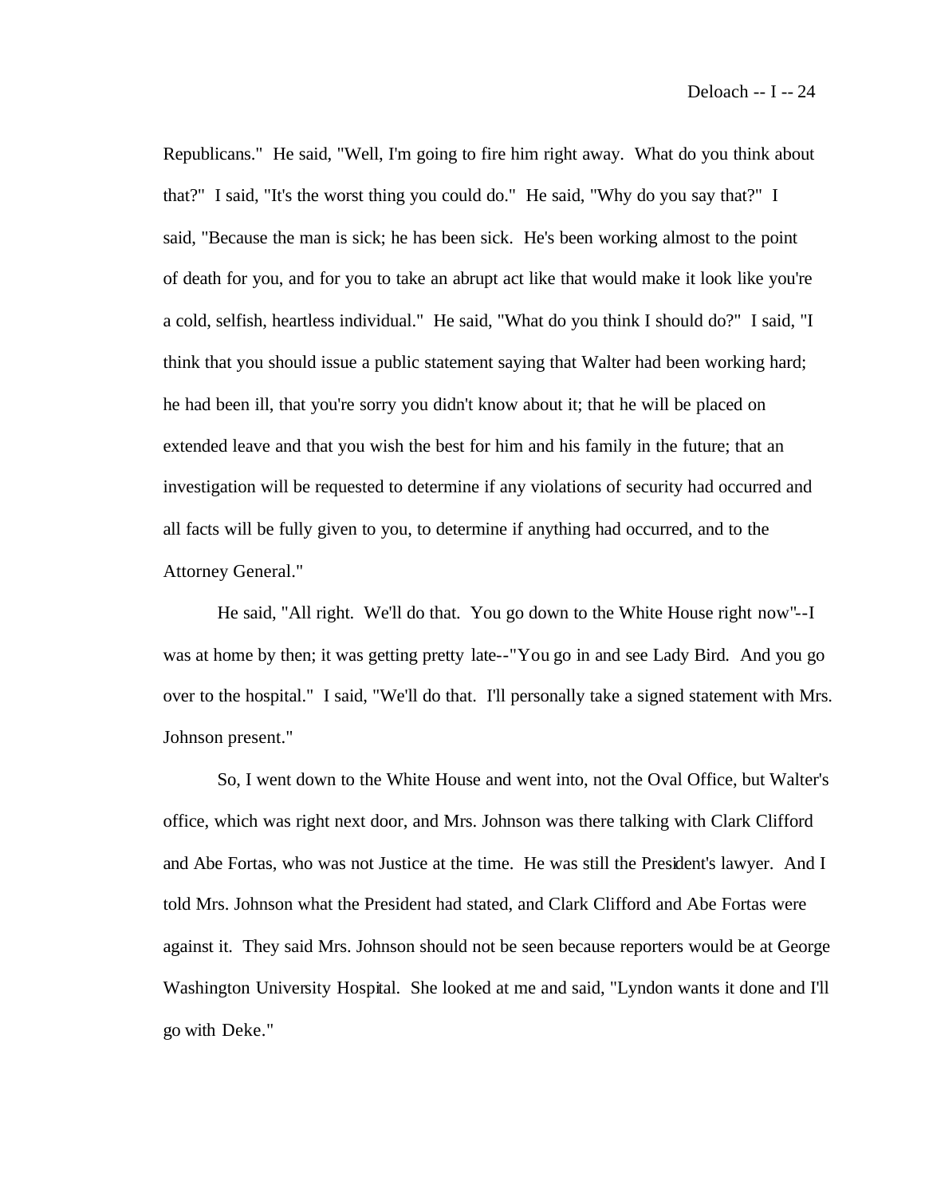Republicans." He said, "Well, I'm going to fire him right away. What do you think about that?" I said, "It's the worst thing you could do." He said, "Why do you say that?" I said, "Because the man is sick; he has been sick. He's been working almost to the point of death for you, and for you to take an abrupt act like that would make it look like you're a cold, selfish, heartless individual." He said, "What do you think I should do?" I said, "I think that you should issue a public statement saying that Walter had been working hard; he had been ill, that you're sorry you didn't know about it; that he will be placed on extended leave and that you wish the best for him and his family in the future; that an investigation will be requested to determine if any violations of security had occurred and all facts will be fully given to you, to determine if anything had occurred, and to the Attorney General."

He said, "All right. We'll do that. You go down to the White House right now"--I was at home by then; it was getting pretty late--"You go in and see Lady Bird. And you go over to the hospital." I said, "We'll do that. I'll personally take a signed statement with Mrs. Johnson present."

So, I went down to the White House and went into, not the Oval Office, but Walter's office, which was right next door, and Mrs. Johnson was there talking with Clark Clifford and Abe Fortas, who was not Justice at the time. He was still the President's lawyer. And I told Mrs. Johnson what the President had stated, and Clark Clifford and Abe Fortas were against it. They said Mrs. Johnson should not be seen because reporters would be at George Washington University Hospital. She looked at me and said, "Lyndon wants it done and I'll go with Deke."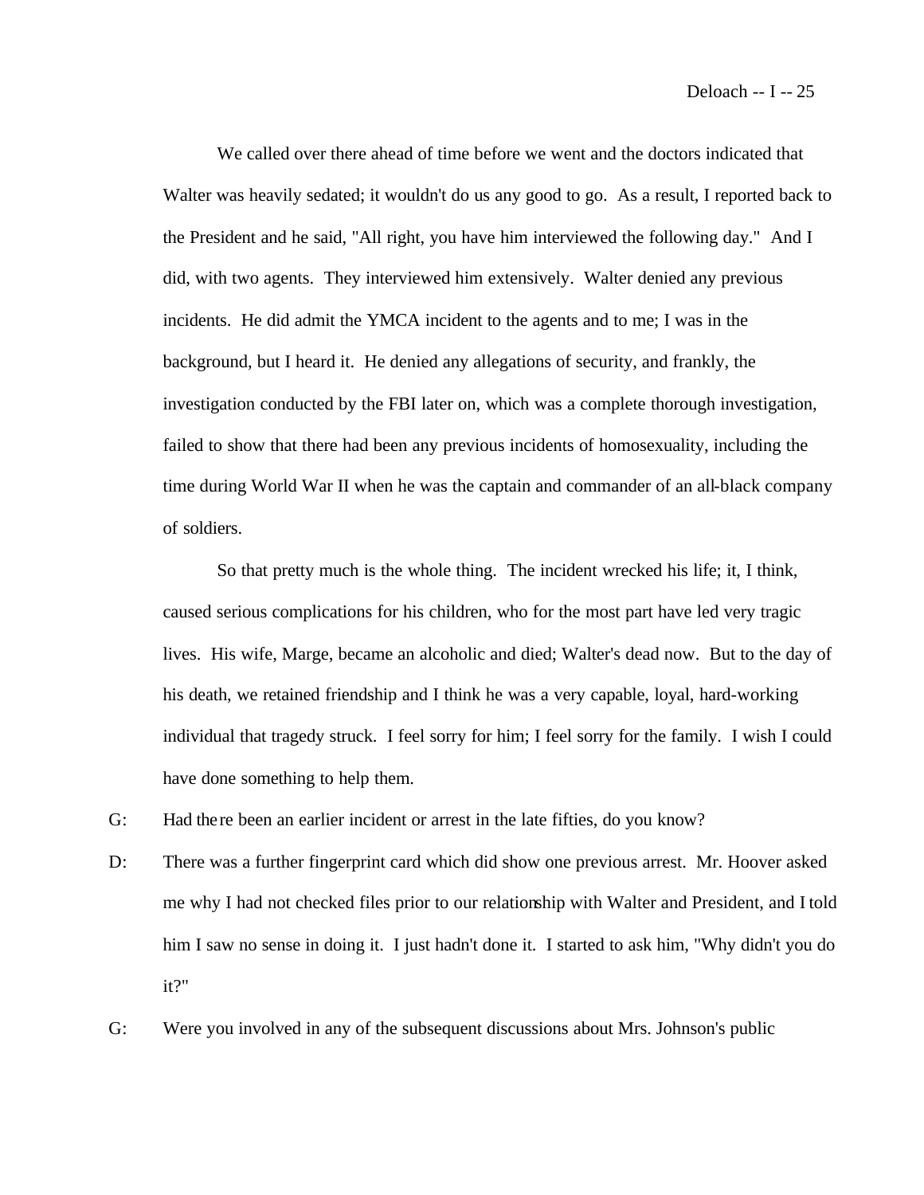We called over there ahead of time before we went and the doctors indicated that Walter was heavily sedated; it wouldn't do us any good to go. As a result, I reported back to the President and he said, "All right, you have him interviewed the following day." And I did, with two agents. They interviewed him extensively. Walter denied any previous incidents. He did admit the YMCA incident to the agents and to me; I was in the background, but I heard it. He denied any allegations of security, and frankly, the investigation conducted by the FBI later on, which was a complete thorough investigation, failed to show that there had been any previous incidents of homosexuality, including the time during World War II when he was the captain and commander of an all-black company of soldiers.

So that pretty much is the whole thing. The incident wrecked his life; it, I think, caused serious complications for his children, who for the most part have led very tragic lives. His wife, Marge, became an alcoholic and died; Walter's dead now. But to the day of his death, we retained friendship and I think he was a very capable, loyal, hard-working individual that tragedy struck. I feel sorry for him; I feel sorry for the family. I wish I could have done something to help them.

G: Had there been an earlier incident or arrest in the late fifties, do you know?

D: There was a further fingerprint card which did show one previous arrest. Mr. Hoover asked me why I had not checked files prior to our relationship with Walter and President, and I told him I saw no sense in doing it. I just hadn't done it. I started to ask him, "Why didn't you do it?"

G: Were you involved in any of the subsequent discussions about Mrs. Johnson's public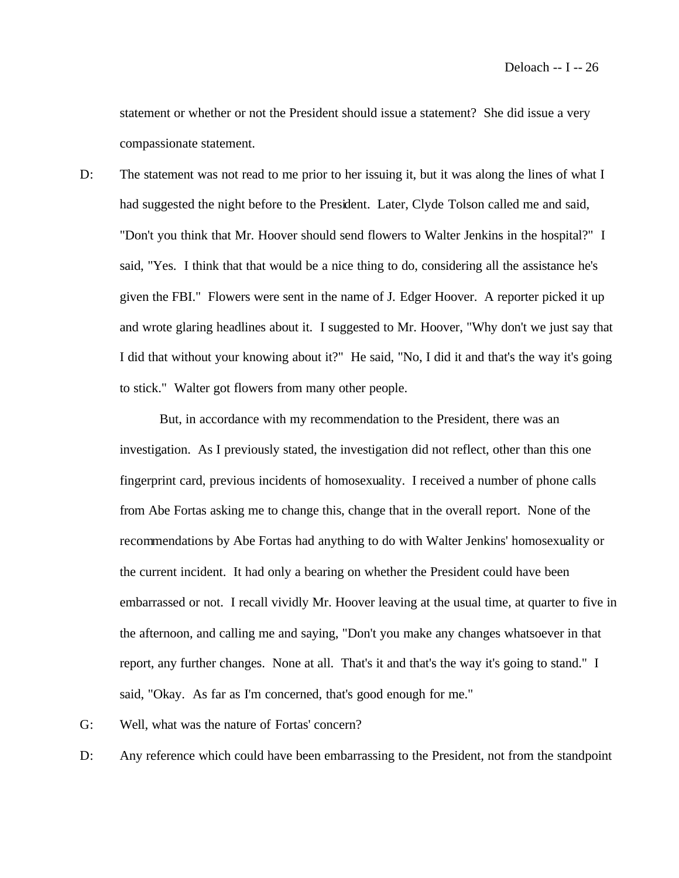statement or whether or not the President should issue a statement? She did issue a very compassionate statement.

D: The statement was not read to me prior to her issuing it, but it was along the lines of what I had suggested the night before to the President. Later, Clyde Tolson called me and said, "Don't you think that Mr. Hoover should send flowers to Walter Jenkins in the hospital?" I said, "Yes. I think that that would be a nice thing to do, considering all the assistance he's given the FBI." Flowers were sent in the name of J. Edger Hoover. A reporter picked it up and wrote glaring headlines about it. I suggested to Mr. Hoover, "Why don't we just say that I did that without your knowing about it?" He said, "No, I did it and that's the way it's going to stick." Walter got flowers from many other people.

But, in accordance with my recommendation to the President, there was an investigation. As I previously stated, the investigation did not reflect, other than this one fingerprint card, previous incidents of homosexuality. I received a number of phone calls from Abe Fortas asking me to change this, change that in the overall report. None of the recommendations by Abe Fortas had anything to do with Walter Jenkins' homosexuality or the current incident. It had only a bearing on whether the President could have been embarrassed or not. I recall vividly Mr. Hoover leaving at the usual time, at quarter to five in the afternoon, and calling me and saying, "Don't you make any changes whatsoever in that report, any further changes. None at all. That's it and that's the way it's going to stand." I said, "Okay. As far as I'm concerned, that's good enough for me."

G: Well, what was the nature of Fortas' concern?

D: Any reference which could have been embarrassing to the President, not from the standpoint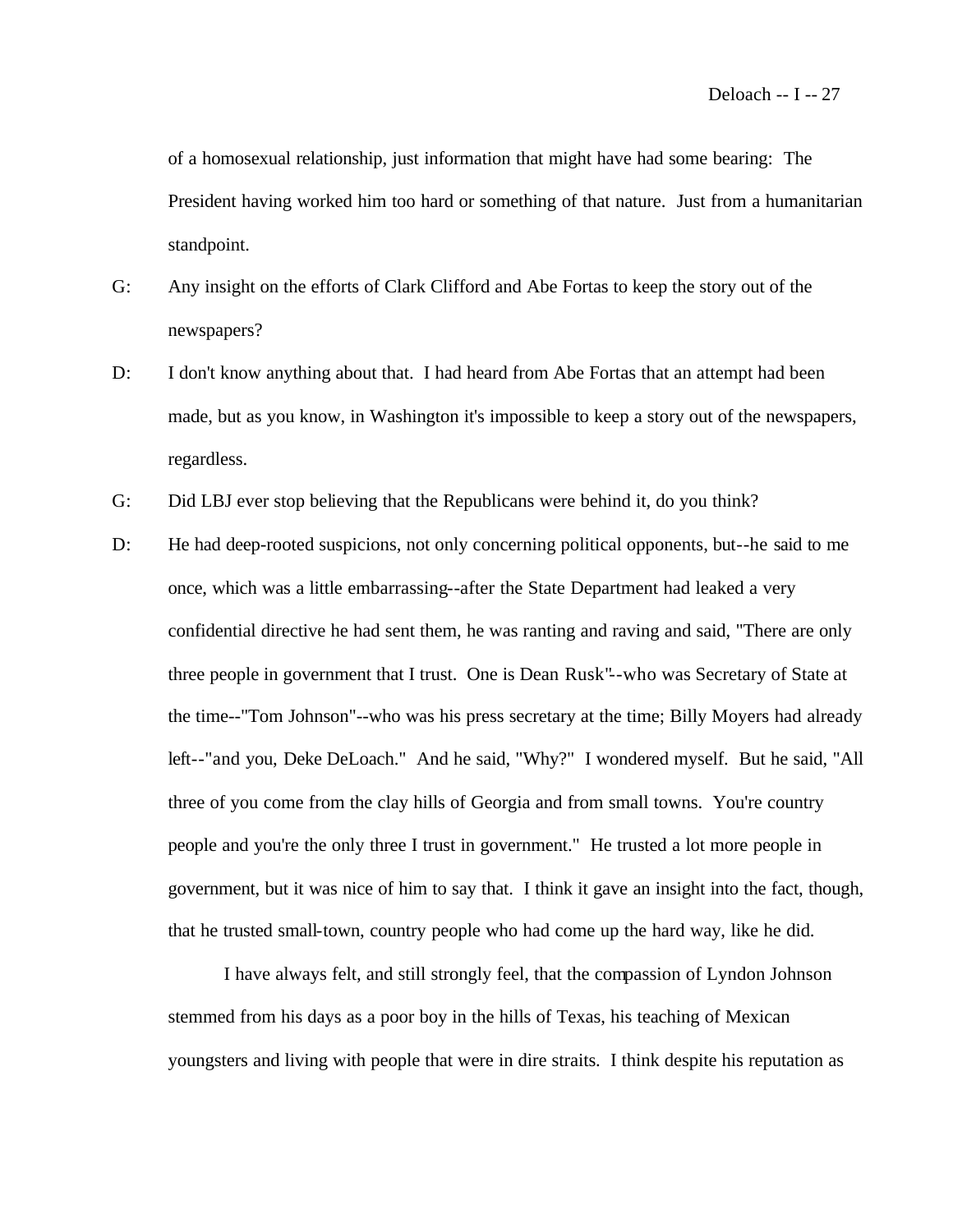of a homosexual relationship, just information that might have had some bearing: The President having worked him too hard or something of that nature. Just from a humanitarian standpoint.

G: Any insight on the efforts of Clark Clifford and Abe Fortas to keep the story out of the newspapers?

D: I don't know anything about that. I had heard from Abe Fortas that an attempt had been made, but as you know, in Washington it's impossible to keep a story out of the newspapers, regardless.

G: Did LBJ ever stop believing that the Republicans were behind it, do you think?

D: He had deep-rooted suspicions, not only concerning political opponents, but--he said to me once, which was a little embarrassing--after the State Department had leaked a very confidential directive he had sent them, he was ranting and raving and said, "There are only three people in government that I trust. One is Dean Rusk"--who was Secretary of State at the time--"Tom Johnson"--who was his press secretary at the time; Billy Moyers had already left--"and you, Deke DeLoach." And he said, "Why?" I wondered myself. But he said, "All three of you come from the clay hills of Georgia and from small towns. You're country people and you're the only three I trust in government." He trusted a lot more people in government, but it was nice of him to say that. I think it gave an insight into the fact, though, that he trusted small-town, country people who had come up the hard way, like he did.

I have always felt, and still strongly feel, that the compassion of Lyndon Johnson stemmed from his days as a poor boy in the hills of Texas, his teaching of Mexican youngsters and living with people that were in dire straits. I think despite his reputation as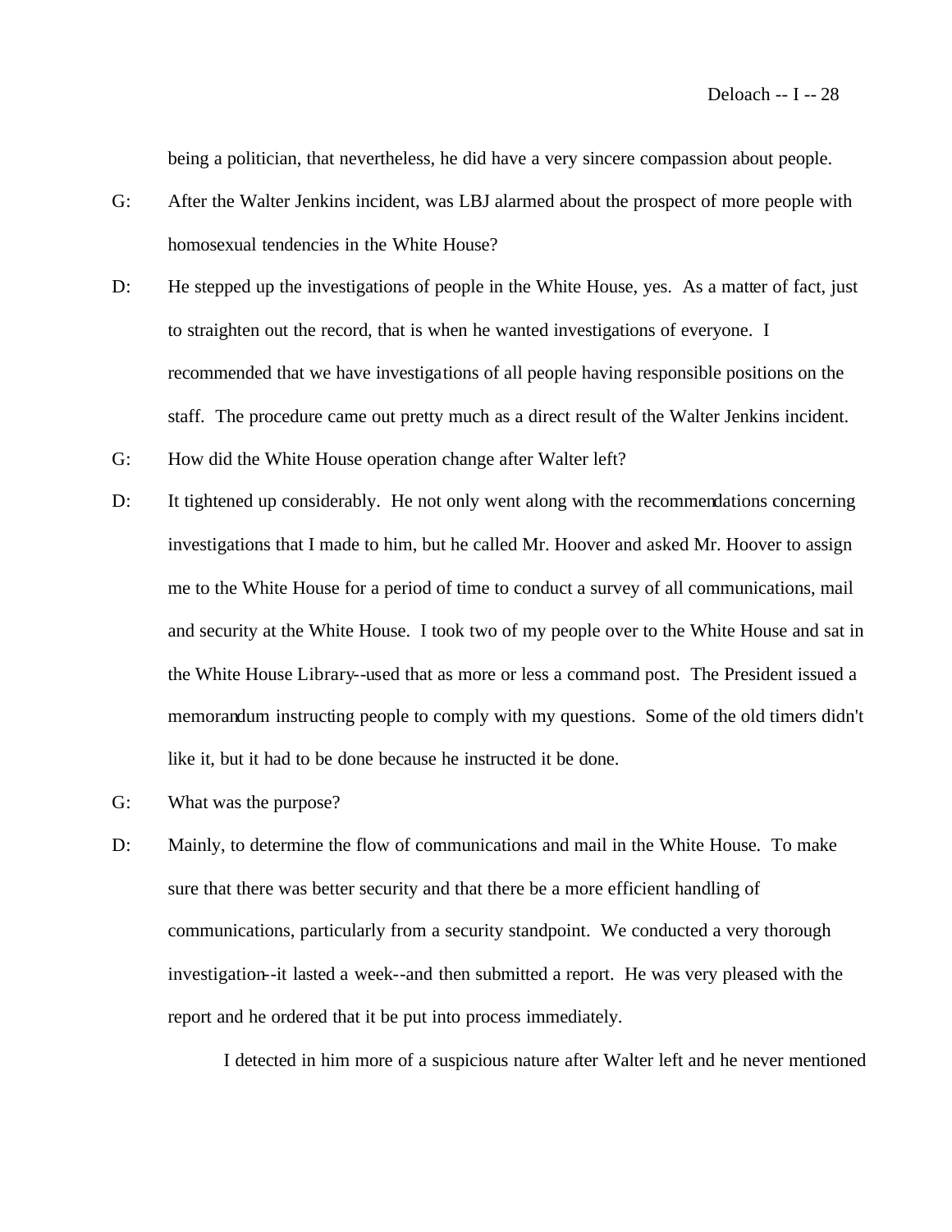being a politician, that nevertheless, he did have a very sincere compassion about people.

G: After the Walter Jenkins incident, was LBJ alarmed about the prospect of more people with homosexual tendencies in the White House?

D: He stepped up the investigations of people in the White House, yes. As a matter of fact, just to straighten out the record, that is when he wanted investigations of everyone. I recommended that we have investigations of all people having responsible positions on the staff. The procedure came out pretty much as a direct result of the Walter Jenkins incident.

G: How did the White House operation change after Walter left?

D: It tightened up considerably. He not only went along with the recommendations concerning investigations that I made to him, but he called Mr. Hoover and asked Mr. Hoover to assign me to the White House for a period of time to conduct a survey of all communications, mail and security at the White House. I took two of my people over to the White House and sat in the White House Library--used that as more or less a command post. The President issued a memorandum instructing people to comply with my questions. Some of the old timers didn't like it, but it had to be done because he instructed it be done.

G: What was the purpose?

D: Mainly, to determine the flow of communications and mail in the White House. To make sure that there was better security and that there be a more efficient handling of communications, particularly from a security standpoint. We conducted a very thorough investigation--it lasted a week--and then submitted a report. He was very pleased with the report and he ordered that it be put into process immediately.

I detected in him more of a suspicious nature after Walter left and he never mentioned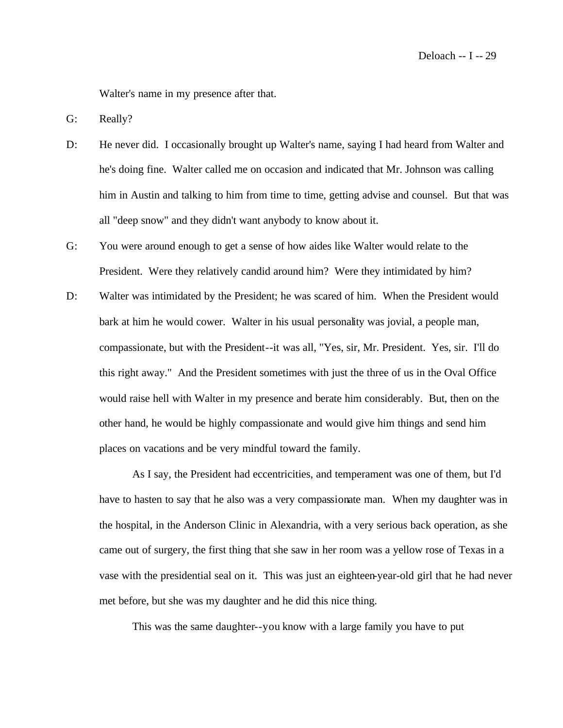Walter's name in my presence after that.

G: Really?

D: He never did. I occasionally brought up Walter's name, saying I had heard from Walter and he's doing fine. Walter called me on occasion and indicated that Mr. Johnson was calling him in Austin and talking to him from time to time, getting advise and counsel. But that was all "deep snow" and they didn't want anybody to know about it.

G: You were around enough to get a sense of how aides like Walter would relate to the President. Were they relatively candid around him? Were they intimidated by him?

D: Walter was intimidated by the President; he was scared of him. When the President would bark at him he would cower. Walter in his usual personality was jovial, a people man, compassionate, but with the President--it was all, "Yes, sir, Mr. President. Yes, sir. I'll do this right away." And the President sometimes with just the three of us in the Oval Office would raise hell with Walter in my presence and berate him considerably. But, then on the other hand, he would be highly compassionate and would give him things and send him places on vacations and be very mindful toward the family.

As I say, the President had eccentricities, and temperament was one of them, but I'd have to hasten to say that he also was a very compassionate man. When my daughter was in the hospital, in the Anderson Clinic in Alexandria, with a very serious back operation, as she came out of surgery, the first thing that she saw in her room was a yellow rose of Texas in a vase with the presidential seal on it. This was just an eighteen-year-old girl that he had never met before, but she was my daughter and he did this nice thing.

This was the same daughter--you know with a large family you have to put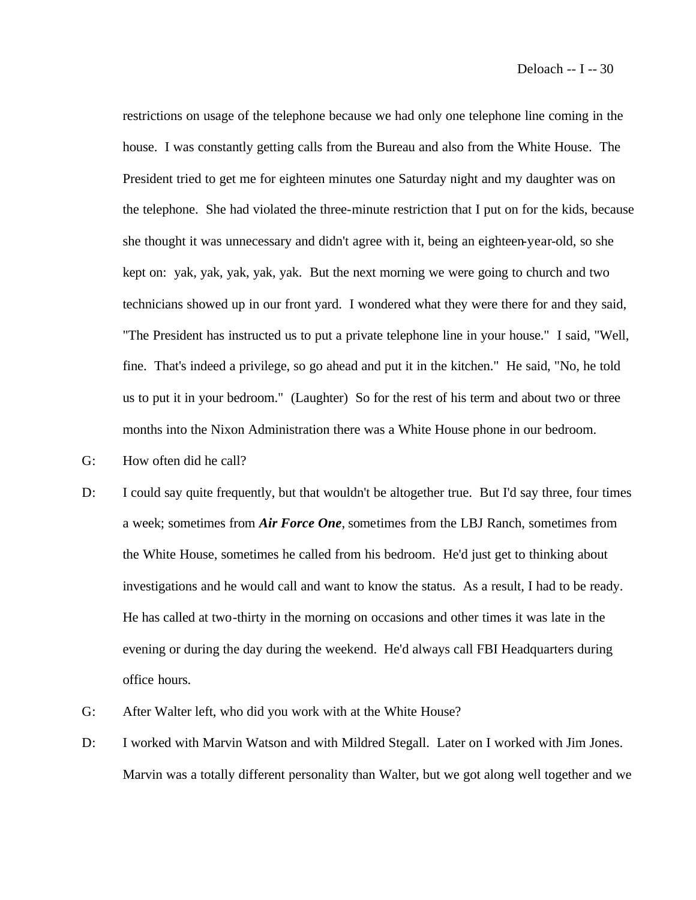restrictions on usage of the telephone because we had only one telephone line coming in the house. I was constantly getting calls from the Bureau and also from the White House. The President tried to get me for eighteen minutes one Saturday night and my daughter was on the telephone. She had violated the three-minute restriction that I put on for the kids, because she thought it was unnecessary and didn't agree with it, being an eighteen-year-old, so she kept on: yak, yak, yak, yak, yak. But the next morning we were going to church and two technicians showed up in our front yard. I wondered what they were there for and they said, "The President has instructed us to put a private telephone line in your house." I said, "Well, fine. That's indeed a privilege, so go ahead and put it in the kitchen." He said, "No, he told us to put it in your bedroom." (Laughter) So for the rest of his term and about two or three months into the Nixon Administration there was a White House phone in our bedroom.

G: How often did he call?

D: I could say quite frequently, but that wouldn't be altogether true. But I'd say three, four times a week; sometimes from ***Air Force One***, sometimes from the LBJ Ranch, sometimes from the White House, sometimes he called from his bedroom. He'd just get to thinking about investigations and he would call and want to know the status. As a result, I had to be ready. He has called at two-thirty in the morning on occasions and other times it was late in the evening or during the day during the weekend. He'd always call FBI Headquarters during office hours.

G: After Walter left, who did you work with at the White House?

D: I worked with Marvin Watson and with Mildred Stegall. Later on I worked with Jim Jones. Marvin was a totally different personality than Walter, but we got along well together and we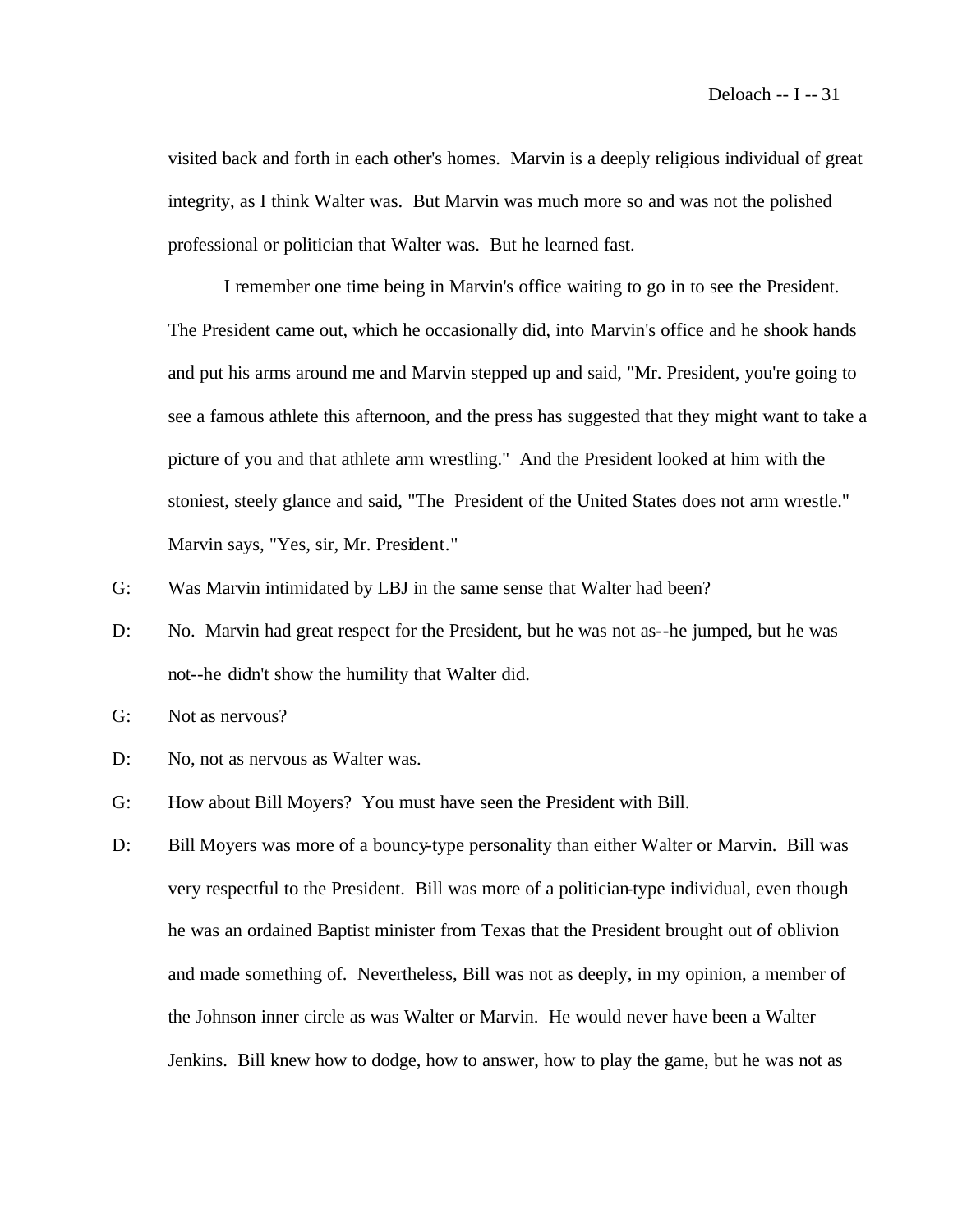visited back and forth in each other's homes. Marvin is a deeply religious individual of great integrity, as I think Walter was. But Marvin was much more so and was not the polished professional or politician that Walter was. But he learned fast.

I remember one time being in Marvin's office waiting to go in to see the President. The President came out, which he occasionally did, into Marvin's office and he shook hands and put his arms around me and Marvin stepped up and said, "Mr. President, you're going to see a famous athlete this afternoon, and the press has suggested that they might want to take a picture of you and that athlete arm wrestling." And the President looked at him with the stoniest, steely glance and said, "The President of the United States does not arm wrestle." Marvin says, "Yes, sir, Mr. President."

G: Was Marvin intimidated by LBJ in the same sense that Walter had been?

D: No. Marvin had great respect for the President, but he was not as--he jumped, but he was not--he didn't show the humility that Walter did.

G: Not as nervous?

D: No, not as nervous as Walter was.

G: How about Bill Moyers? You must have seen the President with Bill.

D: Bill Moyers was more of a bouncy-type personality than either Walter or Marvin. Bill was very respectful to the President. Bill was more of a politician-type individual, even though he was an ordained Baptist minister from Texas that the President brought out of oblivion and made something of. Nevertheless, Bill was not as deeply, in my opinion, a member of the Johnson inner circle as was Walter or Marvin. He would never have been a Walter Jenkins. Bill knew how to dodge, how to answer, how to play the game, but he was not as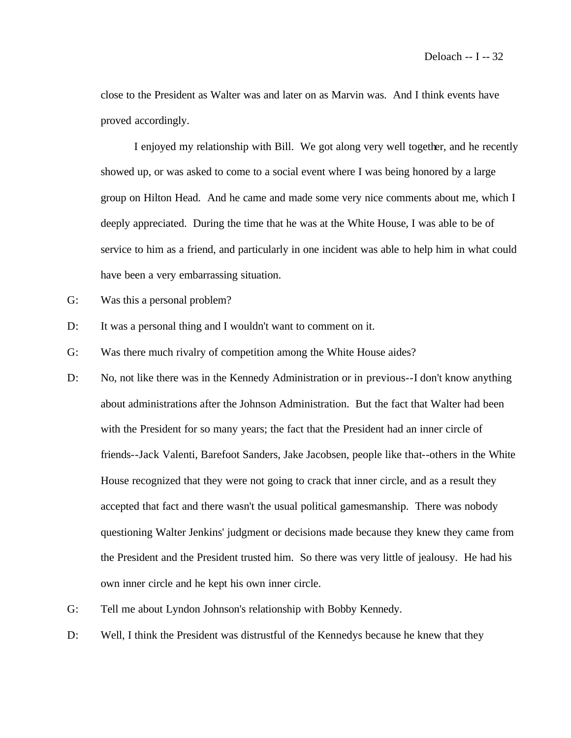close to the President as Walter was and later on as Marvin was. And I think events have proved accordingly.

I enjoyed my relationship with Bill. We got along very well together, and he recently showed up, or was asked to come to a social event where I was being honored by a large group on Hilton Head. And he came and made some very nice comments about me, which I deeply appreciated. During the time that he was at the White House, I was able to be of service to him as a friend, and particularly in one incident was able to help him in what could have been a very embarrassing situation.

G: Was this a personal problem?

D: It was a personal thing and I wouldn't want to comment on it.

G: Was there much rivalry of competition among the White House aides?

D: No, not like there was in the Kennedy Administration or in previous--I don't know anything about administrations after the Johnson Administration. But the fact that Walter had been with the President for so many years; the fact that the President had an inner circle of friends--Jack Valenti, Barefoot Sanders, Jake Jacobsen, people like that--others in the White House recognized that they were not going to crack that inner circle, and as a result they accepted that fact and there wasn't the usual political gamesmanship. There was nobody questioning Walter Jenkins' judgment or decisions made because they knew they came from the President and the President trusted him. So there was very little of jealousy. He had his own inner circle and he kept his own inner circle.

G: Tell me about Lyndon Johnson's relationship with Bobby Kennedy.

D: Well, I think the President was distrustful of the Kennedys because he knew that they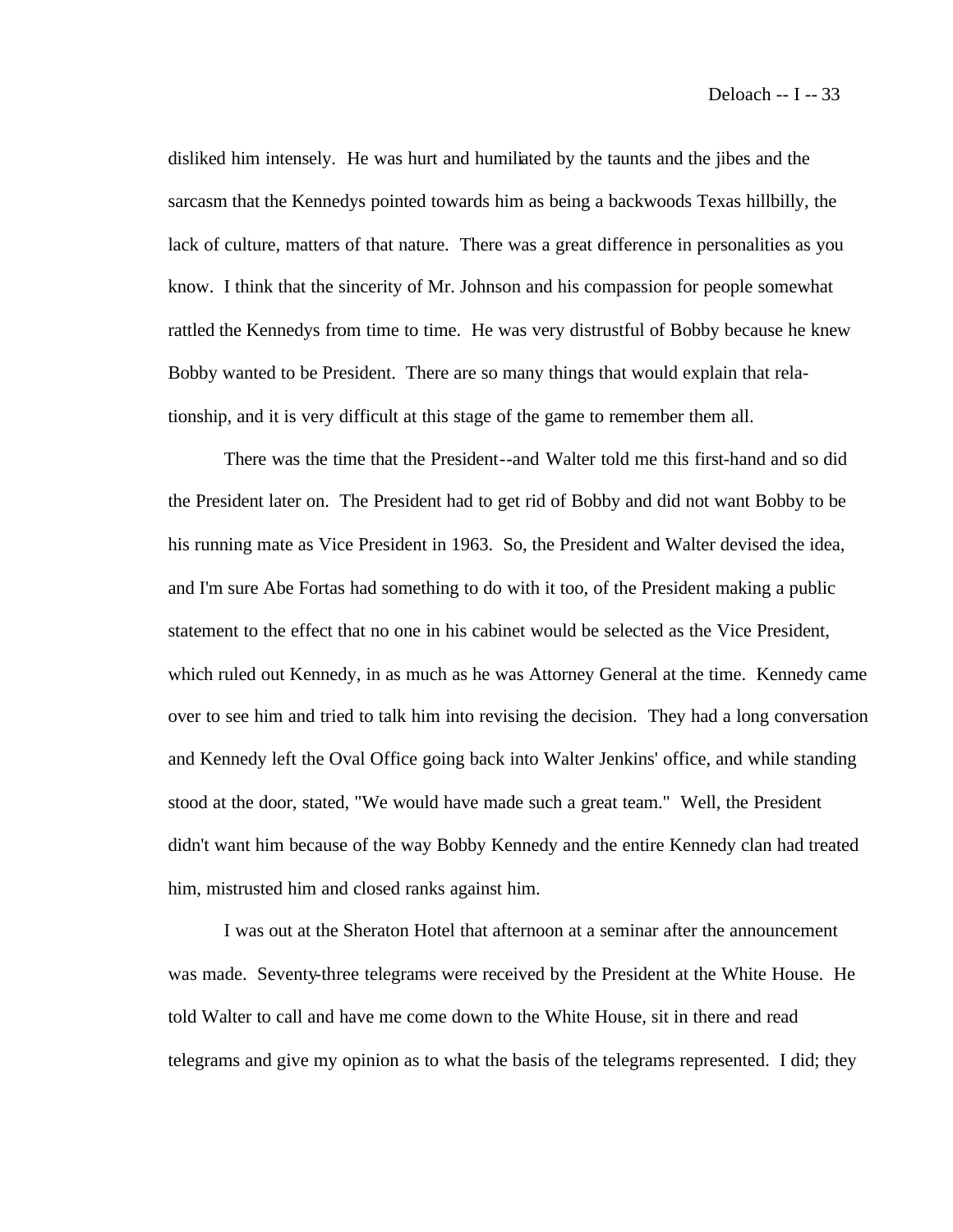disliked him intensely. He was hurt and humiliated by the taunts and the jibes and the sarcasm that the Kennedys pointed towards him as being a backwoods Texas hillbilly, the lack of culture, matters of that nature. There was a great difference in personalities as you know. I think that the sincerity of Mr. Johnson and his compassion for people somewhat rattled the Kennedys from time to time. He was very distrustful of Bobby because he knew Bobby wanted to be President. There are so many things that would explain that relationship, and it is very difficult at this stage of the game to remember them all.

There was the time that the President--and Walter told me this first-hand and so did the President later on. The President had to get rid of Bobby and did not want Bobby to be his running mate as Vice President in 1963. So, the President and Walter devised the idea, and I'm sure Abe Fortas had something to do with it too, of the President making a public statement to the effect that no one in his cabinet would be selected as the Vice President, which ruled out Kennedy, in as much as he was Attorney General at the time. Kennedy came over to see him and tried to talk him into revising the decision. They had a long conversation and Kennedy left the Oval Office going back into Walter Jenkins' office, and while standing stood at the door, stated, "We would have made such a great team." Well, the President didn't want him because of the way Bobby Kennedy and the entire Kennedy clan had treated him, mistrusted him and closed ranks against him.

I was out at the Sheraton Hotel that afternoon at a seminar after the announcement was made. Seventy-three telegrams were received by the President at the White House. He told Walter to call and have me come down to the White House, sit in there and read telegrams and give my opinion as to what the basis of the telegrams represented. I did; they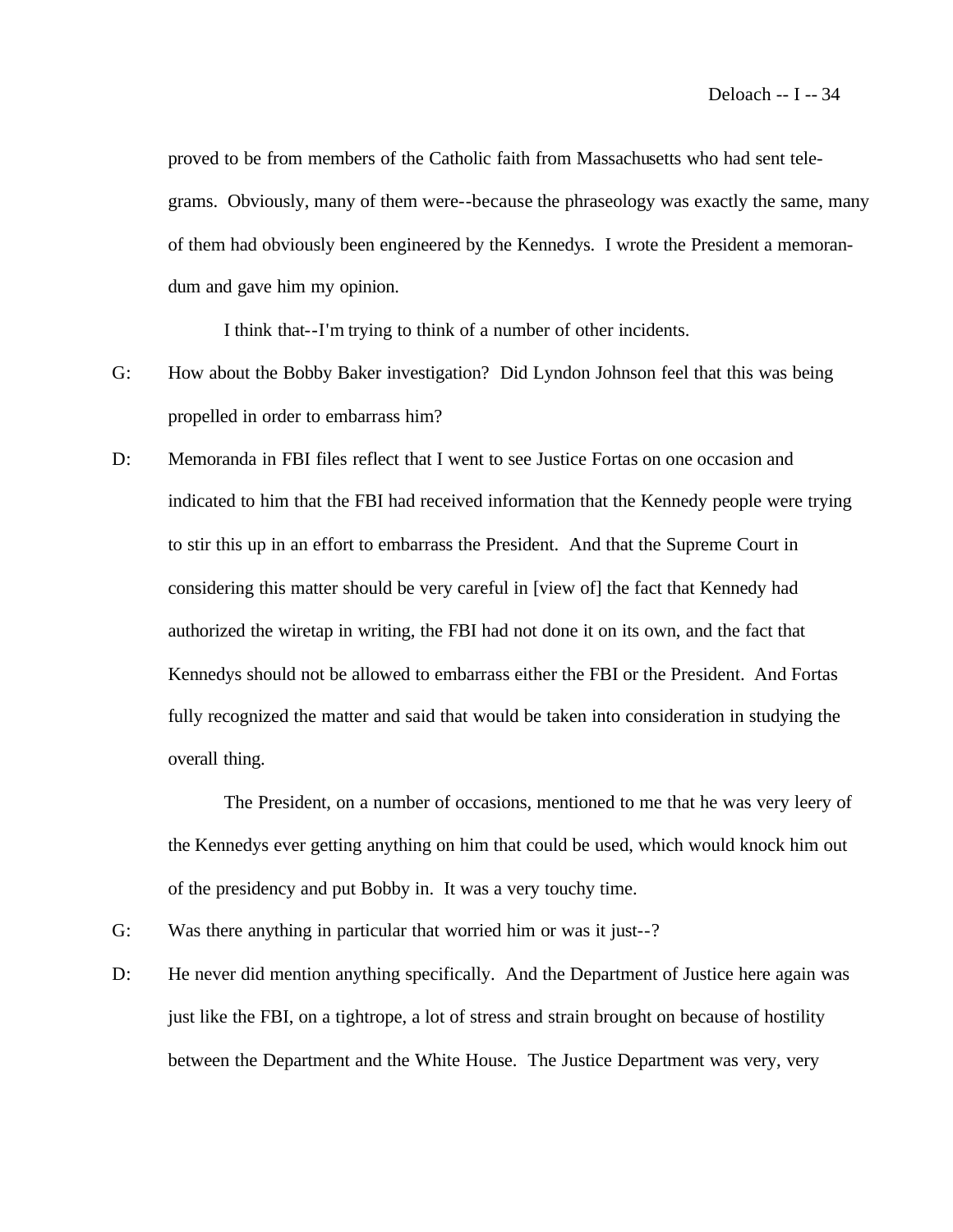proved to be from members of the Catholic faith from Massachusetts who had sent telegrams. Obviously, many of them were--because the phraseology was exactly the same, many of them had obviously been engineered by the Kennedys. I wrote the President a memorandum and gave him my opinion.

I think that--I'm trying to think of a number of other incidents.

G: How about the Bobby Baker investigation? Did Lyndon Johnson feel that this was being propelled in order to embarrass him?

D: Memoranda in FBI files reflect that I went to see Justice Fortas on one occasion and indicated to him that the FBI had received information that the Kennedy people were trying to stir this up in an effort to embarrass the President. And that the Supreme Court in considering this matter should be very careful in [view of] the fact that Kennedy had authorized the wiretap in writing, the FBI had not done it on its own, and the fact that Kennedys should not be allowed to embarrass either the FBI or the President. And Fortas fully recognized the matter and said that would be taken into consideration in studying the overall thing.

The President, on a number of occasions, mentioned to me that he was very leery of the Kennedys ever getting anything on him that could be used, which would knock him out of the presidency and put Bobby in. It was a very touchy time.

G: Was there anything in particular that worried him or was it just--?

D: He never did mention anything specifically. And the Department of Justice here again was just like the FBI, on a tightrope, a lot of stress and strain brought on because of hostility between the Department and the White House. The Justice Department was very, very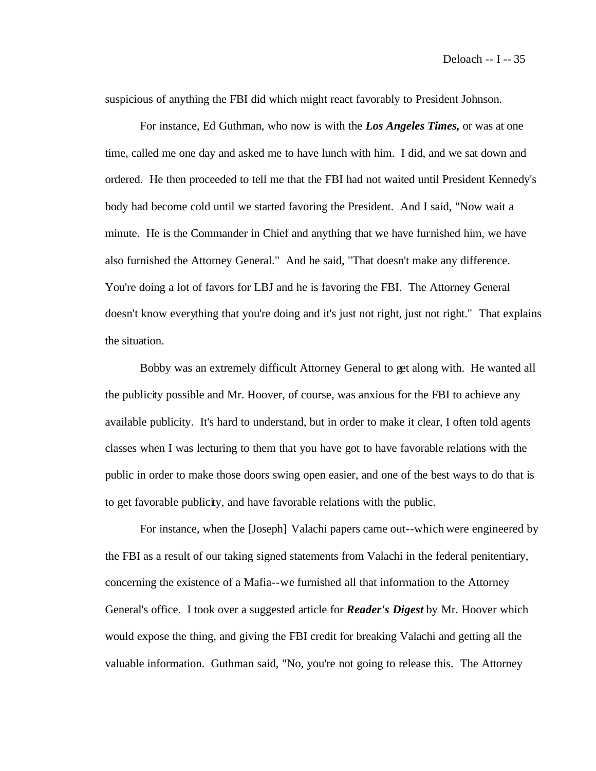suspicious of anything the FBI did which might react favorably to President Johnson.

For instance, Ed Guthman, who now is with the ***Los Angeles Times,*** or was at one time, called me one day and asked me to have lunch with him. I did, and we sat down and ordered. He then proceeded to tell me that the FBI had not waited until President Kennedy's body had become cold until we started favoring the President. And I said, "Now wait a minute. He is the Commander in Chief and anything that we have furnished him, we have also furnished the Attorney General." And he said, "That doesn't make any difference. You're doing a lot of favors for LBJ and he is favoring the FBI. The Attorney General doesn't know everything that you're doing and it's just not right, just not right." That explains the situation.

Bobby was an extremely difficult Attorney General to get along with. He wanted all the publicity possible and Mr. Hoover, of course, was anxious for the FBI to achieve any available publicity. It's hard to understand, but in order to make it clear, I often told agents classes when I was lecturing to them that you have got to have favorable relations with the public in order to make those doors swing open easier, and one of the best ways to do that is to get favorable publicity, and have favorable relations with the public.

For instance, when the [Joseph] Valachi papers came out--which were engineered by the FBI as a result of our taking signed statements from Valachi in the federal penitentiary, concerning the existence of a Mafia--we furnished all that information to the Attorney General's office. I took over a suggested article for ***Reader's Digest*** by Mr. Hoover which would expose the thing, and giving the FBI credit for breaking Valachi and getting all the valuable information. Guthman said, "No, you're not going to release this. The Attorney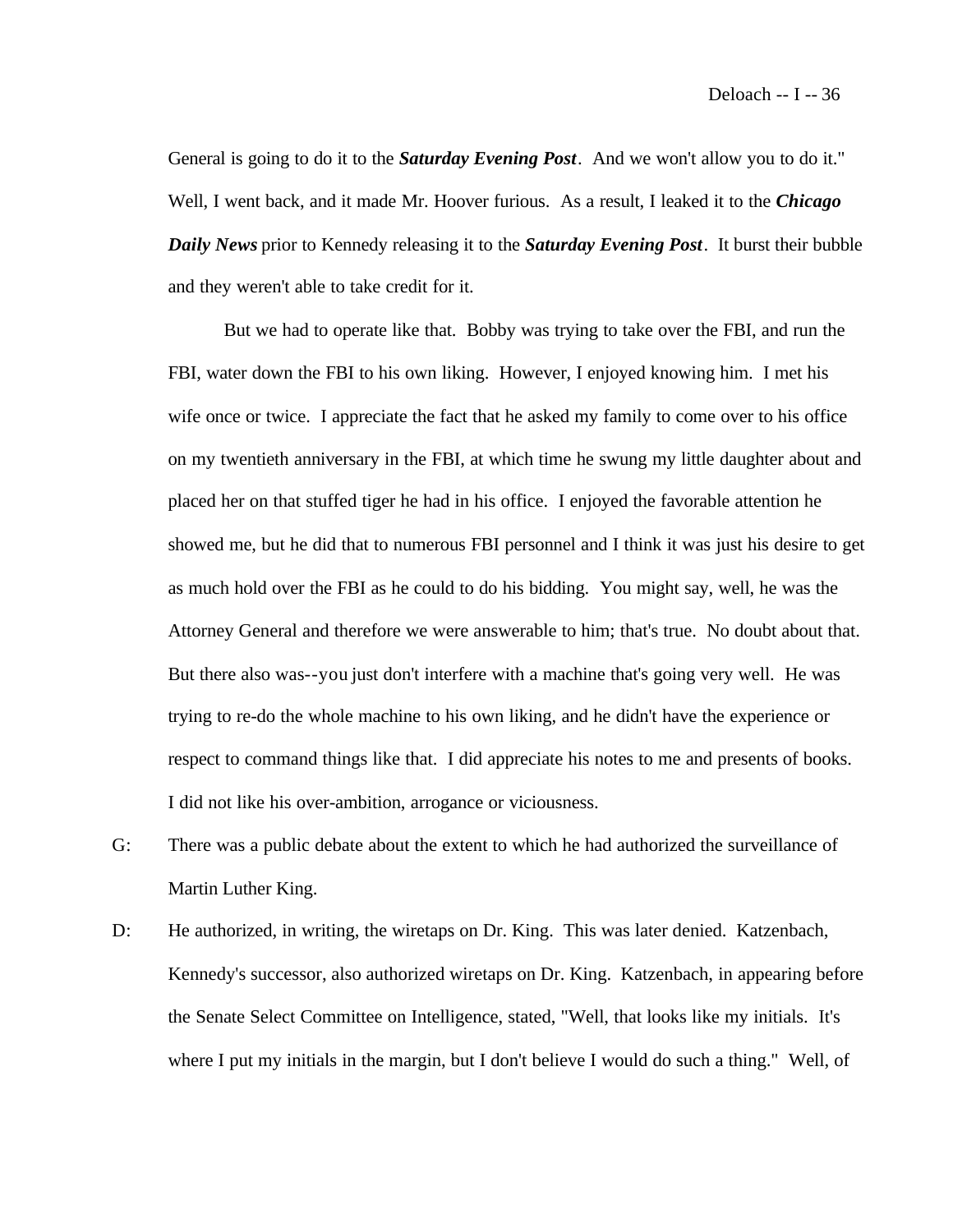General is going to do it to the ***Saturday Evening Post***. And we won't allow you to do it." Well, I went back, and it made Mr. Hoover furious. As a result, I leaked it to the ***Chicago Daily News*** prior to Kennedy releasing it to the ***Saturday Evening Post***. It burst their bubble and they weren't able to take credit for it.

But we had to operate like that. Bobby was trying to take over the FBI, and run the FBI, water down the FBI to his own liking. However, I enjoyed knowing him. I met his wife once or twice. I appreciate the fact that he asked my family to come over to his office on my twentieth anniversary in the FBI, at which time he swung my little daughter about and placed her on that stuffed tiger he had in his office. I enjoyed the favorable attention he showed me, but he did that to numerous FBI personnel and I think it was just his desire to get as much hold over the FBI as he could to do his bidding. You might say, well, he was the Attorney General and therefore we were answerable to him; that's true. No doubt about that. But there also was--you just don't interfere with a machine that's going very well. He was trying to re-do the whole machine to his own liking, and he didn't have the experience or respect to command things like that. I did appreciate his notes to me and presents of books. I did not like his over-ambition, arrogance or viciousness.

G: There was a public debate about the extent to which he had authorized the surveillance of Martin Luther King.

D: He authorized, in writing, the wiretaps on Dr. King. This was later denied. Katzenbach, Kennedy's successor, also authorized wiretaps on Dr. King. Katzenbach, in appearing before the Senate Select Committee on Intelligence, stated, "Well, that looks like my initials. It's where I put my initials in the margin, but I don't believe I would do such a thing." Well, of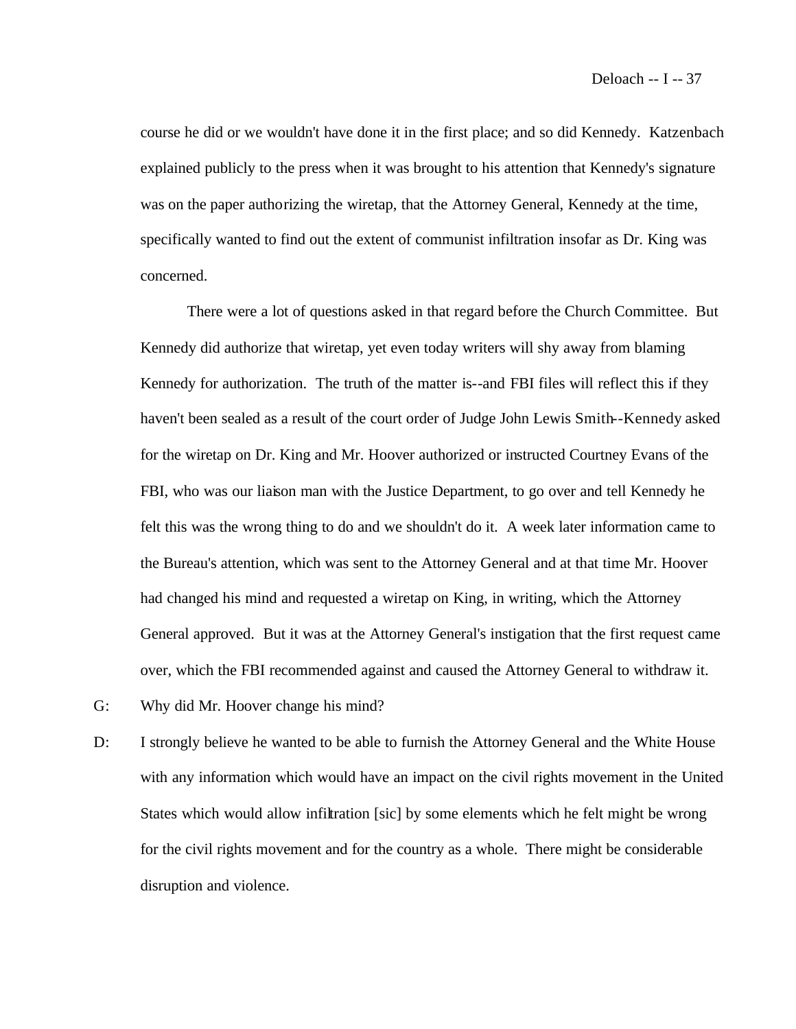course he did or we wouldn't have done it in the first place; and so did Kennedy. Katzenbach explained publicly to the press when it was brought to his attention that Kennedy's signature was on the paper authorizing the wiretap, that the Attorney General, Kennedy at the time, specifically wanted to find out the extent of communist infiltration insofar as Dr. King was concerned.

There were a lot of questions asked in that regard before the Church Committee. But Kennedy did authorize that wiretap, yet even today writers will shy away from blaming Kennedy for authorization. The truth of the matter is--and FBI files will reflect this if they haven't been sealed as a result of the court order of Judge John Lewis Smith--Kennedy asked for the wiretap on Dr. King and Mr. Hoover authorized or instructed Courtney Evans of the FBI, who was our liaison man with the Justice Department, to go over and tell Kennedy he felt this was the wrong thing to do and we shouldn't do it. A week later information came to the Bureau's attention, which was sent to the Attorney General and at that time Mr. Hoover had changed his mind and requested a wiretap on King, in writing, which the Attorney General approved. But it was at the Attorney General's instigation that the first request came over, which the FBI recommended against and caused the Attorney General to withdraw it.

G: Why did Mr. Hoover change his mind?

D: I strongly believe he wanted to be able to furnish the Attorney General and the White House with any information which would have an impact on the civil rights movement in the United States which would allow infiltration [sic] by some elements which he felt might be wrong for the civil rights movement and for the country as a whole. There might be considerable disruption and violence.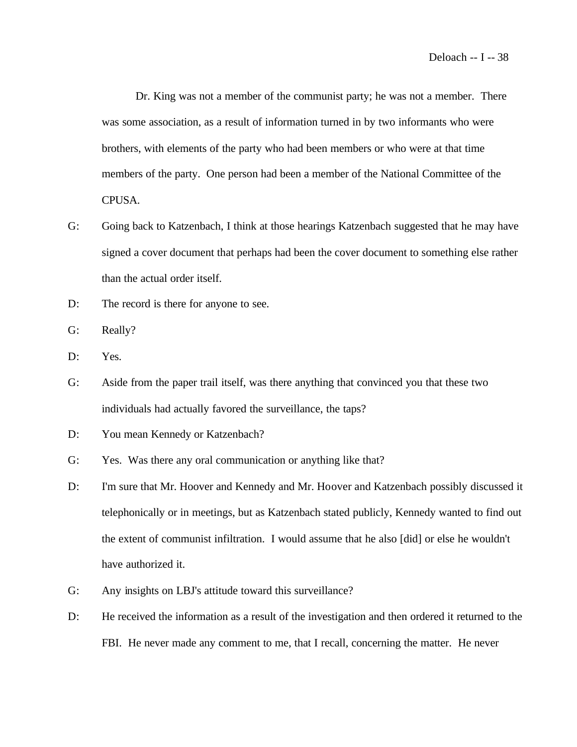Dr. King was not a member of the communist party; he was not a member. There was some association, as a result of information turned in by two informants who were brothers, with elements of the party who had been members or who were at that time members of the party. One person had been a member of the National Committee of the CPUSA.

G: Going back to Katzenbach, I think at those hearings Katzenbach suggested that he may have signed a cover document that perhaps had been the cover document to something else rather than the actual order itself.

D: The record is there for anyone to see.

G: Really?

D: Yes.

G: Aside from the paper trail itself, was there anything that convinced you that these two individuals had actually favored the surveillance, the taps?

D: You mean Kennedy or Katzenbach?

G: Yes. Was there any oral communication or anything like that?

D: I'm sure that Mr. Hoover and Kennedy and Mr. Hoover and Katzenbach possibly discussed it telephonically or in meetings, but as Katzenbach stated publicly, Kennedy wanted to find out the extent of communist infiltration. I would assume that he also [did] or else he wouldn't have authorized it.

G: Any insights on LBJ's attitude toward this surveillance?

D: He received the information as a result of the investigation and then ordered it returned to the FBI. He never made any comment to me, that I recall, concerning the matter. He never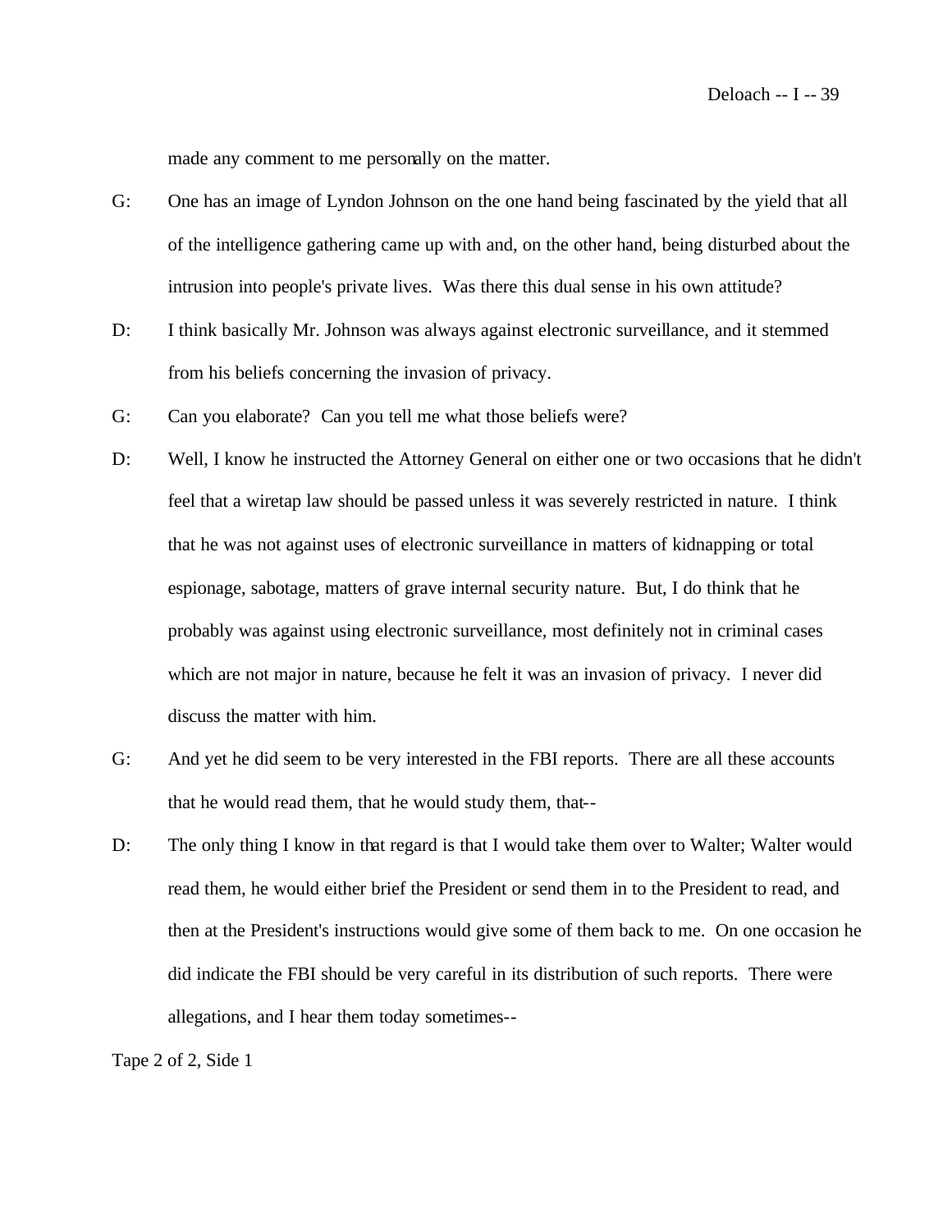made any comment to me personally on the matter.

G: One has an image of Lyndon Johnson on the one hand being fascinated by the yield that all of the intelligence gathering came up with and, on the other hand, being disturbed about the intrusion into people's private lives. Was there this dual sense in his own attitude?

D: I think basically Mr. Johnson was always against electronic surveillance, and it stemmed from his beliefs concerning the invasion of privacy.

G: Can you elaborate? Can you tell me what those beliefs were?

D: Well, I know he instructed the Attorney General on either one or two occasions that he didn't feel that a wiretap law should be passed unless it was severely restricted in nature. I think that he was not against uses of electronic surveillance in matters of kidnapping or total espionage, sabotage, matters of grave internal security nature. But, I do think that he probably was against using electronic surveillance, most definitely not in criminal cases which are not major in nature, because he felt it was an invasion of privacy. I never did discuss the matter with him.

G: And yet he did seem to be very interested in the FBI reports. There are all these accounts that he would read them, that he would study them, that--

D: The only thing I know in that regard is that I would take them over to Walter; Walter would read them, he would either brief the President or send them in to the President to read, and then at the President's instructions would give some of them back to me. On one occasion he did indicate the FBI should be very careful in its distribution of such reports. There were allegations, and I hear them today sometimes--

Tape 2 of 2, Side 1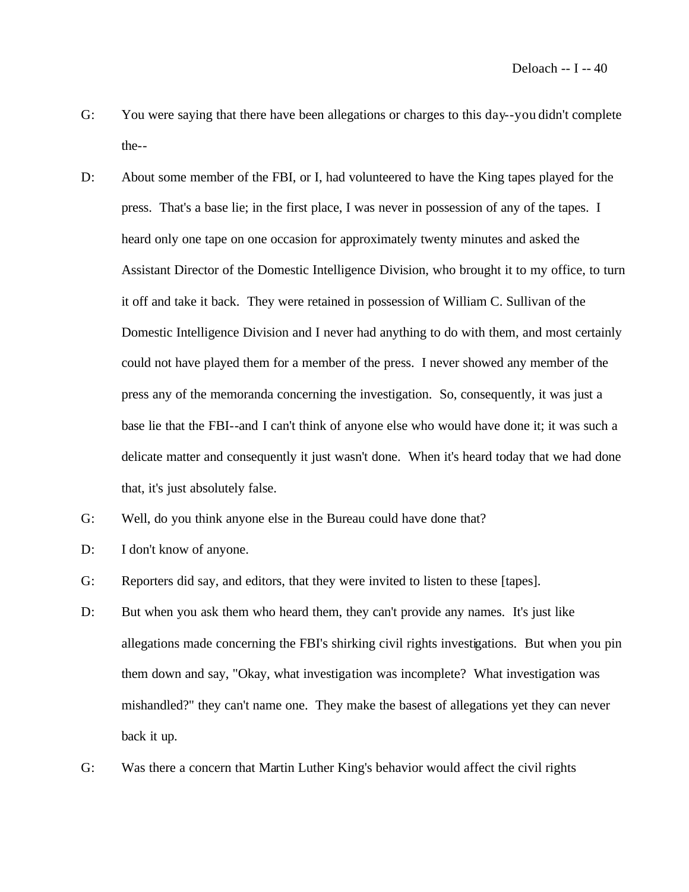G: You were saying that there have been allegations or charges to this day--you didn't complete the--

D: About some member of the FBI, or I, had volunteered to have the King tapes played for the press. That's a base lie; in the first place, I was never in possession of any of the tapes. I heard only one tape on one occasion for approximately twenty minutes and asked the Assistant Director of the Domestic Intelligence Division, who brought it to my office, to turn it off and take it back. They were retained in possession of William C. Sullivan of the Domestic Intelligence Division and I never had anything to do with them, and most certainly could not have played them for a member of the press. I never showed any member of the press any of the memoranda concerning the investigation. So, consequently, it was just a base lie that the FBI--and I can't think of anyone else who would have done it; it was such a delicate matter and consequently it just wasn't done. When it's heard today that we had done that, it's just absolutely false.

G: Well, do you think anyone else in the Bureau could have done that?

D: I don't know of anyone.

G: Reporters did say, and editors, that they were invited to listen to these [tapes].

D: But when you ask them who heard them, they can't provide any names. It's just like allegations made concerning the FBI's shirking civil rights investigations. But when you pin them down and say, "Okay, what investigation was incomplete? What investigation was mishandled?" they can't name one. They make the basest of allegations yet they can never back it up.

G: Was there a concern that Martin Luther King's behavior would affect the civil rights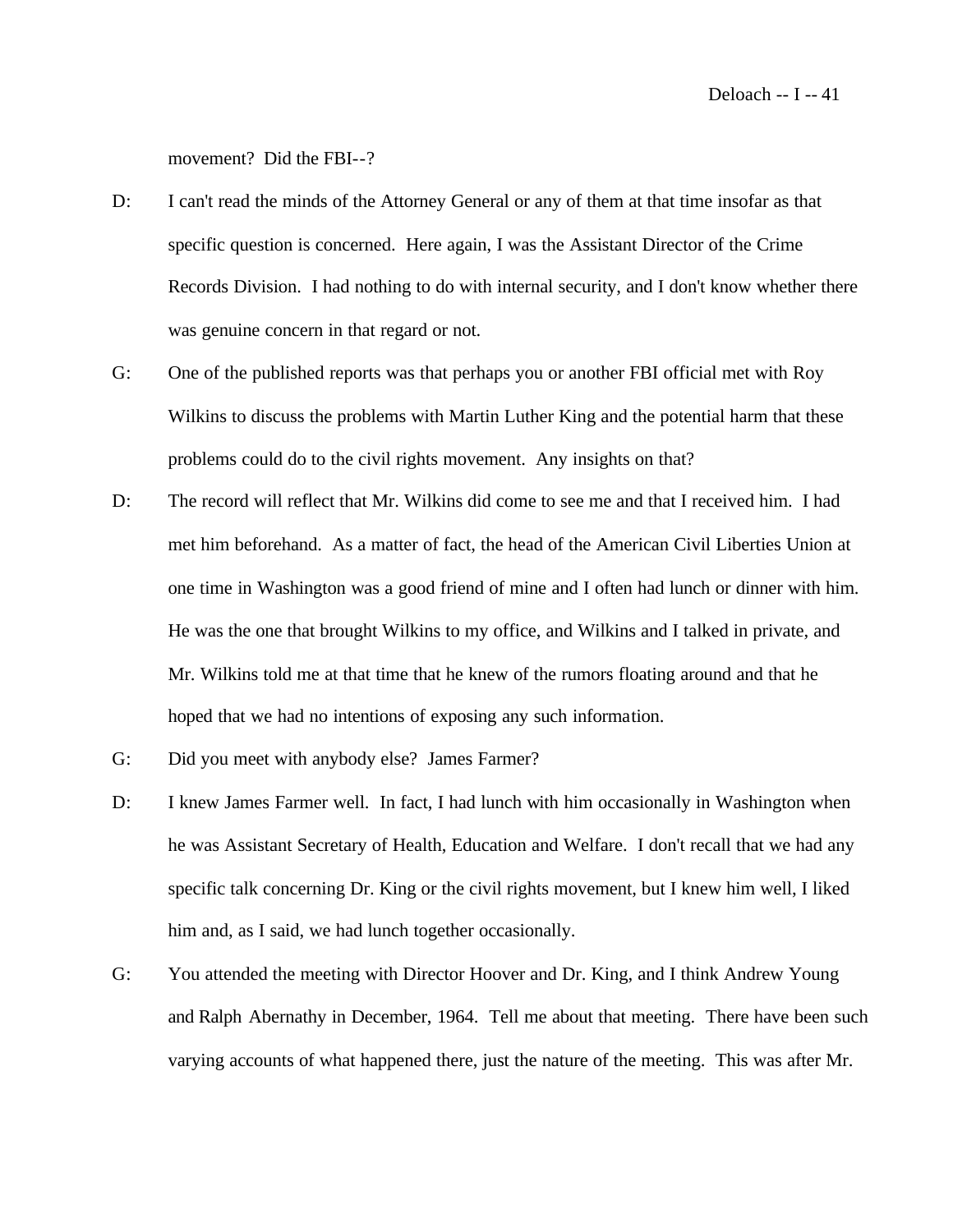movement? Did the FBI--?

D: I can't read the minds of the Attorney General or any of them at that time insofar as that specific question is concerned. Here again, I was the Assistant Director of the Crime Records Division. I had nothing to do with internal security, and I don't know whether there was genuine concern in that regard or not.

G: One of the published reports was that perhaps you or another FBI official met with Roy Wilkins to discuss the problems with Martin Luther King and the potential harm that these problems could do to the civil rights movement. Any insights on that?

D: The record will reflect that Mr. Wilkins did come to see me and that I received him. I had met him beforehand. As a matter of fact, the head of the American Civil Liberties Union at one time in Washington was a good friend of mine and I often had lunch or dinner with him. He was the one that brought Wilkins to my office, and Wilkins and I talked in private, and Mr. Wilkins told me at that time that he knew of the rumors floating around and that he hoped that we had no intentions of exposing any such information.

G: Did you meet with anybody else? James Farmer?

D: I knew James Farmer well. In fact, I had lunch with him occasionally in Washington when he was Assistant Secretary of Health, Education and Welfare. I don't recall that we had any specific talk concerning Dr. King or the civil rights movement, but I knew him well, I liked him and, as I said, we had lunch together occasionally.

G: You attended the meeting with Director Hoover and Dr. King, and I think Andrew Young and Ralph Abernathy in December, 1964. Tell me about that meeting. There have been such varying accounts of what happened there, just the nature of the meeting. This was after Mr.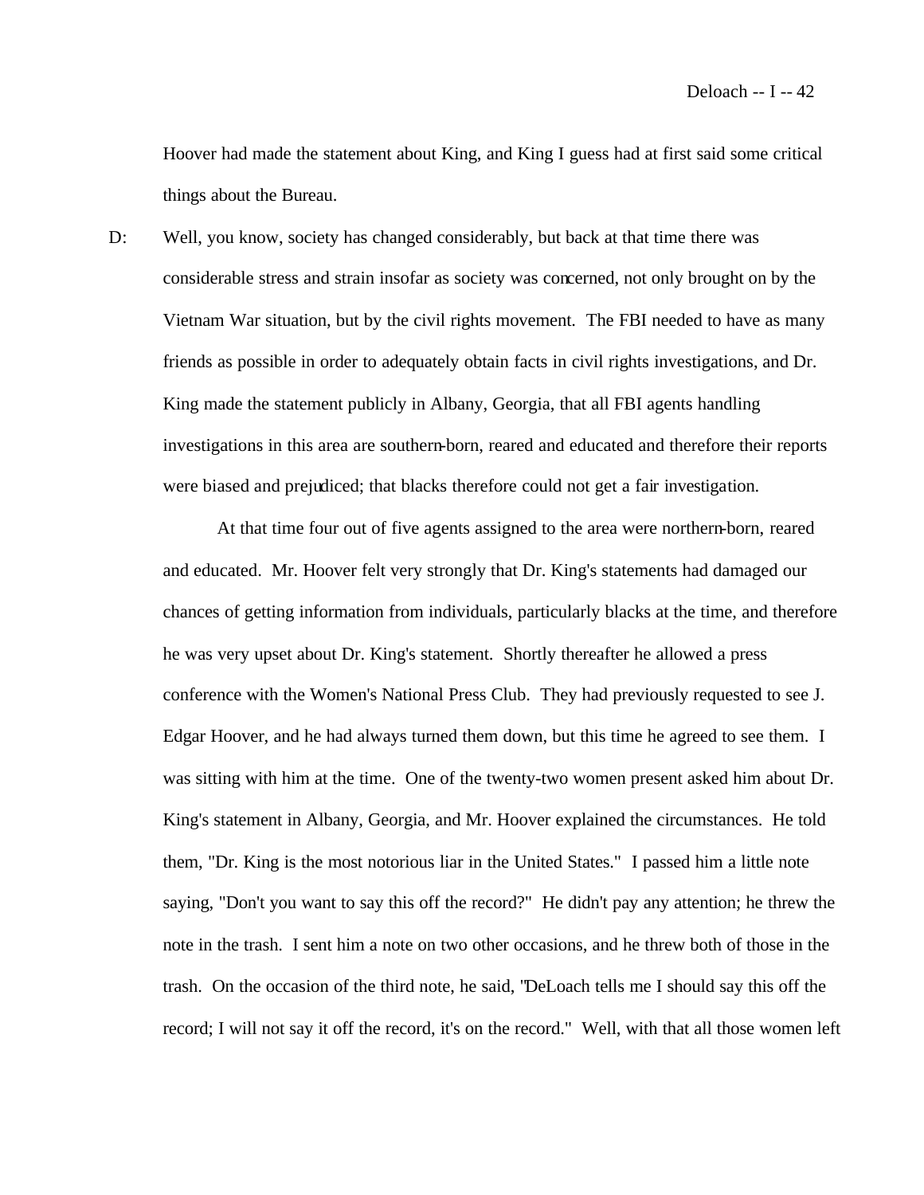Hoover had made the statement about King, and King I guess had at first said some critical things about the Bureau.

D: Well, you know, society has changed considerably, but back at that time there was considerable stress and strain insofar as society was concerned, not only brought on by the Vietnam War situation, but by the civil rights movement. The FBI needed to have as many friends as possible in order to adequately obtain facts in civil rights investigations, and Dr. King made the statement publicly in Albany, Georgia, that all FBI agents handling investigations in this area are southern-born, reared and educated and therefore their reports were biased and prejudiced; that blacks therefore could not get a fair investigation.

At that time four out of five agents assigned to the area were northern-born, reared and educated. Mr. Hoover felt very strongly that Dr. King's statements had damaged our chances of getting information from individuals, particularly blacks at the time, and therefore he was very upset about Dr. King's statement. Shortly thereafter he allowed a press conference with the Women's National Press Club. They had previously requested to see J. Edgar Hoover, and he had always turned them down, but this time he agreed to see them. I was sitting with him at the time. One of the twenty-two women present asked him about Dr. King's statement in Albany, Georgia, and Mr. Hoover explained the circumstances. He told them, "Dr. King is the most notorious liar in the United States." I passed him a little note saying, "Don't you want to say this off the record?" He didn't pay any attention; he threw the note in the trash. I sent him a note on two other occasions, and he threw both of those in the trash. On the occasion of the third note, he said, "DeLoach tells me I should say this off the record; I will not say it off the record, it's on the record." Well, with that all those women left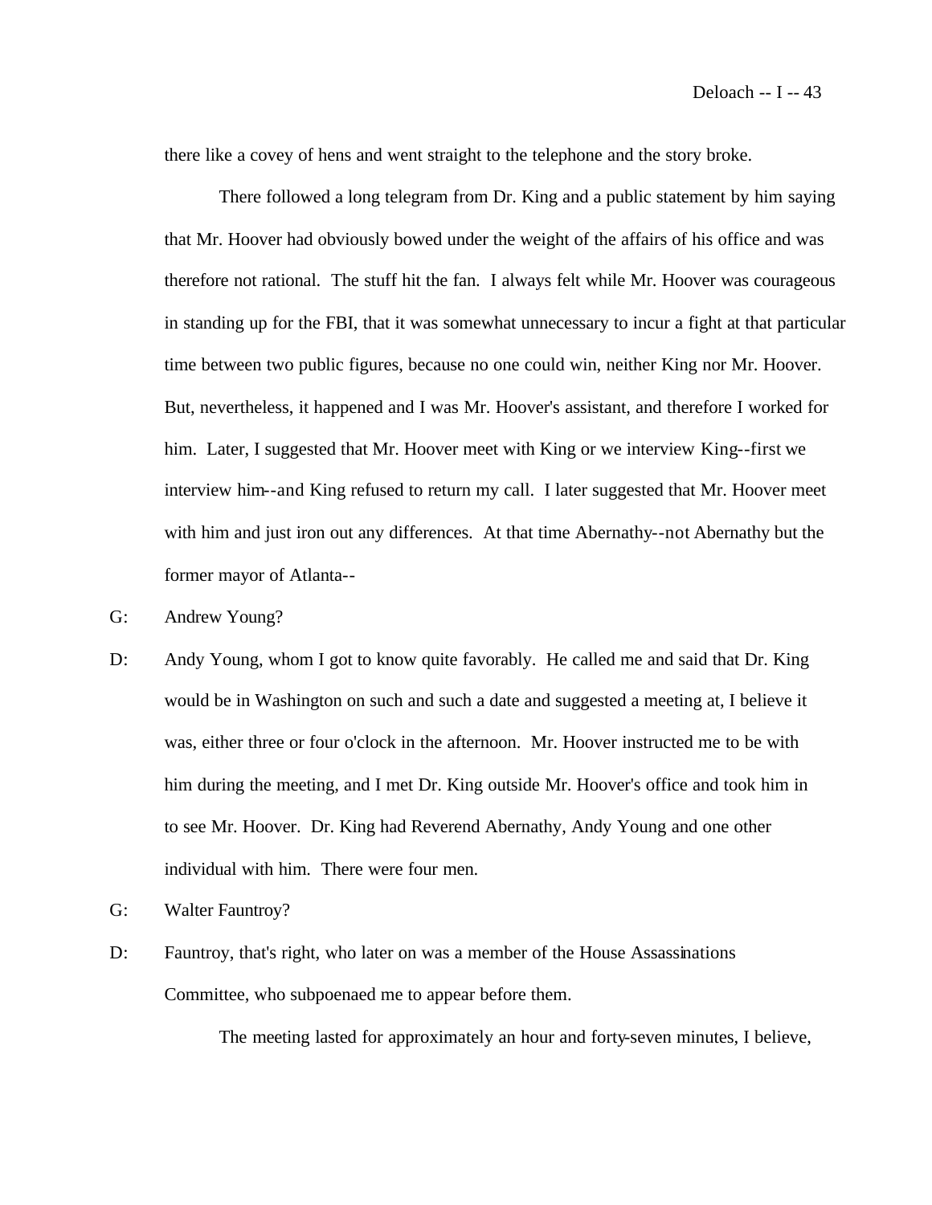there like a covey of hens and went straight to the telephone and the story broke.

There followed a long telegram from Dr. King and a public statement by him saying that Mr. Hoover had obviously bowed under the weight of the affairs of his office and was therefore not rational. The stuff hit the fan. I always felt while Mr. Hoover was courageous in standing up for the FBI, that it was somewhat unnecessary to incur a fight at that particular time between two public figures, because no one could win, neither King nor Mr. Hoover. But, nevertheless, it happened and I was Mr. Hoover's assistant, and therefore I worked for him. Later, I suggested that Mr. Hoover meet with King or we interview King--first we interview him--and King refused to return my call. I later suggested that Mr. Hoover meet with him and just iron out any differences. At that time Abernathy--not Abernathy but the former mayor of Atlanta--

G: Andrew Young?

D: Andy Young, whom I got to know quite favorably. He called me and said that Dr. King would be in Washington on such and such a date and suggested a meeting at, I believe it was, either three or four o'clock in the afternoon. Mr. Hoover instructed me to be with him during the meeting, and I met Dr. King outside Mr. Hoover's office and took him in to see Mr. Hoover. Dr. King had Reverend Abernathy, Andy Young and one other individual with him. There were four men.

G: Walter Fauntroy?

D: Fauntroy, that's right, who later on was a member of the House Assassinations Committee, who subpoenaed me to appear before them.

The meeting lasted for approximately an hour and forty-seven minutes, I believe,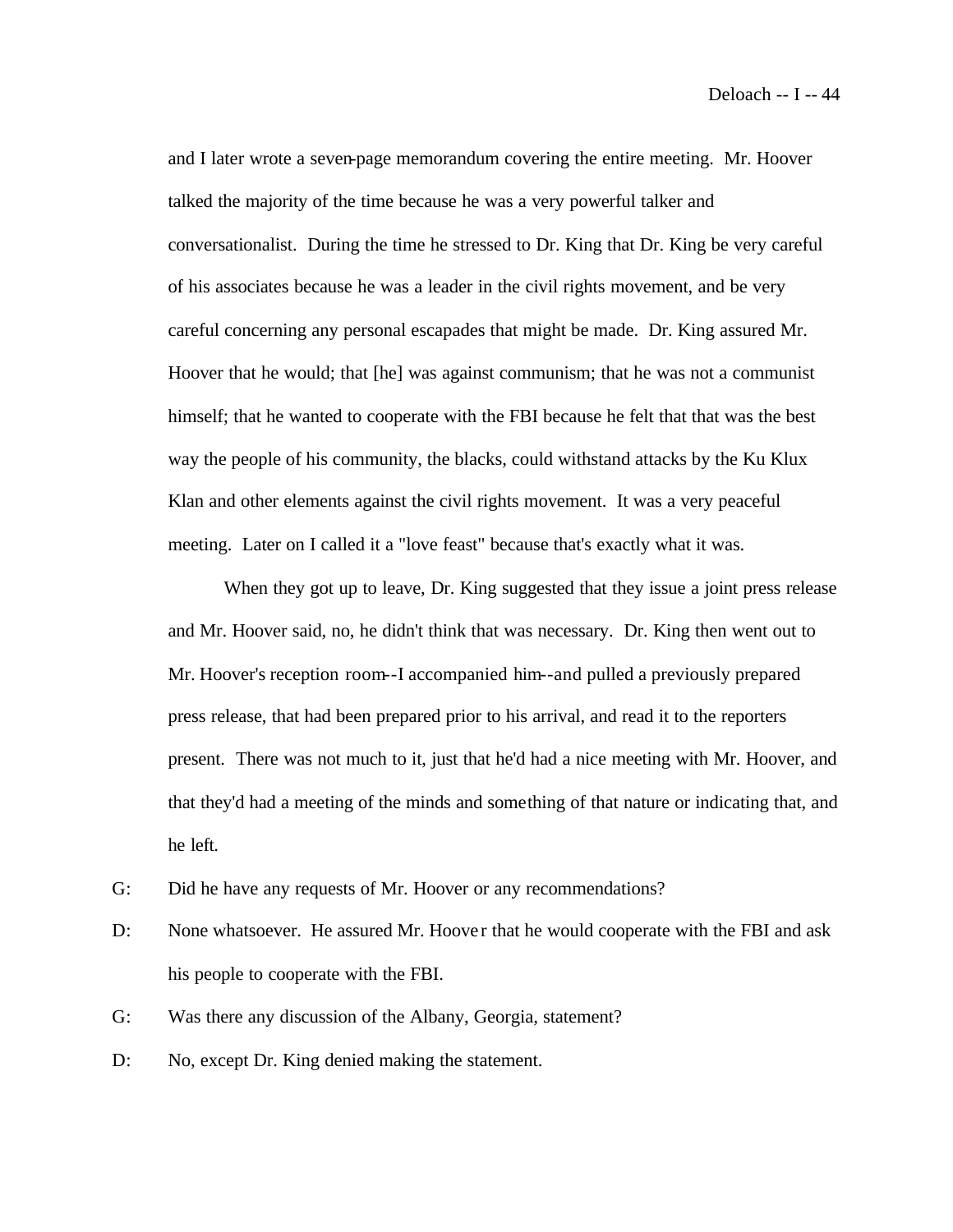and I later wrote a seven-page memorandum covering the entire meeting. Mr. Hoover talked the majority of the time because he was a very powerful talker and conversationalist. During the time he stressed to Dr. King that Dr. King be very careful of his associates because he was a leader in the civil rights movement, and be very careful concerning any personal escapades that might be made. Dr. King assured Mr. Hoover that he would; that [he] was against communism; that he was not a communist himself; that he wanted to cooperate with the FBI because he felt that that was the best way the people of his community, the blacks, could withstand attacks by the Ku Klux Klan and other elements against the civil rights movement. It was a very peaceful meeting. Later on I called it a "love feast" because that's exactly what it was.

When they got up to leave, Dr. King suggested that they issue a joint press release and Mr. Hoover said, no, he didn't think that was necessary. Dr. King then went out to Mr. Hoover's reception room--I accompanied him--and pulled a previously prepared press release, that had been prepared prior to his arrival, and read it to the reporters present. There was not much to it, just that he'd had a nice meeting with Mr. Hoover, and that they'd had a meeting of the minds and something of that nature or indicating that, and he left.

G: Did he have any requests of Mr. Hoover or any recommendations?

D: None whatsoever. He assured Mr. Hoover that he would cooperate with the FBI and ask his people to cooperate with the FBI.

G: Was there any discussion of the Albany, Georgia, statement?

D: No, except Dr. King denied making the statement.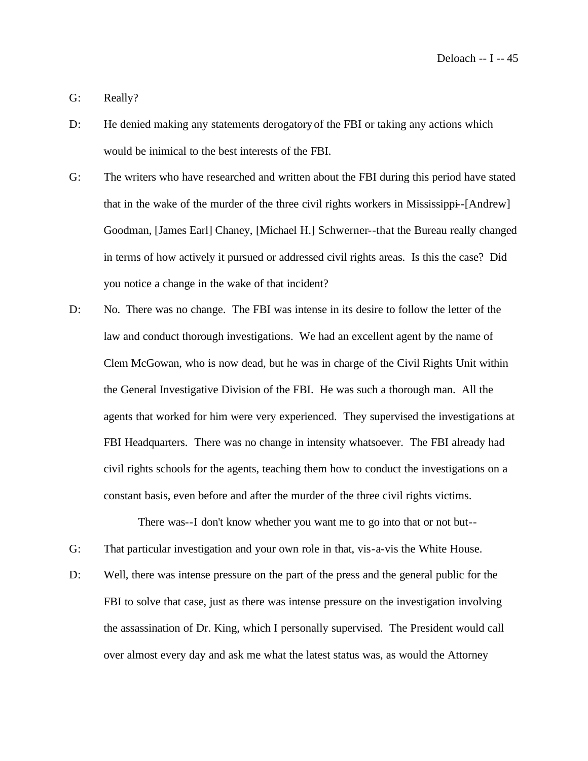G: Really?

D: He denied making any statements derogatory of the FBI or taking any actions which would be inimical to the best interests of the FBI.

G: The writers who have researched and written about the FBI during this period have stated that in the wake of the murder of the three civil rights workers in Mississippi--[Andrew] Goodman, [James Earl] Chaney, [Michael H.] Schwerner--that the Bureau really changed in terms of how actively it pursued or addressed civil rights areas. Is this the case? Did you notice a change in the wake of that incident?

D: No. There was no change. The FBI was intense in its desire to follow the letter of the law and conduct thorough investigations. We had an excellent agent by the name of Clem McGowan, who is now dead, but he was in charge of the Civil Rights Unit within the General Investigative Division of the FBI. He was such a thorough man. All the agents that worked for him were very experienced. They supervised the investigations at FBI Headquarters. There was no change in intensity whatsoever. The FBI already had civil rights schools for the agents, teaching them how to conduct the investigations on a constant basis, even before and after the murder of the three civil rights victims.

There was--I don't know whether you want me to go into that or not but--

G: That particular investigation and your own role in that, vis-a-vis the White House.

D: Well, there was intense pressure on the part of the press and the general public for the FBI to solve that case, just as there was intense pressure on the investigation involving the assassination of Dr. King, which I personally supervised. The President would call over almost every day and ask me what the latest status was, as would the Attorney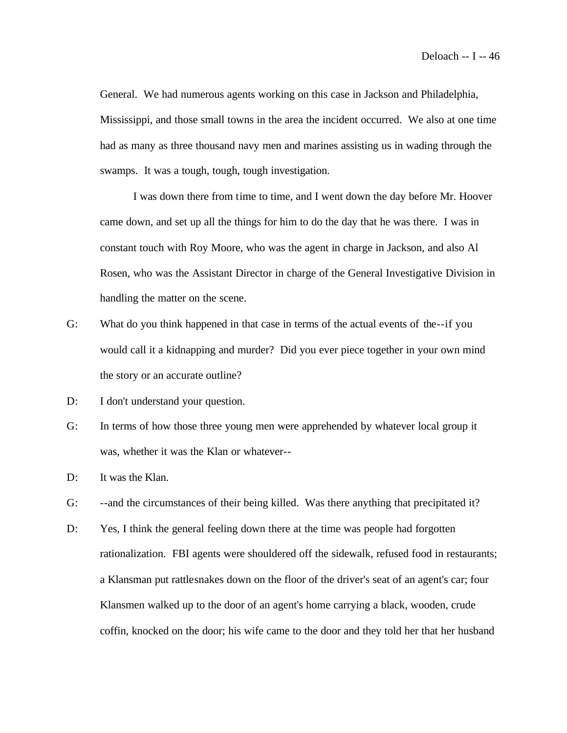General. We had numerous agents working on this case in Jackson and Philadelphia, Mississippi, and those small towns in the area the incident occurred. We also at one time had as many as three thousand navy men and marines assisting us in wading through the swamps. It was a tough, tough, tough investigation.

I was down there from time to time, and I went down the day before Mr. Hoover came down, and set up all the things for him to do the day that he was there. I was in constant touch with Roy Moore, who was the agent in charge in Jackson, and also Al Rosen, who was the Assistant Director in charge of the General Investigative Division in handling the matter on the scene.

G: What do you think happened in that case in terms of the actual events of the--if you would call it a kidnapping and murder? Did you ever piece together in your own mind the story or an accurate outline?

D: I don't understand your question.

G: In terms of how those three young men were apprehended by whatever local group it was, whether it was the Klan or whatever--

D: It was the Klan.

G: --and the circumstances of their being killed. Was there anything that precipitated it?

D: Yes, I think the general feeling down there at the time was people had forgotten rationalization. FBI agents were shouldered off the sidewalk, refused food in restaurants; a Klansman put rattlesnakes down on the floor of the driver's seat of an agent's car; four Klansmen walked up to the door of an agent's home carrying a black, wooden, crude coffin, knocked on the door; his wife came to the door and they told her that her husband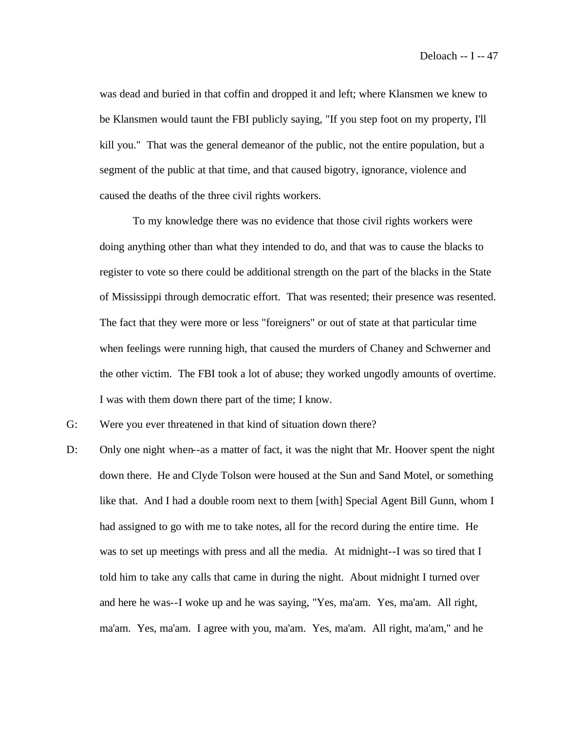was dead and buried in that coffin and dropped it and left; where Klansmen we knew to be Klansmen would taunt the FBI publicly saying, "If you step foot on my property, I'll kill you." That was the general demeanor of the public, not the entire population, but a segment of the public at that time, and that caused bigotry, ignorance, violence and caused the deaths of the three civil rights workers.

To my knowledge there was no evidence that those civil rights workers were doing anything other than what they intended to do, and that was to cause the blacks to register to vote so there could be additional strength on the part of the blacks in the State of Mississippi through democratic effort. That was resented; their presence was resented. The fact that they were more or less "foreigners" or out of state at that particular time when feelings were running high, that caused the murders of Chaney and Schwerner and the other victim. The FBI took a lot of abuse; they worked ungodly amounts of overtime. I was with them down there part of the time; I know.

G: Were you ever threatened in that kind of situation down there?

D: Only one night when--as a matter of fact, it was the night that Mr. Hoover spent the night down there. He and Clyde Tolson were housed at the Sun and Sand Motel, or something like that. And I had a double room next to them [with] Special Agent Bill Gunn, whom I had assigned to go with me to take notes, all for the record during the entire time. He was to set up meetings with press and all the media. At midnight--I was so tired that I told him to take any calls that came in during the night. About midnight I turned over and here he was--I woke up and he was saying, "Yes, ma'am. Yes, ma'am. All right, ma'am. Yes, ma'am. I agree with you, ma'am. Yes, ma'am. All right, ma'am," and he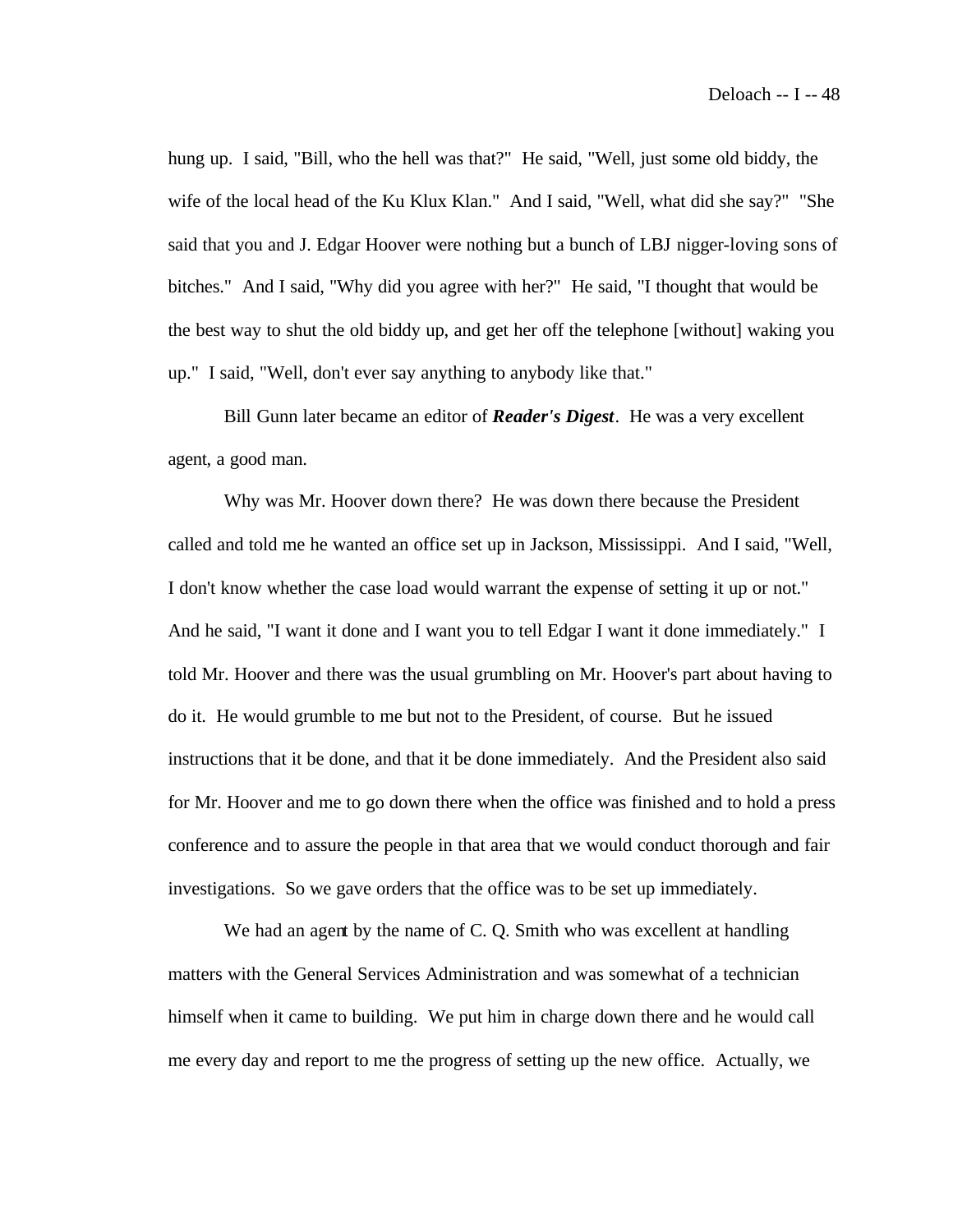hung up. I said, "Bill, who the hell was that?" He said, "Well, just some old biddy, the wife of the local head of the Ku Klux Klan." And I said, "Well, what did she say?" "She said that you and J. Edgar Hoover were nothing but a bunch of LBJ nigger-loving sons of bitches." And I said, "Why did you agree with her?" He said, "I thought that would be the best way to shut the old biddy up, and get her off the telephone [without] waking you up." I said, "Well, don't ever say anything to anybody like that."

Bill Gunn later became an editor of ***Reader's Digest***. He was a very excellent agent, a good man.

Why was Mr. Hoover down there? He was down there because the President called and told me he wanted an office set up in Jackson, Mississippi. And I said, "Well, I don't know whether the case load would warrant the expense of setting it up or not." And he said, "I want it done and I want you to tell Edgar I want it done immediately." I told Mr. Hoover and there was the usual grumbling on Mr. Hoover's part about having to do it. He would grumble to me but not to the President, of course. But he issued instructions that it be done, and that it be done immediately. And the President also said for Mr. Hoover and me to go down there when the office was finished and to hold a press conference and to assure the people in that area that we would conduct thorough and fair investigations. So we gave orders that the office was to be set up immediately.

We had an agent by the name of C. Q. Smith who was excellent at handling matters with the General Services Administration and was somewhat of a technician himself when it came to building. We put him in charge down there and he would call me every day and report to me the progress of setting up the new office. Actually, we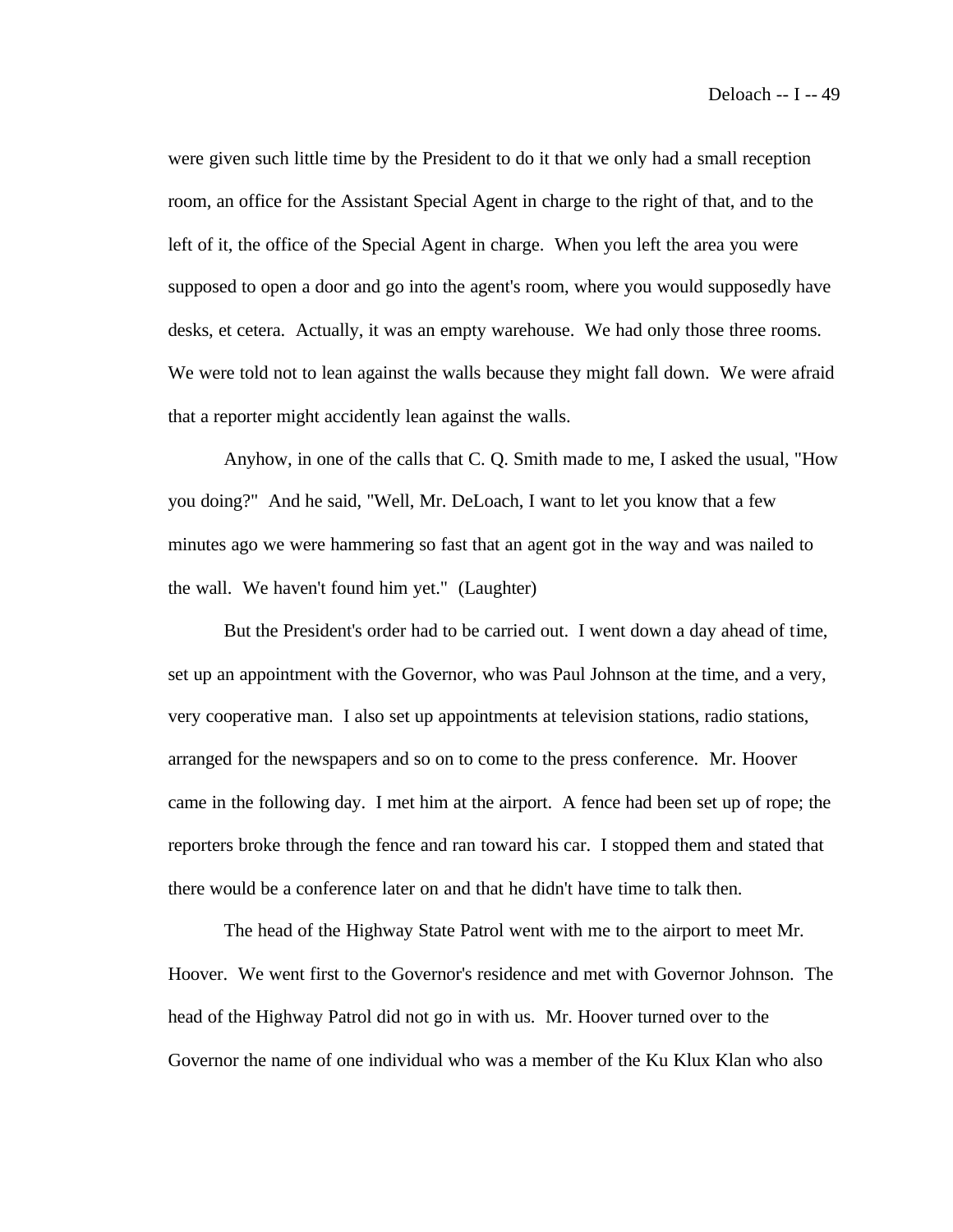were given such little time by the President to do it that we only had a small reception room, an office for the Assistant Special Agent in charge to the right of that, and to the left of it, the office of the Special Agent in charge. When you left the area you were supposed to open a door and go into the agent's room, where you would supposedly have desks, et cetera. Actually, it was an empty warehouse. We had only those three rooms. We were told not to lean against the walls because they might fall down. We were afraid that a reporter might accidently lean against the walls.

Anyhow, in one of the calls that C. Q. Smith made to me, I asked the usual, "How you doing?" And he said, "Well, Mr. DeLoach, I want to let you know that a few minutes ago we were hammering so fast that an agent got in the way and was nailed to the wall. We haven't found him yet." (Laughter)

But the President's order had to be carried out. I went down a day ahead of time, set up an appointment with the Governor, who was Paul Johnson at the time, and a very, very cooperative man. I also set up appointments at television stations, radio stations, arranged for the newspapers and so on to come to the press conference. Mr. Hoover came in the following day. I met him at the airport. A fence had been set up of rope; the reporters broke through the fence and ran toward his car. I stopped them and stated that there would be a conference later on and that he didn't have time to talk then.

The head of the Highway State Patrol went with me to the airport to meet Mr. Hoover. We went first to the Governor's residence and met with Governor Johnson. The head of the Highway Patrol did not go in with us. Mr. Hoover turned over to the Governor the name of one individual who was a member of the Ku Klux Klan who also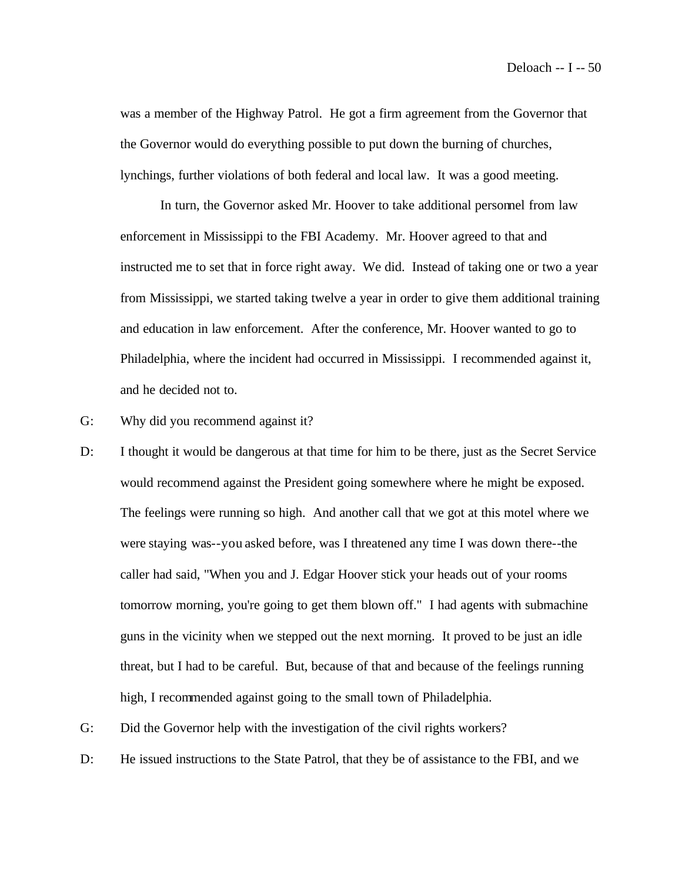was a member of the Highway Patrol. He got a firm agreement from the Governor that the Governor would do everything possible to put down the burning of churches, lynchings, further violations of both federal and local law. It was a good meeting.

In turn, the Governor asked Mr. Hoover to take additional personnel from law enforcement in Mississippi to the FBI Academy. Mr. Hoover agreed to that and instructed me to set that in force right away. We did. Instead of taking one or two a year from Mississippi, we started taking twelve a year in order to give them additional training and education in law enforcement. After the conference, Mr. Hoover wanted to go to Philadelphia, where the incident had occurred in Mississippi. I recommended against it, and he decided not to.

G: Why did you recommend against it?

D: I thought it would be dangerous at that time for him to be there, just as the Secret Service would recommend against the President going somewhere where he might be exposed. The feelings were running so high. And another call that we got at this motel where we were staying was--you asked before, was I threatened any time I was down there--the caller had said, "When you and J. Edgar Hoover stick your heads out of your rooms tomorrow morning, you're going to get them blown off." I had agents with submachine guns in the vicinity when we stepped out the next morning. It proved to be just an idle threat, but I had to be careful. But, because of that and because of the feelings running high, I recommended against going to the small town of Philadelphia.

G: Did the Governor help with the investigation of the civil rights workers?

D: He issued instructions to the State Patrol, that they be of assistance to the FBI, and we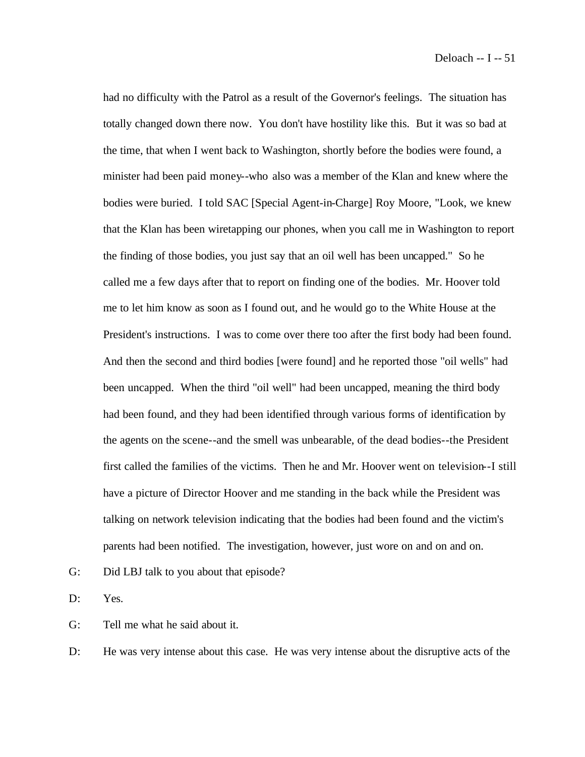had no difficulty with the Patrol as a result of the Governor's feelings. The situation has totally changed down there now. You don't have hostility like this. But it was so bad at the time, that when I went back to Washington, shortly before the bodies were found, a minister had been paid money--who also was a member of the Klan and knew where the bodies were buried. I told SAC [Special Agent-in-Charge] Roy Moore, "Look, we knew that the Klan has been wiretapping our phones, when you call me in Washington to report the finding of those bodies, you just say that an oil well has been uncapped." So he called me a few days after that to report on finding one of the bodies. Mr. Hoover told me to let him know as soon as I found out, and he would go to the White House at the President's instructions. I was to come over there too after the first body had been found. And then the second and third bodies [were found] and he reported those "oil wells" had been uncapped. When the third "oil well" had been uncapped, meaning the third body had been found, and they had been identified through various forms of identification by the agents on the scene--and the smell was unbearable, of the dead bodies--the President first called the families of the victims. Then he and Mr. Hoover went on television--I still have a picture of Director Hoover and me standing in the back while the President was talking on network television indicating that the bodies had been found and the victim's parents had been notified. The investigation, however, just wore on and on and on.

G: Did LBJ talk to you about that episode?

D: Yes.

G: Tell me what he said about it.

D: He was very intense about this case. He was very intense about the disruptive acts of the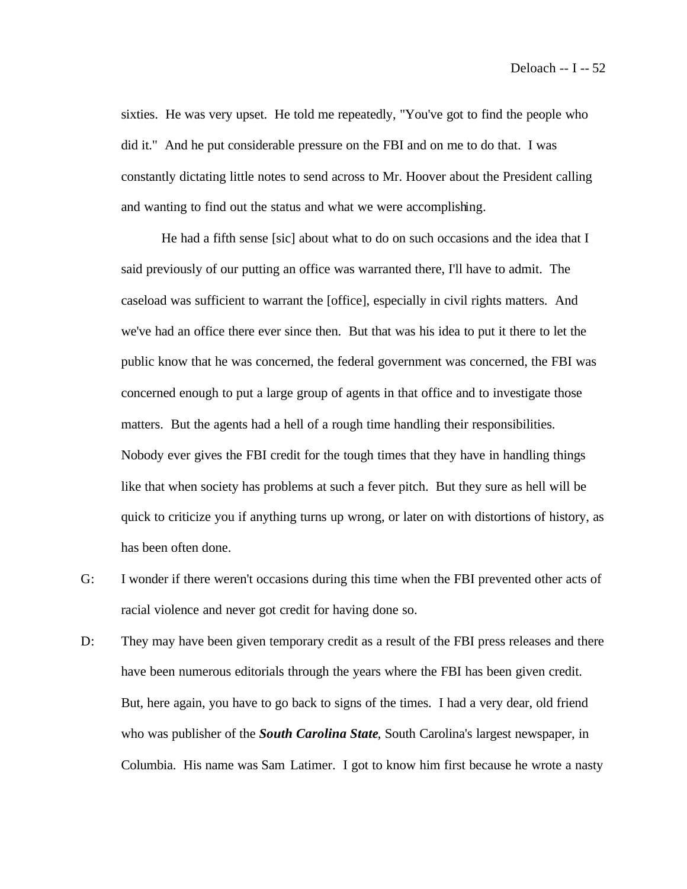sixties. He was very upset. He told me repeatedly, "You've got to find the people who did it." And he put considerable pressure on the FBI and on me to do that. I was constantly dictating little notes to send across to Mr. Hoover about the President calling and wanting to find out the status and what we were accomplishing.

He had a fifth sense [sic] about what to do on such occasions and the idea that I said previously of our putting an office was warranted there, I'll have to admit. The caseload was sufficient to warrant the [office], especially in civil rights matters. And we've had an office there ever since then. But that was his idea to put it there to let the public know that he was concerned, the federal government was concerned, the FBI was concerned enough to put a large group of agents in that office and to investigate those matters. But the agents had a hell of a rough time handling their responsibilities. Nobody ever gives the FBI credit for the tough times that they have in handling things like that when society has problems at such a fever pitch. But they sure as hell will be quick to criticize you if anything turns up wrong, or later on with distortions of history, as has been often done.

G: I wonder if there weren't occasions during this time when the FBI prevented other acts of racial violence and never got credit for having done so.

D: They may have been given temporary credit as a result of the FBI press releases and there have been numerous editorials through the years where the FBI has been given credit. But, here again, you have to go back to signs of the times. I had a very dear, old friend who was publisher of the ***South Carolina State***, South Carolina's largest newspaper, in Columbia. His name was Sam Latimer. I got to know him first because he wrote a nasty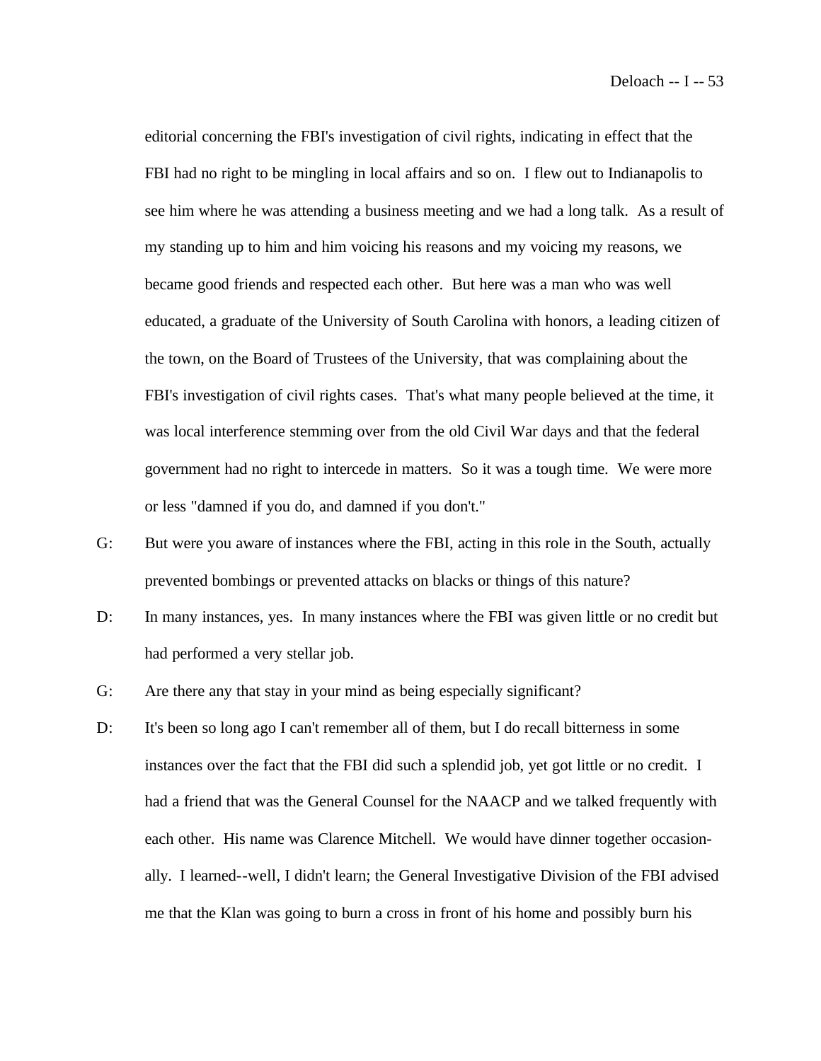editorial concerning the FBI's investigation of civil rights, indicating in effect that the FBI had no right to be mingling in local affairs and so on. I flew out to Indianapolis to see him where he was attending a business meeting and we had a long talk. As a result of my standing up to him and him voicing his reasons and my voicing my reasons, we became good friends and respected each other. But here was a man who was well educated, a graduate of the University of South Carolina with honors, a leading citizen of the town, on the Board of Trustees of the University, that was complaining about the FBI's investigation of civil rights cases. That's what many people believed at the time, it was local interference stemming over from the old Civil War days and that the federal government had no right to intercede in matters. So it was a tough time. We were more or less "damned if you do, and damned if you don't."

G: But were you aware of instances where the FBI, acting in this role in the South, actually prevented bombings or prevented attacks on blacks or things of this nature?

D: In many instances, yes. In many instances where the FBI was given little or no credit but had performed a very stellar job.

G: Are there any that stay in your mind as being especially significant?

D: It's been so long ago I can't remember all of them, but I do recall bitterness in some instances over the fact that the FBI did such a splendid job, yet got little or no credit. I had a friend that was the General Counsel for the NAACP and we talked frequently with each other. His name was Clarence Mitchell. We would have dinner together occasionally. I learned--well, I didn't learn; the General Investigative Division of the FBI advised me that the Klan was going to burn a cross in front of his home and possibly burn his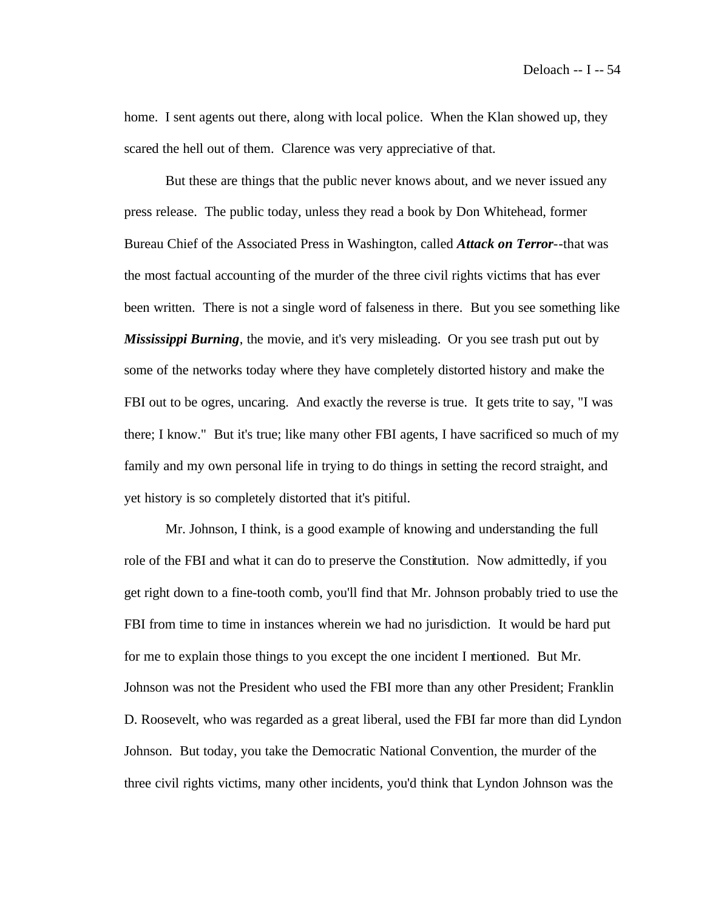home. I sent agents out there, along with local police. When the Klan showed up, they scared the hell out of them. Clarence was very appreciative of that.

But these are things that the public never knows about, and we never issued any press release. The public today, unless they read a book by Don Whitehead, former Bureau Chief of the Associated Press in Washington, called ***Attack on Terror***--that was the most factual accounting of the murder of the three civil rights victims that has ever been written. There is not a single word of falseness in there. But you see something like ***Mississippi Burning***, the movie, and it's very misleading. Or you see trash put out by some of the networks today where they have completely distorted history and make the FBI out to be ogres, uncaring. And exactly the reverse is true. It gets trite to say, "I was there; I know." But it's true; like many other FBI agents, I have sacrificed so much of my family and my own personal life in trying to do things in setting the record straight, and yet history is so completely distorted that it's pitiful.

Mr. Johnson, I think, is a good example of knowing and understanding the full role of the FBI and what it can do to preserve the Constitution. Now admittedly, if you get right down to a fine-tooth comb, you'll find that Mr. Johnson probably tried to use the FBI from time to time in instances wherein we had no jurisdiction. It would be hard put for me to explain those things to you except the one incident I mentioned. But Mr. Johnson was not the President who used the FBI more than any other President; Franklin D. Roosevelt, who was regarded as a great liberal, used the FBI far more than did Lyndon Johnson. But today, you take the Democratic National Convention, the murder of the three civil rights victims, many other incidents, you'd think that Lyndon Johnson was the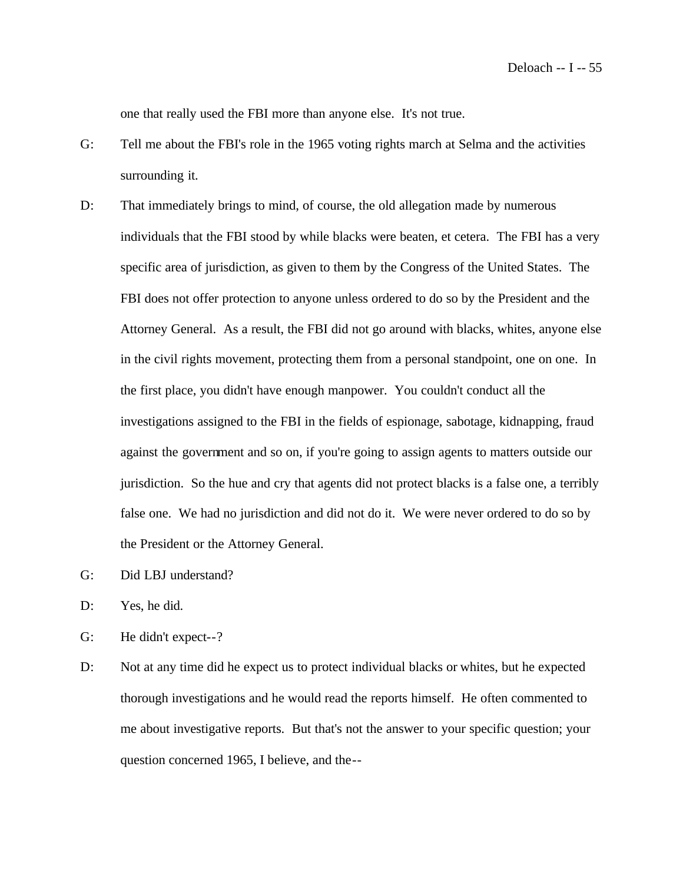one that really used the FBI more than anyone else. It's not true.

G: Tell me about the FBI's role in the 1965 voting rights march at Selma and the activities surrounding it.

D: That immediately brings to mind, of course, the old allegation made by numerous individuals that the FBI stood by while blacks were beaten, et cetera. The FBI has a very specific area of jurisdiction, as given to them by the Congress of the United States. The FBI does not offer protection to anyone unless ordered to do so by the President and the Attorney General. As a result, the FBI did not go around with blacks, whites, anyone else in the civil rights movement, protecting them from a personal standpoint, one on one. In the first place, you didn't have enough manpower. You couldn't conduct all the investigations assigned to the FBI in the fields of espionage, sabotage, kidnapping, fraud against the government and so on, if you're going to assign agents to matters outside our jurisdiction. So the hue and cry that agents did not protect blacks is a false one, a terribly false one. We had no jurisdiction and did not do it. We were never ordered to do so by the President or the Attorney General.

G: Did LBJ understand?

D: Yes, he did.

G: He didn't expect--?

D: Not at any time did he expect us to protect individual blacks or whites, but he expected thorough investigations and he would read the reports himself. He often commented to me about investigative reports. But that's not the answer to your specific question; your question concerned 1965, I believe, and the--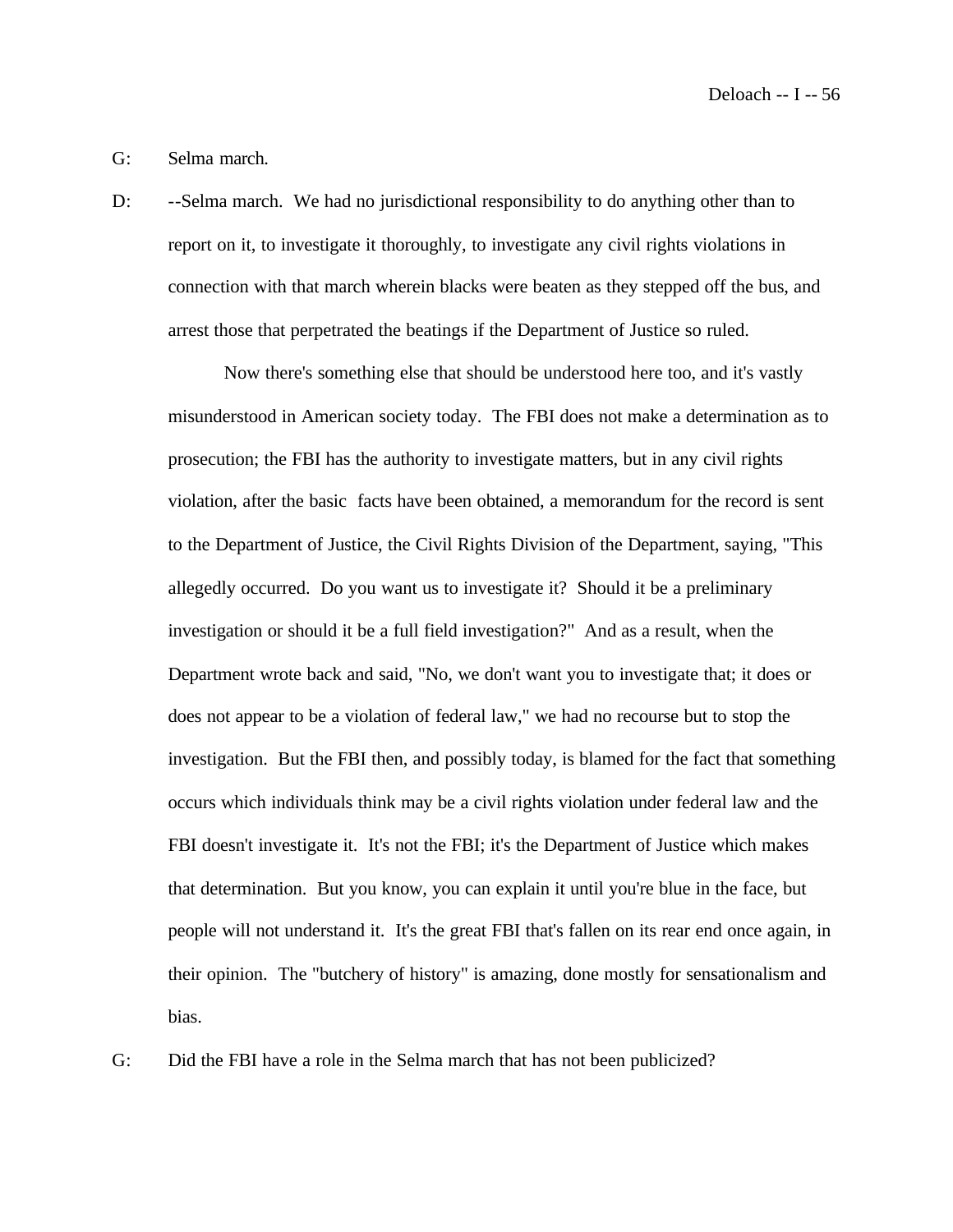G: Selma march.

D: --Selma march. We had no jurisdictional responsibility to do anything other than to report on it, to investigate it thoroughly, to investigate any civil rights violations in connection with that march wherein blacks were beaten as they stepped off the bus, and arrest those that perpetrated the beatings if the Department of Justice so ruled.

Now there's something else that should be understood here too, and it's vastly misunderstood in American society today. The FBI does not make a determination as to prosecution; the FBI has the authority to investigate matters, but in any civil rights violation, after the basic facts have been obtained, a memorandum for the record is sent to the Department of Justice, the Civil Rights Division of the Department, saying, "This allegedly occurred. Do you want us to investigate it? Should it be a preliminary investigation or should it be a full field investigation?" And as a result, when the Department wrote back and said, "No, we don't want you to investigate that; it does or does not appear to be a violation of federal law," we had no recourse but to stop the investigation. But the FBI then, and possibly today, is blamed for the fact that something occurs which individuals think may be a civil rights violation under federal law and the FBI doesn't investigate it. It's not the FBI; it's the Department of Justice which makes that determination. But you know, you can explain it until you're blue in the face, but people will not understand it. It's the great FBI that's fallen on its rear end once again, in their opinion. The "butchery of history" is amazing, done mostly for sensationalism and bias.

G: Did the FBI have a role in the Selma march that has not been publicized?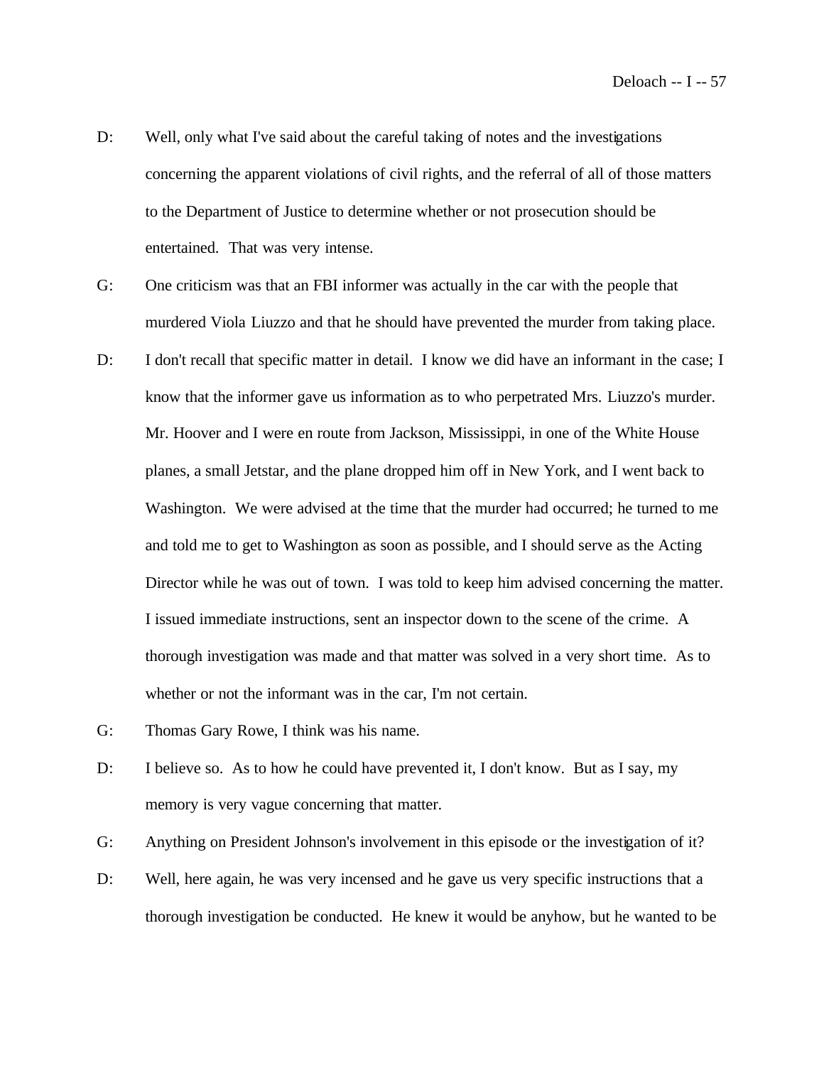D: Well, only what I've said about the careful taking of notes and the investigations concerning the apparent violations of civil rights, and the referral of all of those matters to the Department of Justice to determine whether or not prosecution should be entertained. That was very intense.

G: One criticism was that an FBI informer was actually in the car with the people that murdered Viola Liuzzo and that he should have prevented the murder from taking place.

D: I don't recall that specific matter in detail. I know we did have an informant in the case; I know that the informer gave us information as to who perpetrated Mrs. Liuzzo's murder. Mr. Hoover and I were en route from Jackson, Mississippi, in one of the White House planes, a small Jetstar, and the plane dropped him off in New York, and I went back to Washington. We were advised at the time that the murder had occurred; he turned to me and told me to get to Washington as soon as possible, and I should serve as the Acting Director while he was out of town. I was told to keep him advised concerning the matter. I issued immediate instructions, sent an inspector down to the scene of the crime. A thorough investigation was made and that matter was solved in a very short time. As to whether or not the informant was in the car, I'm not certain.

G: Thomas Gary Rowe, I think was his name.

D: I believe so. As to how he could have prevented it, I don't know. But as I say, my memory is very vague concerning that matter.

G: Anything on President Johnson's involvement in this episode or the investigation of it?

D: Well, here again, he was very incensed and he gave us very specific instructions that a thorough investigation be conducted. He knew it would be anyhow, but he wanted to be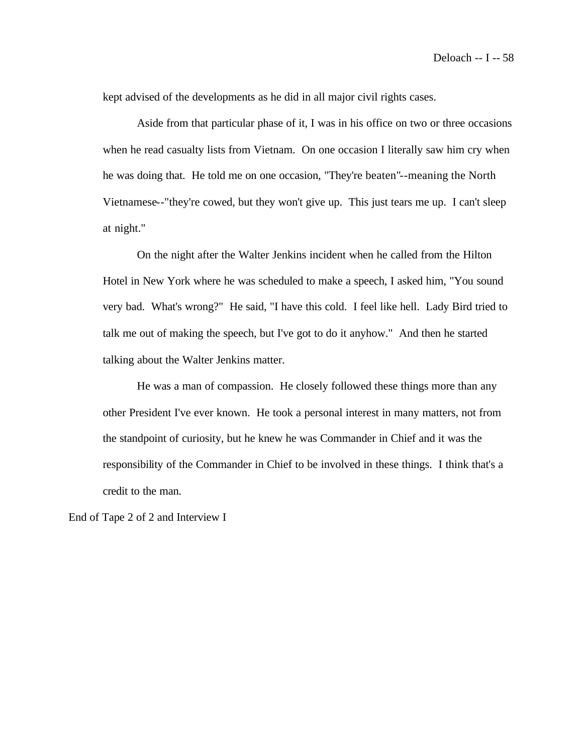kept advised of the developments as he did in all major civil rights cases.

Aside from that particular phase of it, I was in his office on two or three occasions when he read casualty lists from Vietnam. On one occasion I literally saw him cry when he was doing that. He told me on one occasion, "They're beaten"--meaning the North Vietnamese--"they're cowed, but they won't give up. This just tears me up. I can't sleep at night."

On the night after the Walter Jenkins incident when he called from the Hilton Hotel in New York where he was scheduled to make a speech, I asked him, "You sound very bad. What's wrong?" He said, "I have this cold. I feel like hell. Lady Bird tried to talk me out of making the speech, but I've got to do it anyhow." And then he started talking about the Walter Jenkins matter.

He was a man of compassion. He closely followed these things more than any other President I've ever known. He took a personal interest in many matters, not from the standpoint of curiosity, but he knew he was Commander in Chief and it was the responsibility of the Commander in Chief to be involved in these things. I think that's a credit to the man.

End of Tape 2 of 2 and Interview I